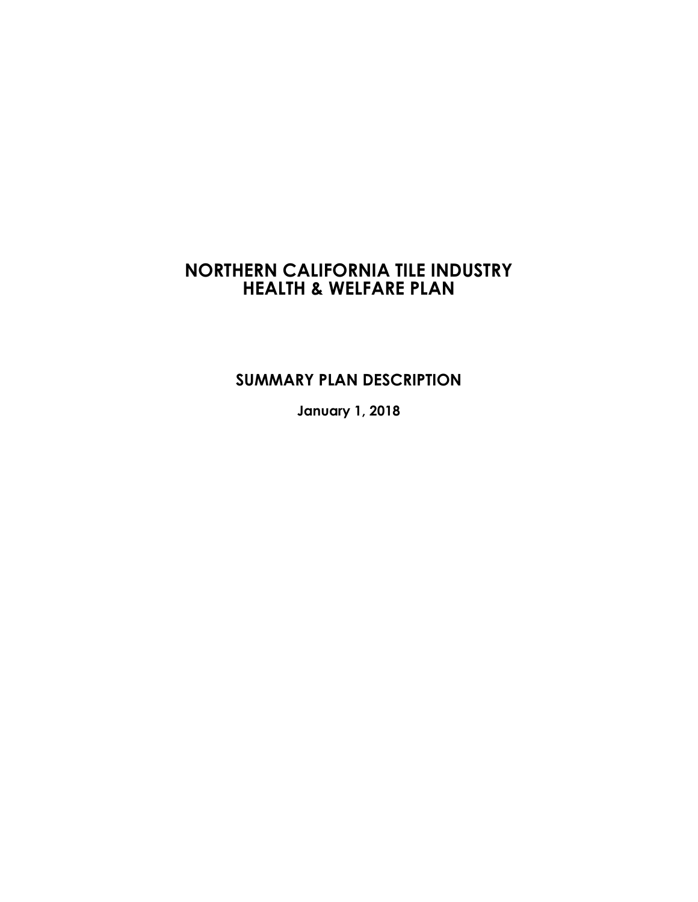# NORTHERN CALIFORNIA TILE INDUSTRY HEALTH & WELFARE PLAN

## SUMMARY PLAN DESCRIPTION

**January 1, 2018**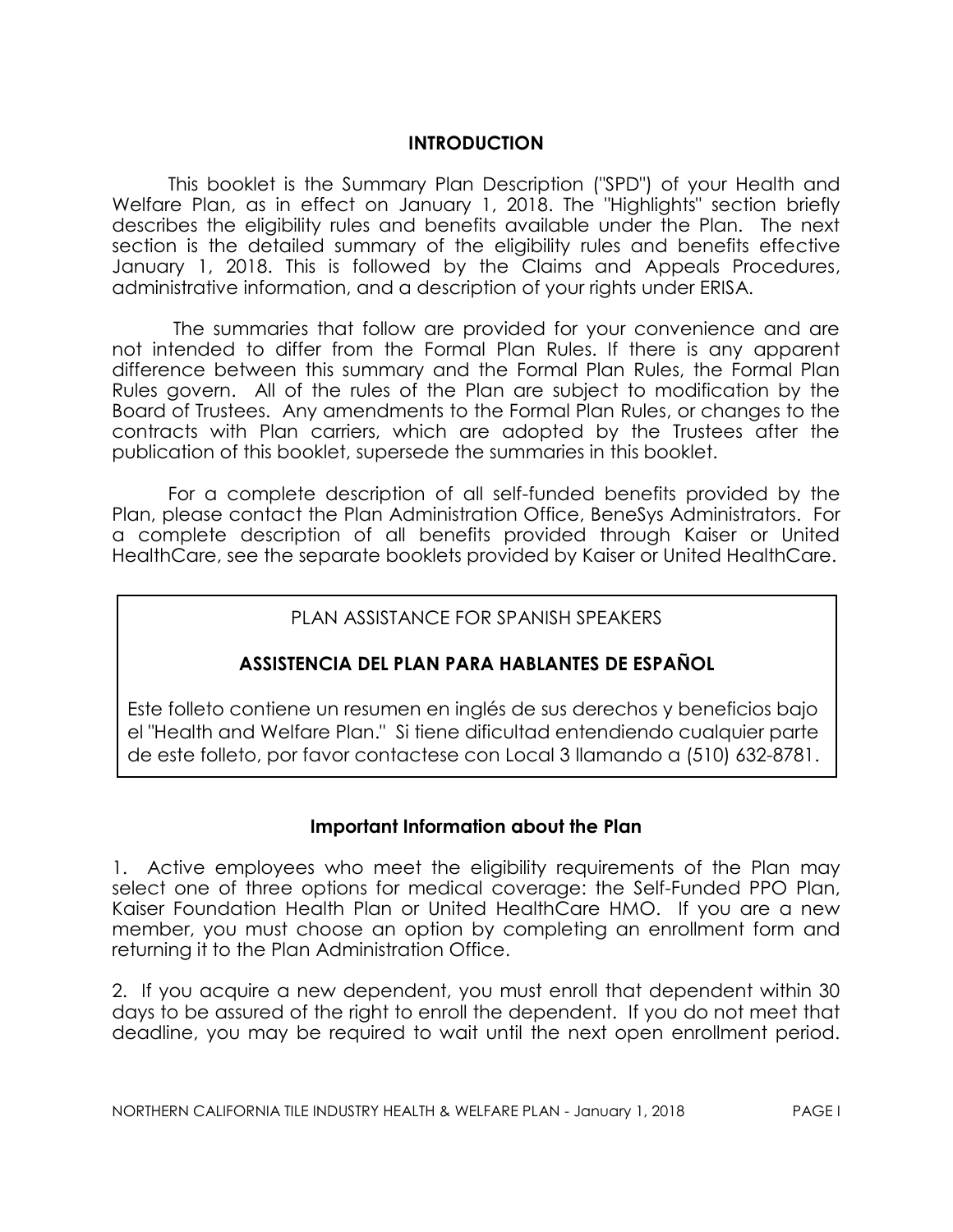## INTRODUCTION

This booklet is the Summary Plan Description ("SPD") of your Health and Welfare Plan, as in effect on January 1, 2018. The "Highlights" section briefly describes the eligibility rules and benefits available under the Plan. The next section is the detailed summary of the eligibility rules and benefits effective January 1, 2018. This is followed by the Claims and Appeals Procedures, administrative information, and a description of your rights under ERISA.

The summaries that follow are provided for your convenience and are not intended to differ from the Formal Plan Rules. If there is any apparent difference between this summary and the Formal Plan Rules, the Formal Plan Rules govern. All of the rules of the Plan are subject to modification by the Board of Trustees. Any amendments to the Formal Plan Rules, or changes to the contracts with Plan carriers, which are adopted by the Trustees after the publication of this booklet, supersede the summaries in this booklet.

For a complete description of all self-funded benefits provided by the Plan, please contact the Plan Administration Office, BeneSys Administrators. For a complete description of all benefits provided through Kaiser or United HealthCare, see the separate booklets provided by Kaiser or United HealthCare.

PLAN ASSISTANCE FOR SPANISH SPEAKERS

**ASSISTENCIA DEL PLAN PARA HABLANTES DE ESPAÑOL**

Este folleto contiene un resumen en inglés de sus derechos y beneficios bajo el "Health and Welfare Plan." Si tiene dificultad entendiendo cualquier parte de este folleto, por favor contactese con Local 3 llamando a (510) 632-8781.

### Important Information about the Plan

1. Active employees who meet the eligibility requirements of the Plan may select one of three options for medical coverage: the Self-Funded PPO Plan, Kaiser Foundation Health Plan or United HealthCare HMO. If you are a new member, you must choose an option by completing an enrollment form and returning it to the Plan Administration Office.

2. If you acquire a new dependent, you must enroll that dependent within 30 days to be assured of the right to enroll the dependent. If you do not meet that deadline, you may be required to wait until the next open enrollment period.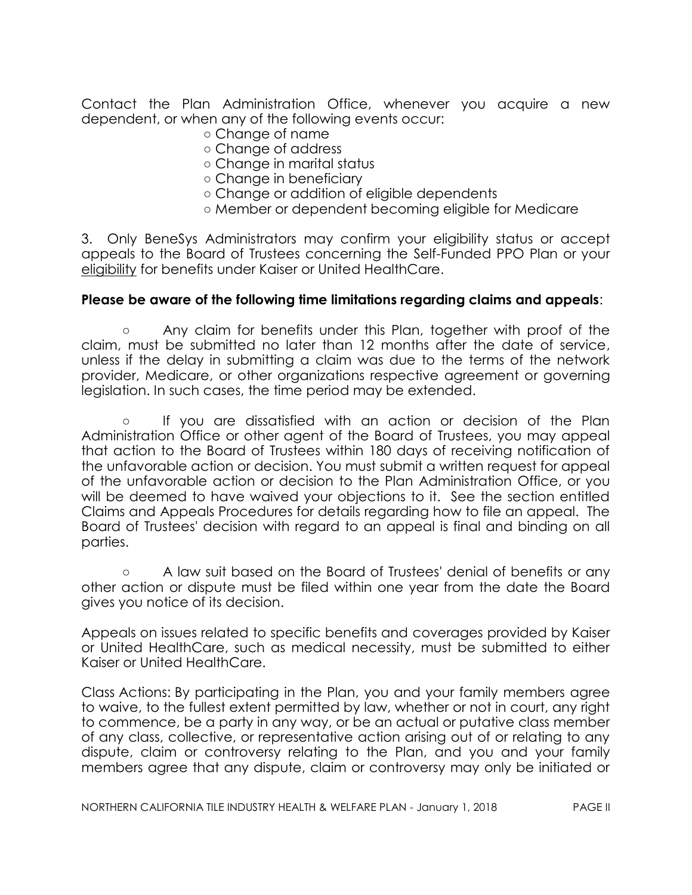Contact the Plan Administration Office, whenever you acquire a new dependent, or when any of the following events occur:

- Change of name
- Change of address
- Change in marital status
- Change in beneficiary
- Change or addition of eligible dependents
- Member or dependent becoming eligible for Medicare

3. Only BeneSys Administrators may confirm your eligibility status or accept appeals to the Board of Trustees concerning the Self-Funded PPO Plan or your eligibility for benefits under Kaiser or United HealthCare.

**Please be aware of the following time limitations regarding claims and appeals**:

- Any claim for benefits under this Plan, together with proof of the claim, must be submitted no later than 12 months after the date of service, unless if the delay in submitting a claim was due to the terms of the network provider, Medicare, or other organizations respective agreement or governing legislation. In such cases, the time period may be extended.

- If you are dissatisfied with an action or decision of the Plan Administration Office or other agent of the Board of Trustees, you may appeal that action to the Board of Trustees within 180 days of receiving notification of the unfavorable action or decision. You must submit a written request for appeal of the unfavorable action or decision to the Plan Administration Office, or you will be deemed to have waived your objections to it. See the section entitled Claims and Appeals Procedures for details regarding how to file an appeal. The Board of Trustees' decision with regard to an appeal is final and binding on all parties.

- A law suit based on the Board of Trustees' denial of benefits or any other action or dispute must be filed within one year from the date the Board gives you notice of its decision.

Appeals on issues related to specific benefits and coverages provided by Kaiser or United HealthCare, such as medical necessity, must be submitted to either Kaiser or United HealthCare.

Class Actions: By participating in the Plan, you and your family members agree to waive, to the fullest extent permitted by law, whether or not in court, any right to commence, be a party in any way, or be an actual or putative class member of any class, collective, or representative action arising out of or relating to any dispute, claim or controversy relating to the Plan, and you and your family members agree that any dispute, claim or controversy may only be initiated or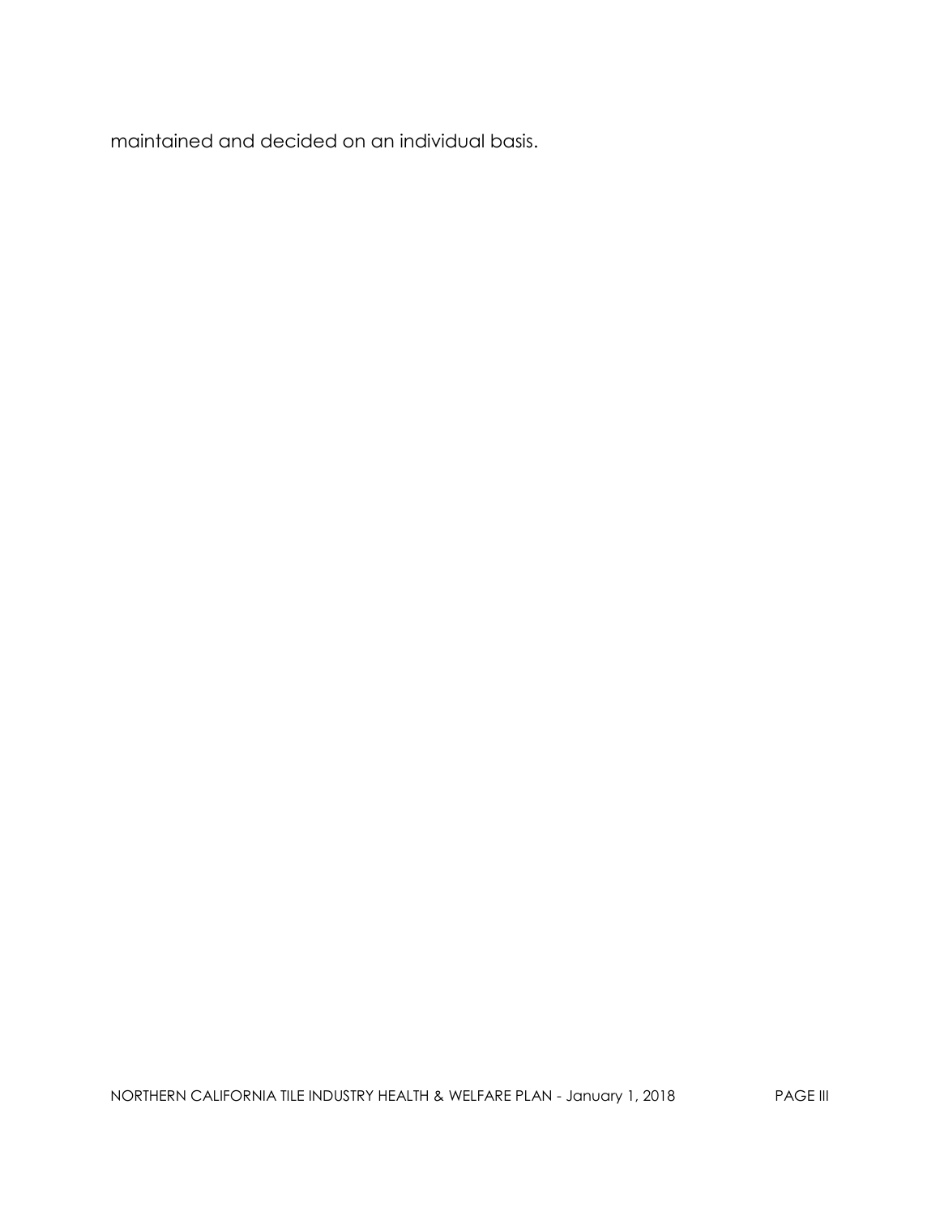maintained and decided on an individual basis.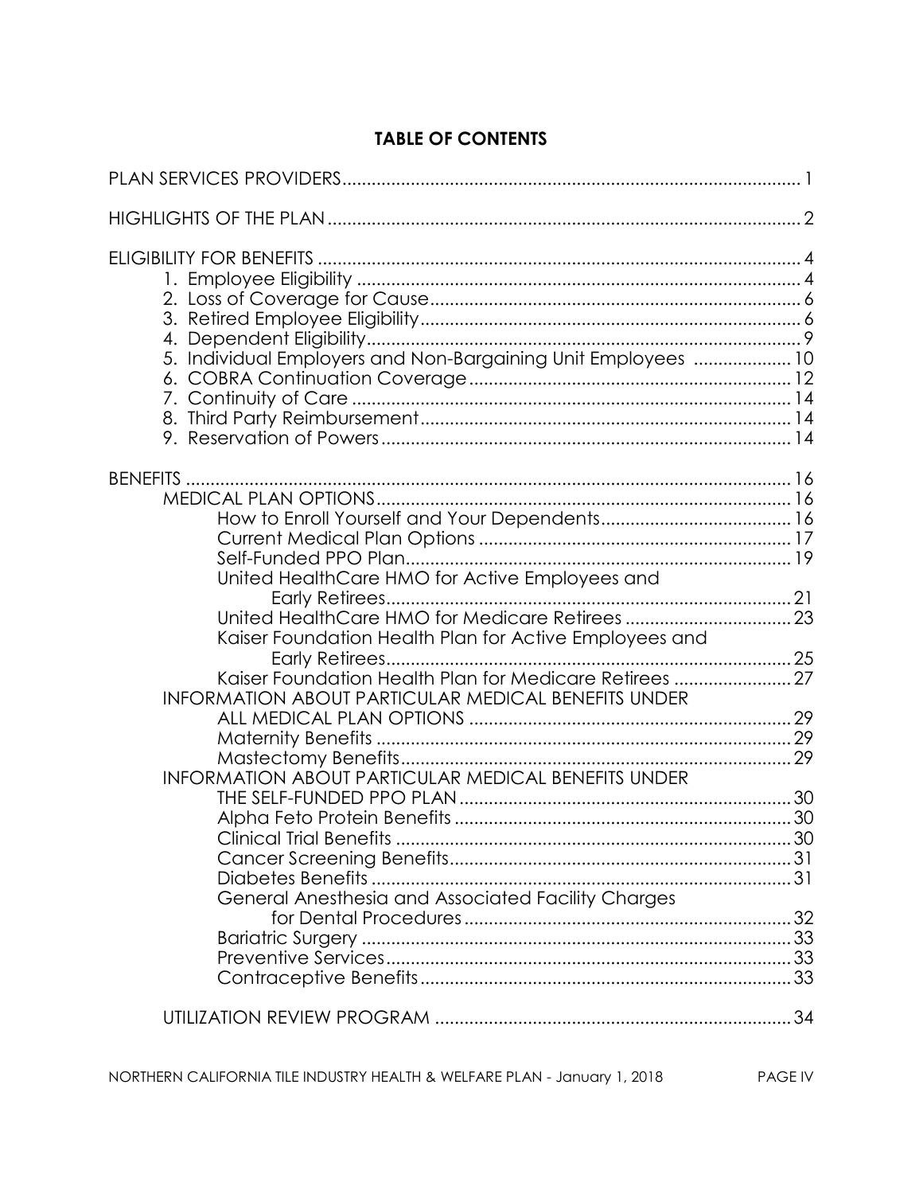## TABLE OF CONTENTS

PLAN SERVICES PROVIDERS ............................................................................................. 1

HIGHLIGHTS OF THE PLAN ................................................................................................ 2

ELIGIBILITY FOR BENEFITS .................................................................................................. 4
- 1. Employee Eligibility ......................................................................................... 4
- 2. Loss of Coverage for Cause ........................................................................... 6
- 3. Retired Employee Eligibility ............................................................................. 6
- 4. Dependent Eligibility ........................................................................................ 9
- 5. Individual Employers and Non-Bargaining Unit Employees .................... 10
- 6. COBRA Continuation Coverage ................................................................. 12
- 7. Continuity of Care ......................................................................................... 14
- 8. Third Party Reimbursement ........................................................................... 14
- 9. Reservation of Powers ................................................................................... 14

BENEFITS .......................................................................................................................... 16
- MEDICAL PLAN OPTIONS .................................................................................... 16
  - How to Enroll Yourself and Your Dependents ....................................... 16
  - Current Medical Plan Options ............................................................... 17
  - Self-Funded PPO Plan .............................................................................. 19
  - United HealthCare HMO for Active Employees and Early Retirees .................................................................................. 21
  - United HealthCare HMO for Medicare Retirees .................................. 23
  - Kaiser Foundation Health Plan for Active Employees and Early Retirees .................................................................................. 25
  - Kaiser Foundation Health Plan for Medicare Retirees ........................ 27
- INFORMATION ABOUT PARTICULAR MEDICAL BENEFITS UNDER ALL MEDICAL PLAN OPTIONS .................................................................. 29
  - Maternity Benefits ..................................................................................... 29
  - Mastectomy Benefits ............................................................................... 29
- INFORMATION ABOUT PARTICULAR MEDICAL BENEFITS UNDER THE SELF-FUNDED PPO PLAN .................................................................... 30
  - Alpha Feto Protein Benefits ..................................................................... 30
  - Clinical Trial Benefits ................................................................................. 30
  - Cancer Screening Benefits ...................................................................... 31
  - Diabetes Benefits ...................................................................................... 31
  - General Anesthesia and Associated Facility Charges for Dental Procedures .................................................................. 32
  - Bariatric Surgery ........................................................................................ 33
  - Preventive Services .................................................................................. 33
  - Contraceptive Benefits ............................................................................ 33
- UTILIZATION REVIEW PROGRAM ......................................................................... 34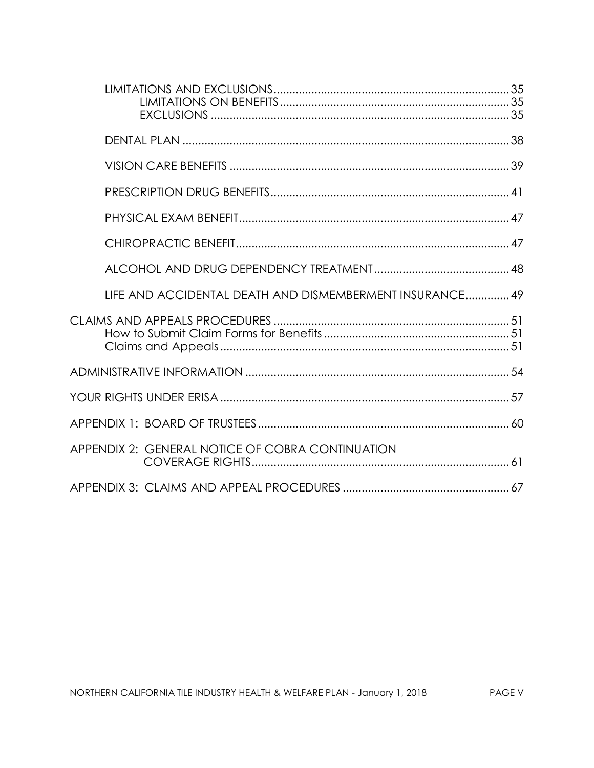- LIMITATIONS AND EXCLUSIONS .......... 35
  - LIMITATIONS ON BENEFITS .......... 35
  - EXCLUSIONS .......... 35
- DENTAL PLAN .......... 38
- VISION CARE BENEFITS .......... 39
- PRESCRIPTION DRUG BENEFITS .......... 41
- PHYSICAL EXAM BENEFIT .......... 47
- CHIROPRACTIC BENEFIT .......... 47
- ALCOHOL AND DRUG DEPENDENCY TREATMENT .......... 48
- LIFE AND ACCIDENTAL DEATH AND DISMEMBERMENT INSURANCE .......... 49

CLAIMS AND APPEALS PROCEDURES .......... 51
- How to Submit Claim Forms for Benefits .......... 51
- Claims and Appeals .......... 51

ADMINISTRATIVE INFORMATION .......... 54

YOUR RIGHTS UNDER ERISA .......... 57

APPENDIX 1: BOARD OF TRUSTEES .......... 60

APPENDIX 2: GENERAL NOTICE OF COBRA CONTINUATION COVERAGE RIGHTS .......... 61

APPENDIX 3: CLAIMS AND APPEAL PROCEDURES .......... 67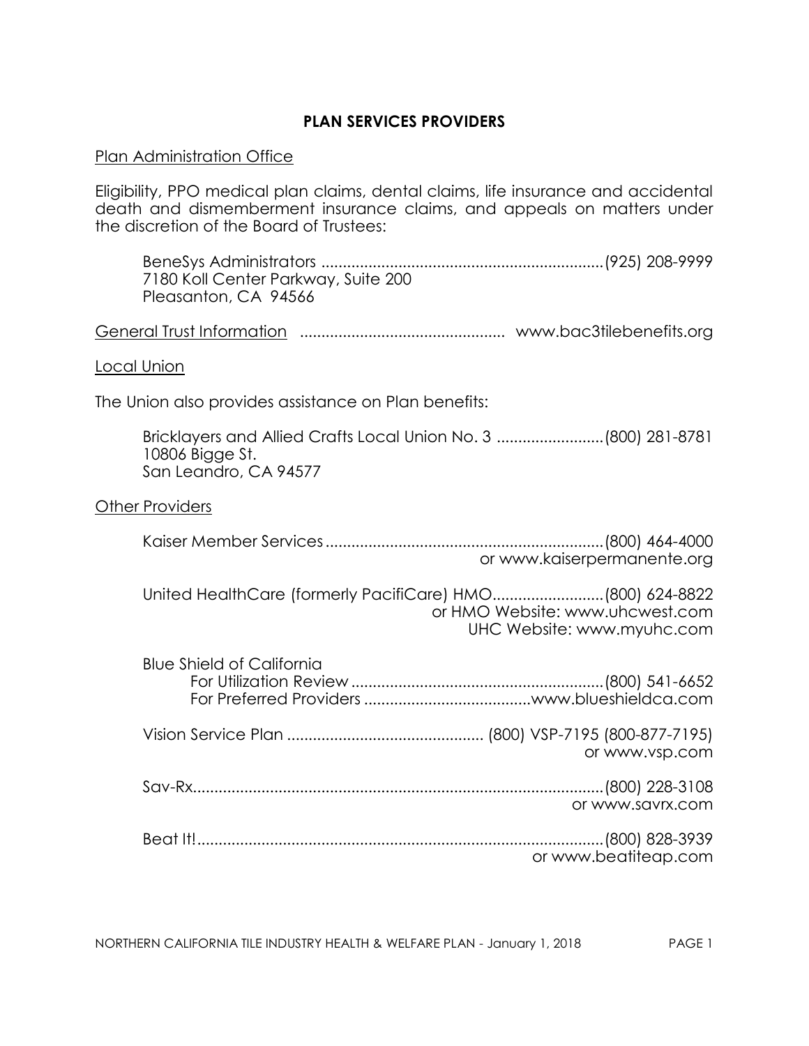## PLAN SERVICES PROVIDERS

Plan Administration Office

Eligibility, PPO medical plan claims, dental claims, life insurance and accidental death and dismemberment insurance claims, and appeals on matters under the discretion of the Board of Trustees:

BeneSys Administrators ................................................................(925) 208-9999
7180 Koll Center Parkway, Suite 200
Pleasanton, CA 94566

General Trust Information ............................................... www.bac3tilebenefits.org

Local Union

The Union also provides assistance on Plan benefits:

Bricklayers and Allied Crafts Local Union No. 3 .........................(800) 281-8781
10806 Bigge St.
San Leandro, CA 94577

Other Providers

Kaiser Member Services................................................................(800) 464-4000
or www.kaiserpermanente.org

United HealthCare (formerly PacifiCare) HMO..........................(800) 624-8822
or HMO Website: www.uhcwest.com
UHC Website: www.myuhc.com

Blue Shield of California
For Utilization Review ...........................................................(800) 541-6652
For Preferred Providers ......................................www.blueshieldca.com

Vision Service Plan ............................................. (800) VSP-7195 (800-877-7195)
or www.vsp.com

Sav-Rx.............................................................................................(800) 228-3108
or www.savrx.com

Beat It!.............................................................................................(800) 828-3939
or www.beatiteap.com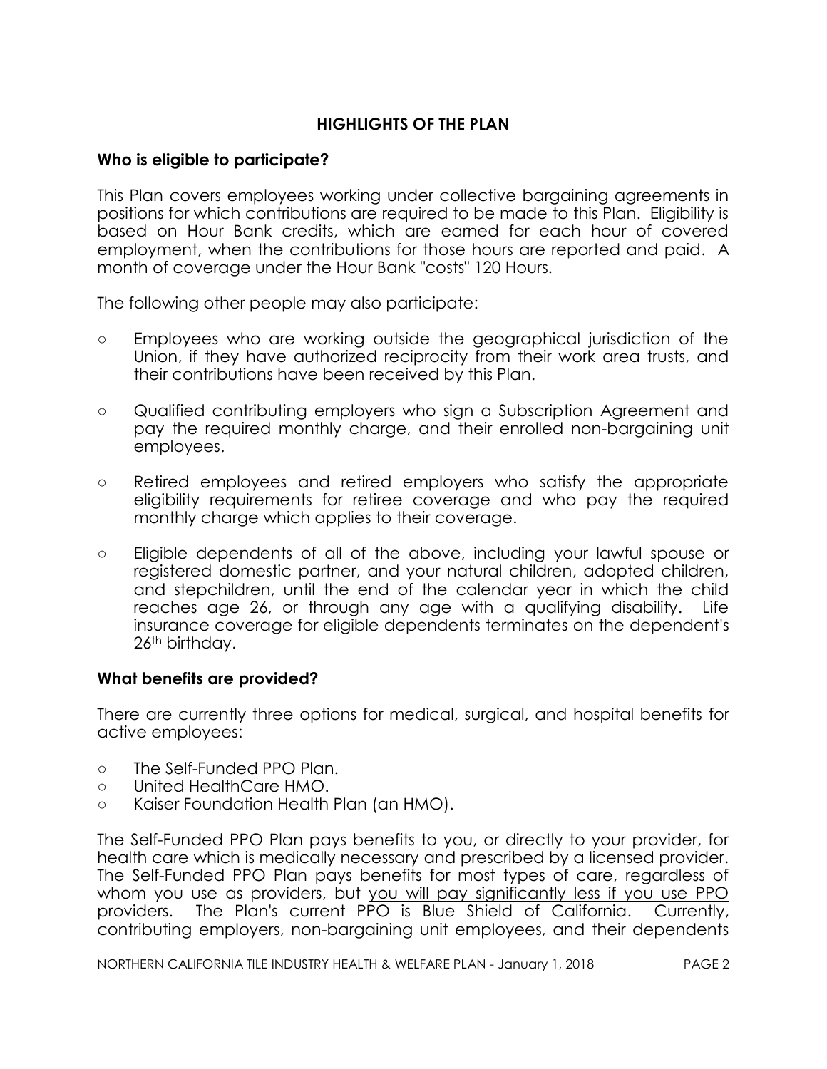## HIGHLIGHTS OF THE PLAN

### Who is eligible to participate?

This Plan covers employees working under collective bargaining agreements in positions for which contributions are required to be made to this Plan. Eligibility is based on Hour Bank credits, which are earned for each hour of covered employment, when the contributions for those hours are reported and paid. A month of coverage under the Hour Bank "costs" 120 Hours.

The following other people may also participate:

- Employees who are working outside the geographical jurisdiction of the Union, if they have authorized reciprocity from their work area trusts, and their contributions have been received by this Plan.
- Qualified contributing employers who sign a Subscription Agreement and pay the required monthly charge, and their enrolled non-bargaining unit employees.
- Retired employees and retired employers who satisfy the appropriate eligibility requirements for retiree coverage and who pay the required monthly charge which applies to their coverage.
- Eligible dependents of all of the above, including your lawful spouse or registered domestic partner, and your natural children, adopted children, and stepchildren, until the end of the calendar year in which the child reaches age 26, or through any age with a qualifying disability. Life insurance coverage for eligible dependents terminates on the dependent's 26th birthday.

### What benefits are provided?

There are currently three options for medical, surgical, and hospital benefits for active employees:

- The Self-Funded PPO Plan.
- United HealthCare HMO.
- Kaiser Foundation Health Plan (an HMO).

The Self-Funded PPO Plan pays benefits to you, or directly to your provider, for health care which is medically necessary and prescribed by a licensed provider. The Self-Funded PPO Plan pays benefits for most types of care, regardless of whom you use as providers, but <u>you will pay significantly less if you use PPO providers</u>. The Plan's current PPO is Blue Shield of California. Currently, contributing employers, non-bargaining unit employees, and their dependents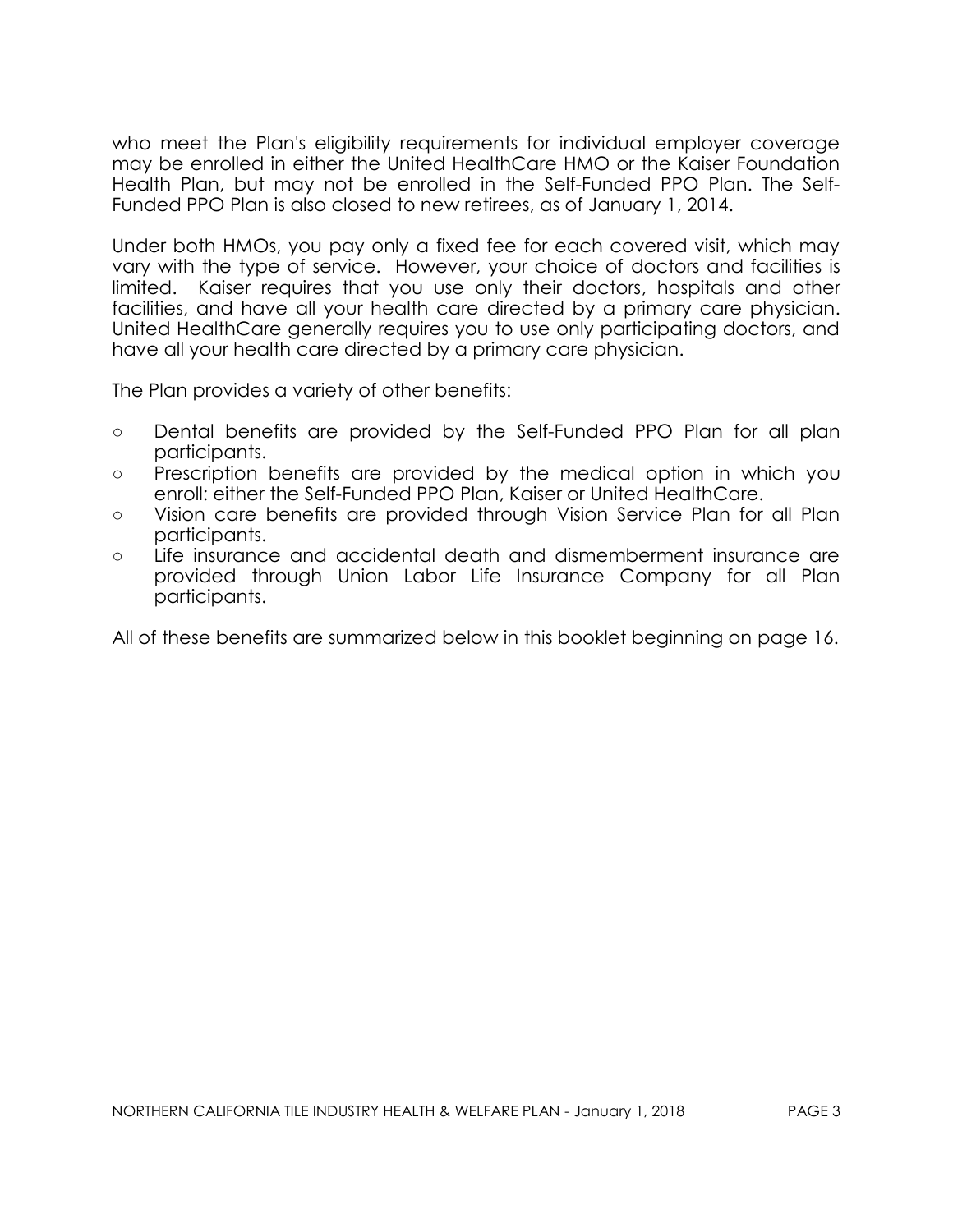who meet the Plan's eligibility requirements for individual employer coverage may be enrolled in either the United HealthCare HMO or the Kaiser Foundation Health Plan, but may not be enrolled in the Self-Funded PPO Plan. The Self-Funded PPO Plan is also closed to new retirees, as of January 1, 2014.

Under both HMOs, you pay only a fixed fee for each covered visit, which may vary with the type of service. However, your choice of doctors and facilities is limited. Kaiser requires that you use only their doctors, hospitals and other facilities, and have all your health care directed by a primary care physician. United HealthCare generally requires you to use only participating doctors, and have all your health care directed by a primary care physician.

The Plan provides a variety of other benefits:

- Dental benefits are provided by the Self-Funded PPO Plan for all plan participants.
- Prescription benefits are provided by the medical option in which you enroll: either the Self-Funded PPO Plan, Kaiser or United HealthCare.
- Vision care benefits are provided through Vision Service Plan for all Plan participants.
- Life insurance and accidental death and dismemberment insurance are provided through Union Labor Life Insurance Company for all Plan participants.

All of these benefits are summarized below in this booklet beginning on page 16.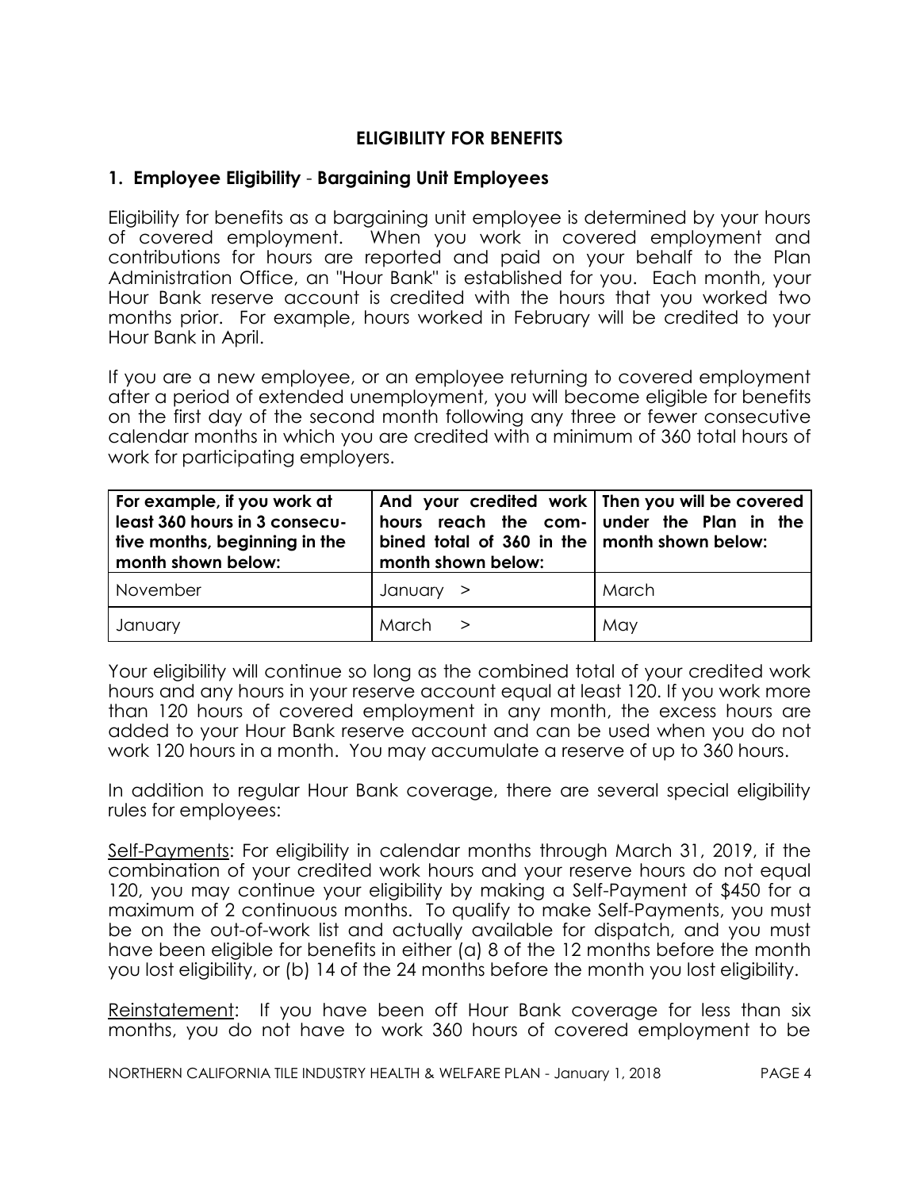## ELIGIBILITY FOR BENEFITS

### 1. Employee Eligibility - Bargaining Unit Employees

Eligibility for benefits as a bargaining unit employee is determined by your hours of covered employment. When you work in covered employment and contributions for hours are reported and paid on your behalf to the Plan Administration Office, an "Hour Bank" is established for you. Each month, your Hour Bank reserve account is credited with the hours that you worked two months prior. For example, hours worked in February will be credited to your Hour Bank in April.

If you are a new employee, or an employee returning to covered employment after a period of extended unemployment, you will become eligible for benefits on the first day of the second month following any three or fewer consecutive calendar months in which you are credited with a minimum of 360 total hours of work for participating employers.

| For example, if you work at least 360 hours in 3 consecutive months, beginning in the month shown below: | And your credited work hours reach the combined total of 360 in the month shown below: | Then you will be covered under the Plan in the month shown below: |
|---|---|---|
| November | January > | March |
| January | March > | May |

Your eligibility will continue so long as the combined total of your credited work hours and any hours in your reserve account equal at least 120. If you work more than 120 hours of covered employment in any month, the excess hours are added to your Hour Bank reserve account and can be used when you do not work 120 hours in a month. You may accumulate a reserve of up to 360 hours.

In addition to regular Hour Bank coverage, there are several special eligibility rules for employees:

<u>Self-Payments</u>: For eligibility in calendar months through March 31, 2019, if the combination of your credited work hours and your reserve hours do not equal 120, you may continue your eligibility by making a Self-Payment of $450 for a maximum of 2 continuous months. To qualify to make Self-Payments, you must be on the out-of-work list and actually available for dispatch, and you must have been eligible for benefits in either (a) 8 of the 12 months before the month you lost eligibility, or (b) 14 of the 24 months before the month you lost eligibility.

<u>Reinstatement</u>: If you have been off Hour Bank coverage for less than six months, you do not have to work 360 hours of covered employment to be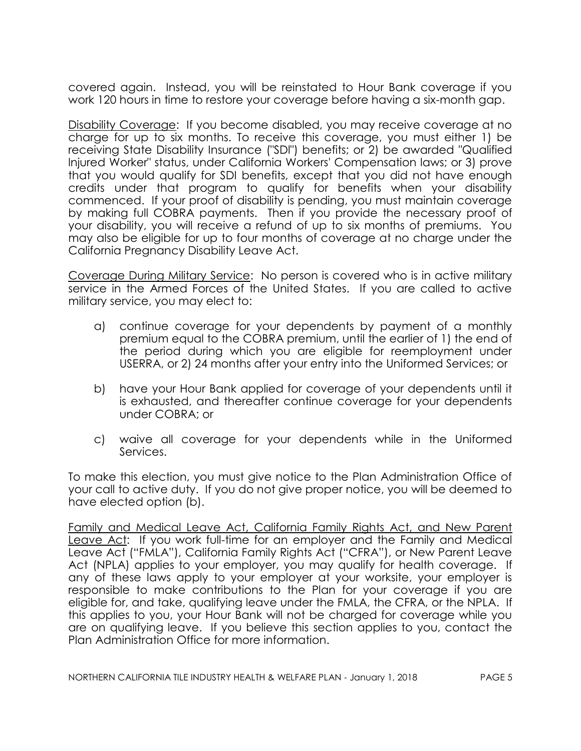covered again. Instead, you will be reinstated to Hour Bank coverage if you work 120 hours in time to restore your coverage before having a six-month gap.

<u>Disability Coverage</u>: If you become disabled, you may receive coverage at no charge for up to six months. To receive this coverage, you must either 1) be receiving State Disability Insurance ("SDI") benefits; or 2) be awarded "Qualified Injured Worker" status, under California Workers' Compensation laws; or 3) prove that you would qualify for SDI benefits, except that you did not have enough credits under that program to qualify for benefits when your disability commenced. If your proof of disability is pending, you must maintain coverage by making full COBRA payments. Then if you provide the necessary proof of your disability, you will receive a refund of up to six months of premiums. You may also be eligible for up to four months of coverage at no charge under the California Pregnancy Disability Leave Act.

<u>Coverage During Military Service</u>: No person is covered who is in active military service in the Armed Forces of the United States. If you are called to active military service, you may elect to:

a) continue coverage for your dependents by payment of a monthly premium equal to the COBRA premium, until the earlier of 1) the end of the period during which you are eligible for reemployment under USERRA, or 2) 24 months after your entry into the Uniformed Services; or

b) have your Hour Bank applied for coverage of your dependents until it is exhausted, and thereafter continue coverage for your dependents under COBRA; or

c) waive all coverage for your dependents while in the Uniformed Services.

To make this election, you must give notice to the Plan Administration Office of your call to active duty. If you do not give proper notice, you will be deemed to have elected option (b).

<u>Family and Medical Leave Act, California Family Rights Act, and New Parent Leave Act</u>: If you work full-time for an employer and the Family and Medical Leave Act ("FMLA"), California Family Rights Act ("CFRA"), or New Parent Leave Act (NPLA) applies to your employer, you may qualify for health coverage. If any of these laws apply to your employer at your worksite, your employer is responsible to make contributions to the Plan for your coverage if you are eligible for, and take, qualifying leave under the FMLA, the CFRA, or the NPLA. If this applies to you, your Hour Bank will not be charged for coverage while you are on qualifying leave. If you believe this section applies to you, contact the Plan Administration Office for more information.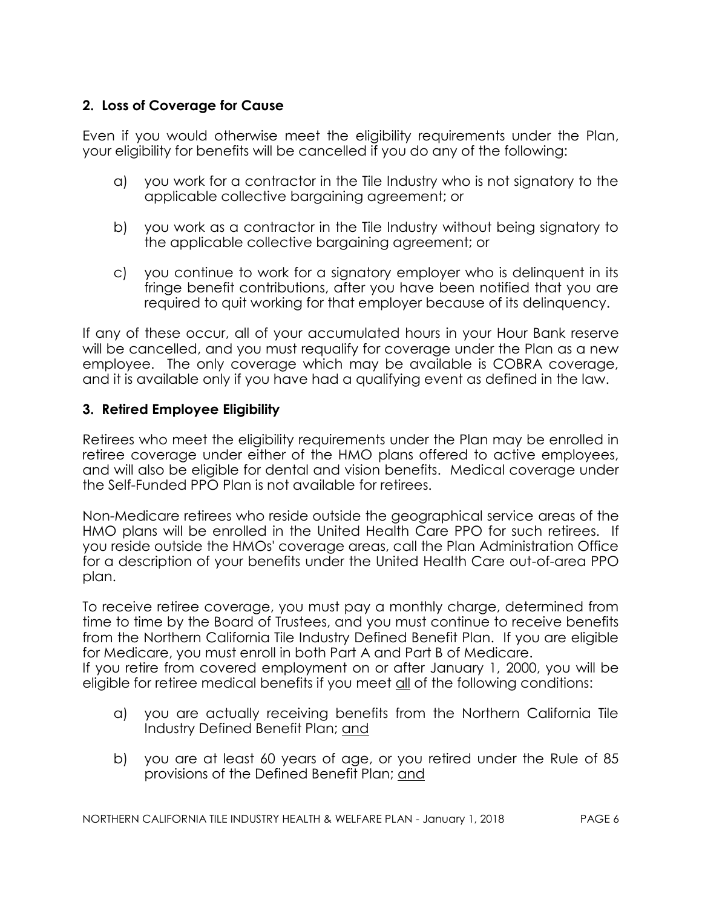### 2. Loss of Coverage for Cause

Even if you would otherwise meet the eligibility requirements under the Plan, your eligibility for benefits will be cancelled if you do any of the following:

a) you work for a contractor in the Tile Industry who is not signatory to the applicable collective bargaining agreement; or

b) you work as a contractor in the Tile Industry without being signatory to the applicable collective bargaining agreement; or

c) you continue to work for a signatory employer who is delinquent in its fringe benefit contributions, after you have been notified that you are required to quit working for that employer because of its delinquency.

If any of these occur, all of your accumulated hours in your Hour Bank reserve will be cancelled, and you must requalify for coverage under the Plan as a new employee. The only coverage which may be available is COBRA coverage, and it is available only if you have had a qualifying event as defined in the law.

### 3. Retired Employee Eligibility

Retirees who meet the eligibility requirements under the Plan may be enrolled in retiree coverage under either of the HMO plans offered to active employees, and will also be eligible for dental and vision benefits. Medical coverage under the Self-Funded PPO Plan is not available for retirees.

Non-Medicare retirees who reside outside the geographical service areas of the HMO plans will be enrolled in the United Health Care PPO for such retirees. If you reside outside the HMOs' coverage areas, call the Plan Administration Office for a description of your benefits under the United Health Care out-of-area PPO plan.

To receive retiree coverage, you must pay a monthly charge, determined from time to time by the Board of Trustees, and you must continue to receive benefits from the Northern California Tile Industry Defined Benefit Plan. If you are eligible for Medicare, you must enroll in both Part A and Part B of Medicare.
If you retire from covered employment on or after January 1, 2000, you will be eligible for retiree medical benefits if you meet <u>all</u> of the following conditions:

a) you are actually receiving benefits from the Northern California Tile Industry Defined Benefit Plan; <u>and</u>

b) you are at least 60 years of age, or you retired under the Rule of 85 provisions of the Defined Benefit Plan; <u>and</u>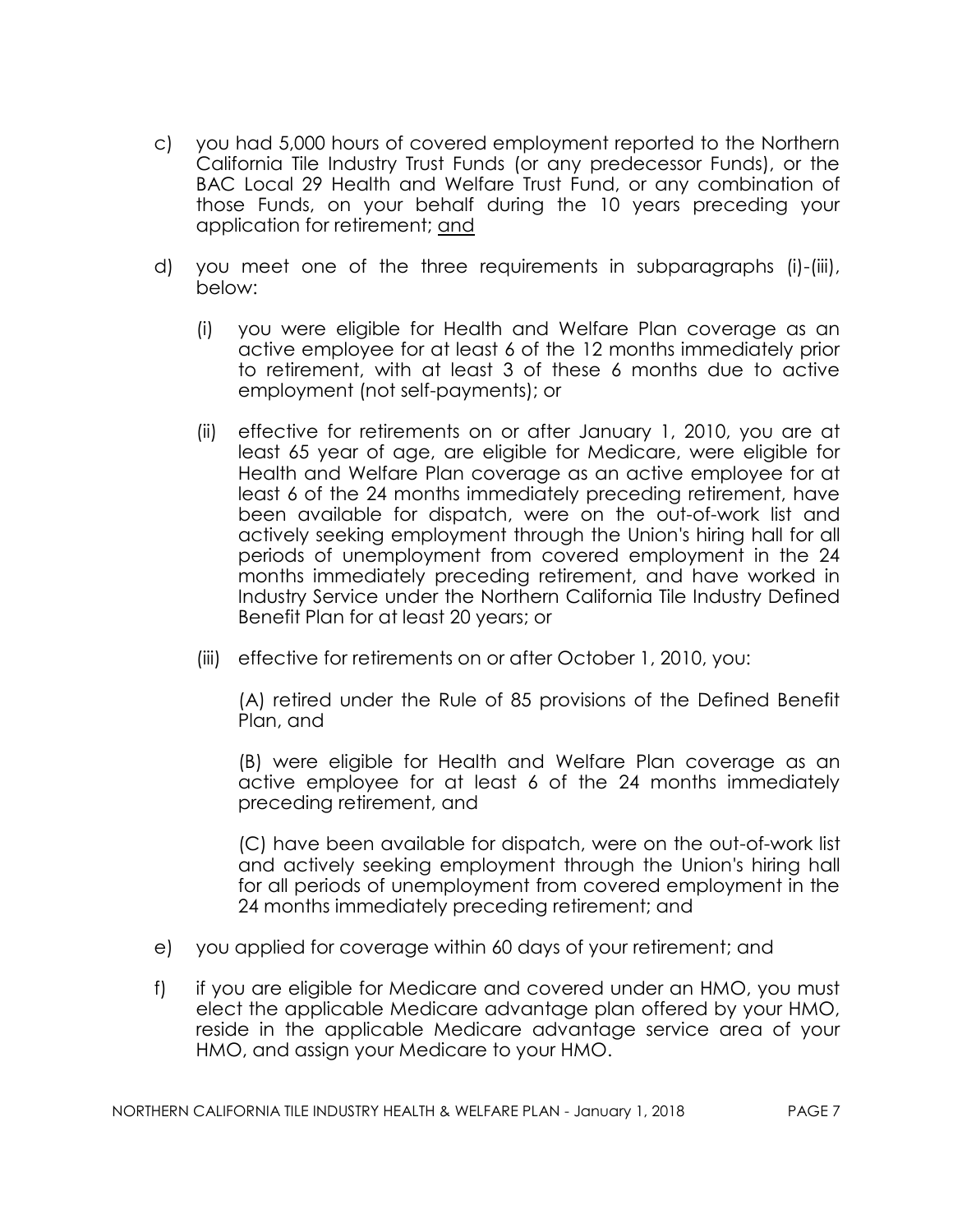c) you had 5,000 hours of covered employment reported to the Northern California Tile Industry Trust Funds (or any predecessor Funds), or the BAC Local 29 Health and Welfare Trust Fund, or any combination of those Funds, on your behalf during the 10 years preceding your application for retirement; <u>and</u>

d) you meet one of the three requirements in subparagraphs (i)-(iii), below:

   (i) you were eligible for Health and Welfare Plan coverage as an active employee for at least 6 of the 12 months immediately prior to retirement, with at least 3 of these 6 months due to active employment (not self-payments); or

   (ii) effective for retirements on or after January 1, 2010, you are at least 65 year of age, are eligible for Medicare, were eligible for Health and Welfare Plan coverage as an active employee for at least 6 of the 24 months immediately preceding retirement, have been available for dispatch, were on the out-of-work list and actively seeking employment through the Union's hiring hall for all periods of unemployment from covered employment in the 24 months immediately preceding retirement, and have worked in Industry Service under the Northern California Tile Industry Defined Benefit Plan for at least 20 years; or

   (iii) effective for retirements on or after October 1, 2010, you:

      (A) retired under the Rule of 85 provisions of the Defined Benefit Plan, and

      (B) were eligible for Health and Welfare Plan coverage as an active employee for at least 6 of the 24 months immediately preceding retirement, and

      (C) have been available for dispatch, were on the out-of-work list and actively seeking employment through the Union's hiring hall for all periods of unemployment from covered employment in the 24 months immediately preceding retirement; and

e) you applied for coverage within 60 days of your retirement; and

f) if you are eligible for Medicare and covered under an HMO, you must elect the applicable Medicare advantage plan offered by your HMO, reside in the applicable Medicare advantage service area of your HMO, and assign your Medicare to your HMO.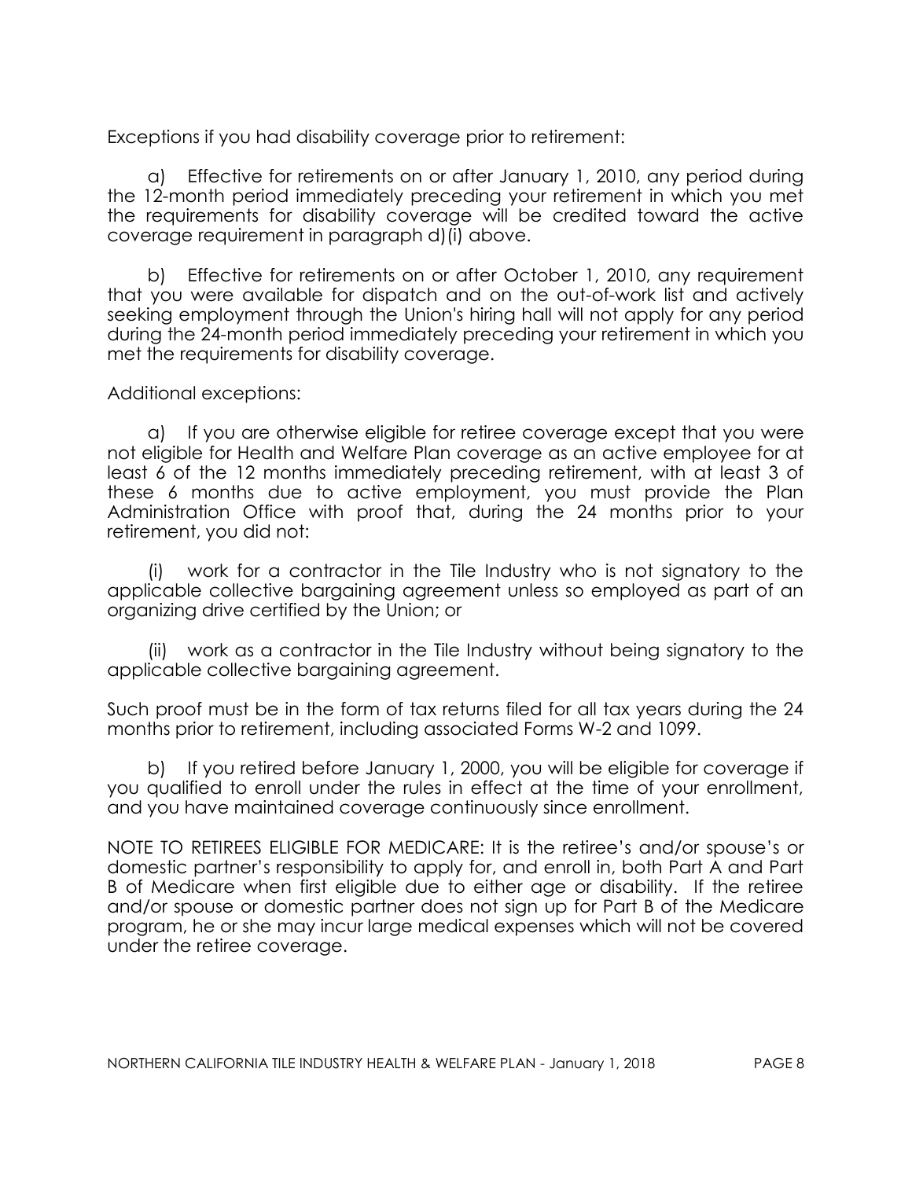Exceptions if you had disability coverage prior to retirement:

a) Effective for retirements on or after January 1, 2010, any period during the 12-month period immediately preceding your retirement in which you met the requirements for disability coverage will be credited toward the active coverage requirement in paragraph d)(i) above.

b) Effective for retirements on or after October 1, 2010, any requirement that you were available for dispatch and on the out-of-work list and actively seeking employment through the Union's hiring hall will not apply for any period during the 24-month period immediately preceding your retirement in which you met the requirements for disability coverage.

Additional exceptions:

a) If you are otherwise eligible for retiree coverage except that you were not eligible for Health and Welfare Plan coverage as an active employee for at least 6 of the 12 months immediately preceding retirement, with at least 3 of these 6 months due to active employment, you must provide the Plan Administration Office with proof that, during the 24 months prior to your retirement, you did not:

(i) work for a contractor in the Tile Industry who is not signatory to the applicable collective bargaining agreement unless so employed as part of an organizing drive certified by the Union; or

(ii) work as a contractor in the Tile Industry without being signatory to the applicable collective bargaining agreement.

Such proof must be in the form of tax returns filed for all tax years during the 24 months prior to retirement, including associated Forms W-2 and 1099.

b) If you retired before January 1, 2000, you will be eligible for coverage if you qualified to enroll under the rules in effect at the time of your enrollment, and you have maintained coverage continuously since enrollment.

NOTE TO RETIREES ELIGIBLE FOR MEDICARE: It is the retiree's and/or spouse's or domestic partner's responsibility to apply for, and enroll in, both Part A and Part B of Medicare when first eligible due to either age or disability. If the retiree and/or spouse or domestic partner does not sign up for Part B of the Medicare program, he or she may incur large medical expenses which will not be covered under the retiree coverage.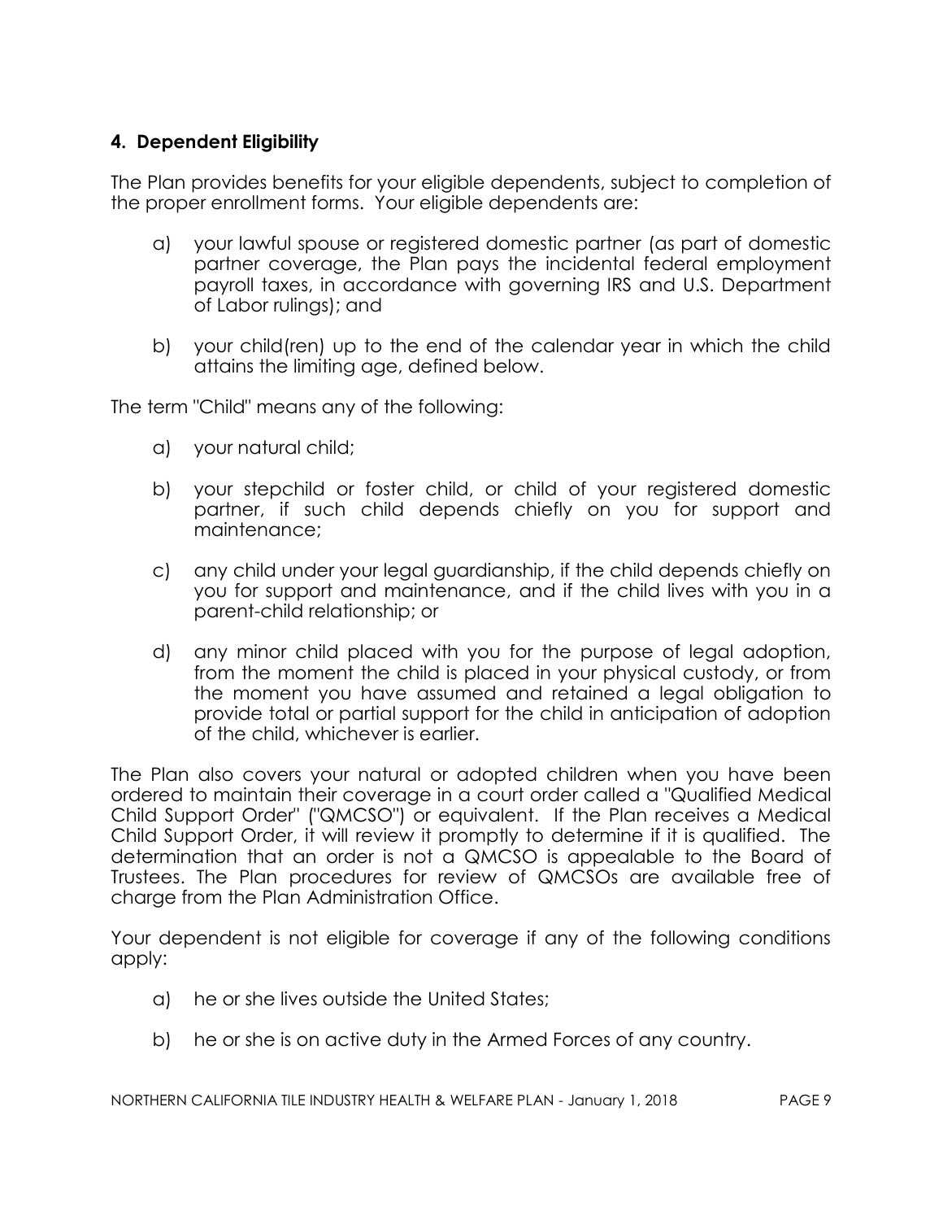## **4. Dependent Eligibility**

The Plan provides benefits for your eligible dependents, subject to completion of the proper enrollment forms. Your eligible dependents are:

a) your lawful spouse or registered domestic partner (as part of domestic partner coverage, the Plan pays the incidental federal employment payroll taxes, in accordance with governing IRS and U.S. Department of Labor rulings); and

b) your child(ren) up to the end of the calendar year in which the child attains the limiting age, defined below.

The term "Child" means any of the following:

a) your natural child;

b) your stepchild or foster child, or child of your registered domestic partner, if such child depends chiefly on you for support and maintenance;

c) any child under your legal guardianship, if the child depends chiefly on you for support and maintenance, and if the child lives with you in a parent-child relationship; or

d) any minor child placed with you for the purpose of legal adoption, from the moment the child is placed in your physical custody, or from the moment you have assumed and retained a legal obligation to provide total or partial support for the child in anticipation of adoption of the child, whichever is earlier.

The Plan also covers your natural or adopted children when you have been ordered to maintain their coverage in a court order called a "Qualified Medical Child Support Order" ("QMCSO") or equivalent. If the Plan receives a Medical Child Support Order, it will review it promptly to determine if it is qualified. The determination that an order is not a QMCSO is appealable to the Board of Trustees. The Plan procedures for review of QMCSOs are available free of charge from the Plan Administration Office.

Your dependent is not eligible for coverage if any of the following conditions apply:

a) he or she lives outside the United States;

b) he or she is on active duty in the Armed Forces of any country.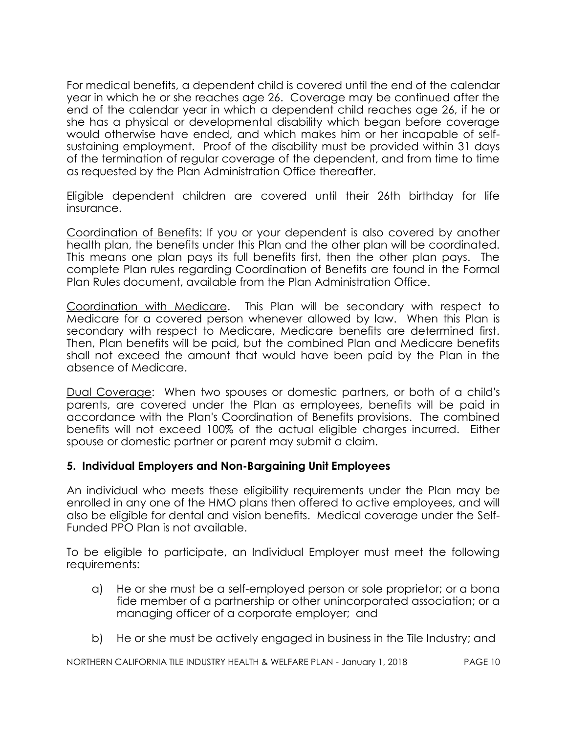For medical benefits, a dependent child is covered until the end of the calendar year in which he or she reaches age 26. Coverage may be continued after the end of the calendar year in which a dependent child reaches age 26, if he or she has a physical or developmental disability which began before coverage would otherwise have ended, and which makes him or her incapable of self-sustaining employment. Proof of the disability must be provided within 31 days of the termination of regular coverage of the dependent, and from time to time as requested by the Plan Administration Office thereafter.

Eligible dependent children are covered until their 26th birthday for life insurance.

<u>Coordination of Benefits</u>: If you or your dependent is also covered by another health plan, the benefits under this Plan and the other plan will be coordinated. This means one plan pays its full benefits first, then the other plan pays. The complete Plan rules regarding Coordination of Benefits are found in the Formal Plan Rules document, available from the Plan Administration Office.

<u>Coordination with Medicare</u>. This Plan will be secondary with respect to Medicare for a covered person whenever allowed by law. When this Plan is secondary with respect to Medicare, Medicare benefits are determined first. Then, Plan benefits will be paid, but the combined Plan and Medicare benefits shall not exceed the amount that would have been paid by the Plan in the absence of Medicare.

<u>Dual Coverage</u>: When two spouses or domestic partners, or both of a child's parents, are covered under the Plan as employees, benefits will be paid in accordance with the Plan's Coordination of Benefits provisions. The combined benefits will not exceed 100% of the actual eligible charges incurred. Either spouse or domestic partner or parent may submit a claim.

### 5. Individual Employers and Non-Bargaining Unit Employees

An individual who meets these eligibility requirements under the Plan may be enrolled in any one of the HMO plans then offered to active employees, and will also be eligible for dental and vision benefits. Medical coverage under the Self-Funded PPO Plan is not available.

To be eligible to participate, an Individual Employer must meet the following requirements:

a) He or she must be a self-employed person or sole proprietor; or a bona fide member of a partnership or other unincorporated association; or a managing officer of a corporate employer; and

b) He or she must be actively engaged in business in the Tile Industry; and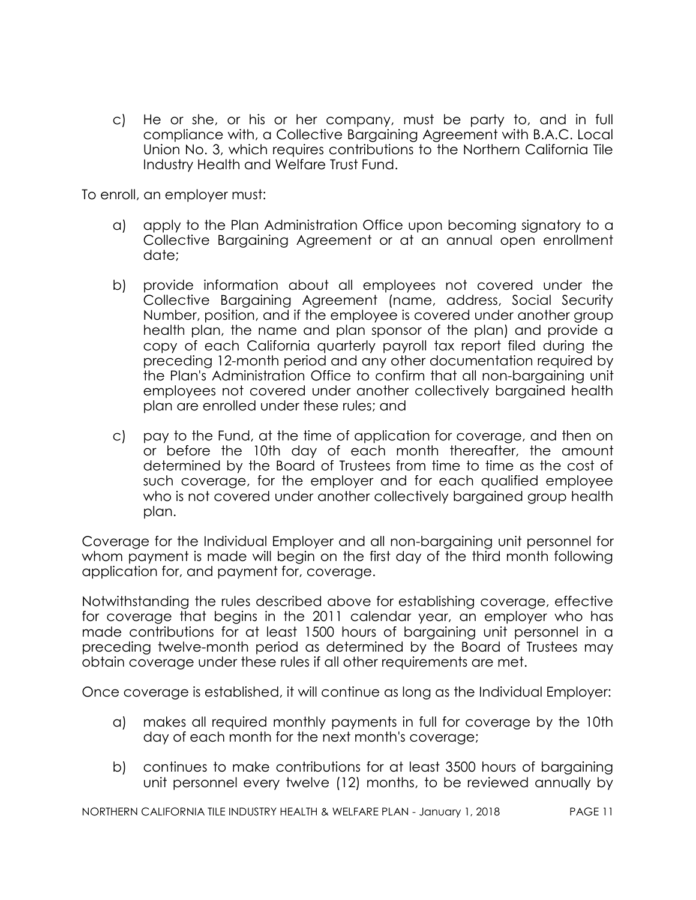c) He or she, or his or her company, must be party to, and in full compliance with, a Collective Bargaining Agreement with B.A.C. Local Union No. 3, which requires contributions to the Northern California Tile Industry Health and Welfare Trust Fund.

To enroll, an employer must:

a) apply to the Plan Administration Office upon becoming signatory to a Collective Bargaining Agreement or at an annual open enrollment date;

b) provide information about all employees not covered under the Collective Bargaining Agreement (name, address, Social Security Number, position, and if the employee is covered under another group health plan, the name and plan sponsor of the plan) and provide a copy of each California quarterly payroll tax report filed during the preceding 12-month period and any other documentation required by the Plan's Administration Office to confirm that all non-bargaining unit employees not covered under another collectively bargained health plan are enrolled under these rules; and

c) pay to the Fund, at the time of application for coverage, and then on or before the 10th day of each month thereafter, the amount determined by the Board of Trustees from time to time as the cost of such coverage, for the employer and for each qualified employee who is not covered under another collectively bargained group health plan.

Coverage for the Individual Employer and all non-bargaining unit personnel for whom payment is made will begin on the first day of the third month following application for, and payment for, coverage.

Notwithstanding the rules described above for establishing coverage, effective for coverage that begins in the 2011 calendar year, an employer who has made contributions for at least 1500 hours of bargaining unit personnel in a preceding twelve-month period as determined by the Board of Trustees may obtain coverage under these rules if all other requirements are met.

Once coverage is established, it will continue as long as the Individual Employer:

a) makes all required monthly payments in full for coverage by the 10th day of each month for the next month's coverage;

b) continues to make contributions for at least 3500 hours of bargaining unit personnel every twelve (12) months, to be reviewed annually by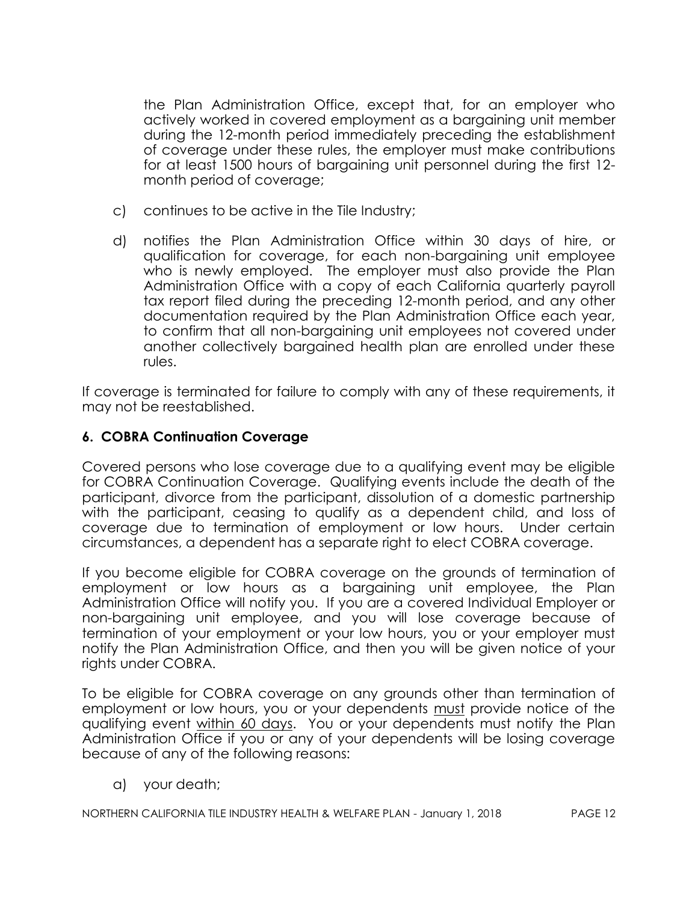the Plan Administration Office, except that, for an employer who actively worked in covered employment as a bargaining unit member during the 12-month period immediately preceding the establishment of coverage under these rules, the employer must make contributions for at least 1500 hours of bargaining unit personnel during the first 12-month period of coverage;

c) continues to be active in the Tile Industry;

d) notifies the Plan Administration Office within 30 days of hire, or qualification for coverage, for each non-bargaining unit employee who is newly employed. The employer must also provide the Plan Administration Office with a copy of each California quarterly payroll tax report filed during the preceding 12-month period, and any other documentation required by the Plan Administration Office each year, to confirm that all non-bargaining unit employees not covered under another collectively bargained health plan are enrolled under these rules.

If coverage is terminated for failure to comply with any of these requirements, it may not be reestablished.

### 6. COBRA Continuation Coverage

Covered persons who lose coverage due to a qualifying event may be eligible for COBRA Continuation Coverage. Qualifying events include the death of the participant, divorce from the participant, dissolution of a domestic partnership with the participant, ceasing to qualify as a dependent child, and loss of coverage due to termination of employment or low hours. Under certain circumstances, a dependent has a separate right to elect COBRA coverage.

If you become eligible for COBRA coverage on the grounds of termination of employment or low hours as a bargaining unit employee, the Plan Administration Office will notify you. If you are a covered Individual Employer or non-bargaining unit employee, and you will lose coverage because of termination of your employment or your low hours, you or your employer must notify the Plan Administration Office, and then you will be given notice of your rights under COBRA.

To be eligible for COBRA coverage on any grounds other than termination of employment or low hours, you or your dependents <u>must</u> provide notice of the qualifying event <u>within 60 days</u>. You or your dependents must notify the Plan Administration Office if you or any of your dependents will be losing coverage because of any of the following reasons:

a) your death;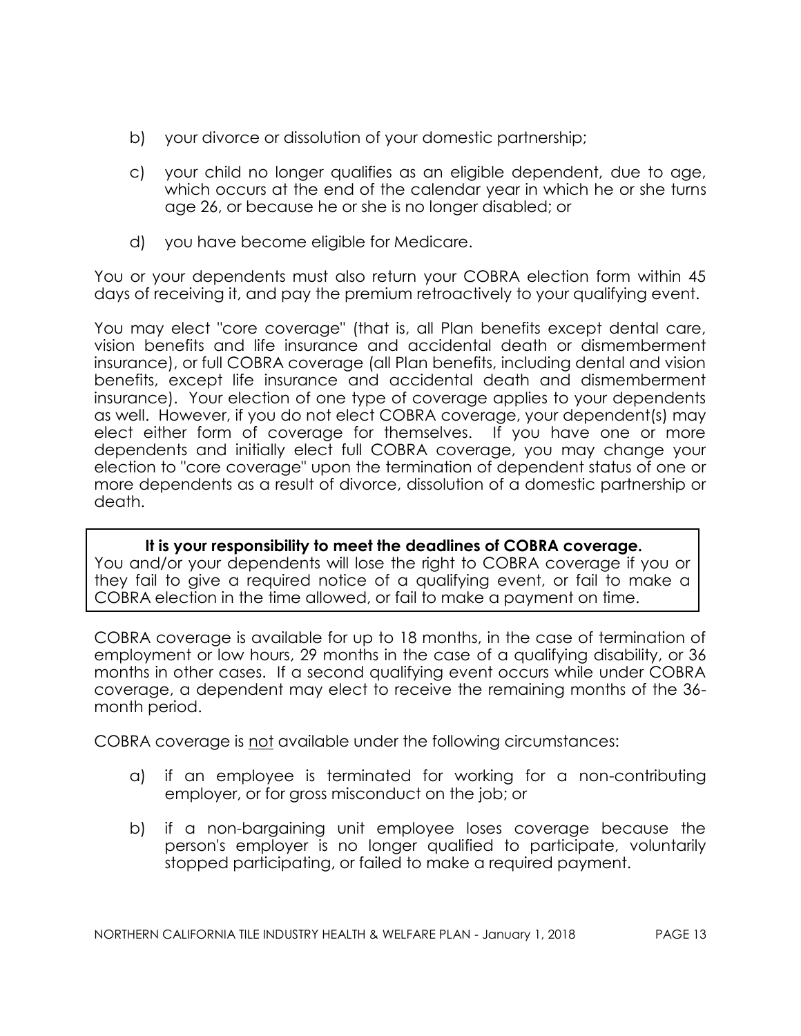b) your divorce or dissolution of your domestic partnership;

c) your child no longer qualifies as an eligible dependent, due to age, which occurs at the end of the calendar year in which he or she turns age 26, or because he or she is no longer disabled; or

d) you have become eligible for Medicare.

You or your dependents must also return your COBRA election form within 45 days of receiving it, and pay the premium retroactively to your qualifying event.

You may elect "core coverage" (that is, all Plan benefits except dental care, vision benefits and life insurance and accidental death or dismemberment insurance), or full COBRA coverage (all Plan benefits, including dental and vision benefits, except life insurance and accidental death and dismemberment insurance). Your election of one type of coverage applies to your dependents as well. However, if you do not elect COBRA coverage, your dependent(s) may elect either form of coverage for themselves. If you have one or more dependents and initially elect full COBRA coverage, you may change your election to "core coverage" upon the termination of dependent status of one or more dependents as a result of divorce, dissolution of a domestic partnership or death.

**It is your responsibility to meet the deadlines of COBRA coverage.**
You and/or your dependents will lose the right to COBRA coverage if you or they fail to give a required notice of a qualifying event, or fail to make a COBRA election in the time allowed, or fail to make a payment on time.

COBRA coverage is available for up to 18 months, in the case of termination of employment or low hours, 29 months in the case of a qualifying disability, or 36 months in other cases. If a second qualifying event occurs while under COBRA coverage, a dependent may elect to receive the remaining months of the 36-month period.

COBRA coverage is <u>not</u> available under the following circumstances:

a) if an employee is terminated for working for a non-contributing employer, or for gross misconduct on the job; or

b) if a non-bargaining unit employee loses coverage because the person's employer is no longer qualified to participate, voluntarily stopped participating, or failed to make a required payment.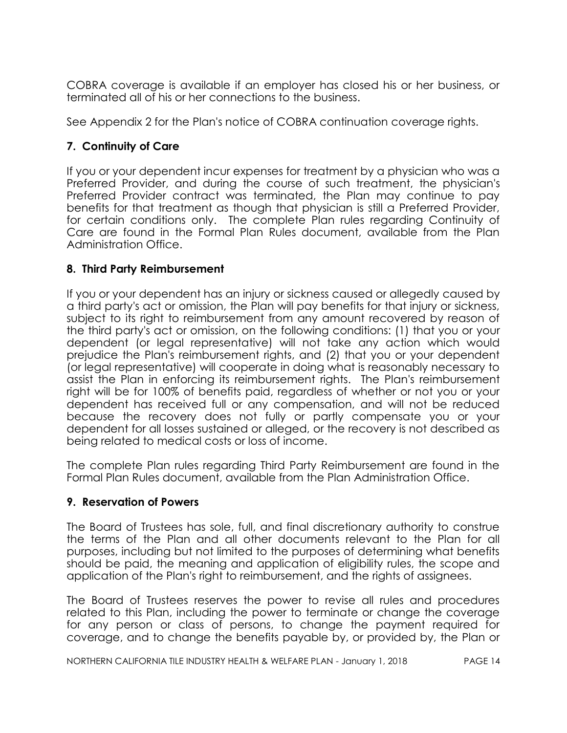COBRA coverage is available if an employer has closed his or her business, or terminated all of his or her connections to the business.

See Appendix 2 for the Plan's notice of COBRA continuation coverage rights.

### 7. Continuity of Care

If you or your dependent incur expenses for treatment by a physician who was a Preferred Provider, and during the course of such treatment, the physician's Preferred Provider contract was terminated, the Plan may continue to pay benefits for that treatment as though that physician is still a Preferred Provider, for certain conditions only. The complete Plan rules regarding Continuity of Care are found in the Formal Plan Rules document, available from the Plan Administration Office.

### 8. Third Party Reimbursement

If you or your dependent has an injury or sickness caused or allegedly caused by a third party's act or omission, the Plan will pay benefits for that injury or sickness, subject to its right to reimbursement from any amount recovered by reason of the third party's act or omission, on the following conditions: (1) that you or your dependent (or legal representative) will not take any action which would prejudice the Plan's reimbursement rights, and (2) that you or your dependent (or legal representative) will cooperate in doing what is reasonably necessary to assist the Plan in enforcing its reimbursement rights. The Plan's reimbursement right will be for 100% of benefits paid, regardless of whether or not you or your dependent has received full or any compensation, and will not be reduced because the recovery does not fully or partly compensate you or your dependent for all losses sustained or alleged, or the recovery is not described as being related to medical costs or loss of income.

The complete Plan rules regarding Third Party Reimbursement are found in the Formal Plan Rules document, available from the Plan Administration Office.

### 9. Reservation of Powers

The Board of Trustees has sole, full, and final discretionary authority to construe the terms of the Plan and all other documents relevant to the Plan for all purposes, including but not limited to the purposes of determining what benefits should be paid, the meaning and application of eligibility rules, the scope and application of the Plan's right to reimbursement, and the rights of assignees.

The Board of Trustees reserves the power to revise all rules and procedures related to this Plan, including the power to terminate or change the coverage for any person or class of persons, to change the payment required for coverage, and to change the benefits payable by, or provided by, the Plan or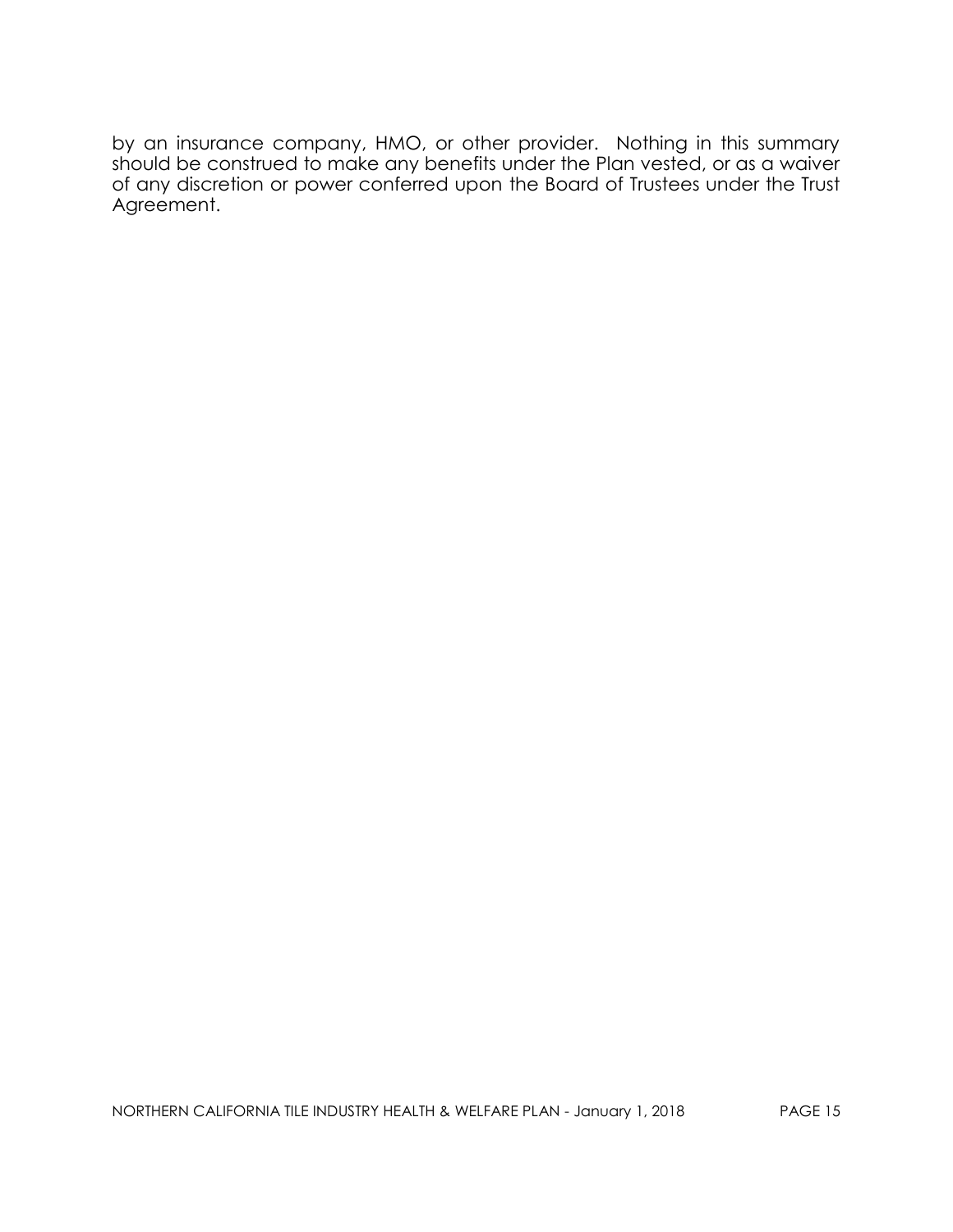by an insurance company, HMO, or other provider. Nothing in this summary should be construed to make any benefits under the Plan vested, or as a waiver of any discretion or power conferred upon the Board of Trustees under the Trust Agreement.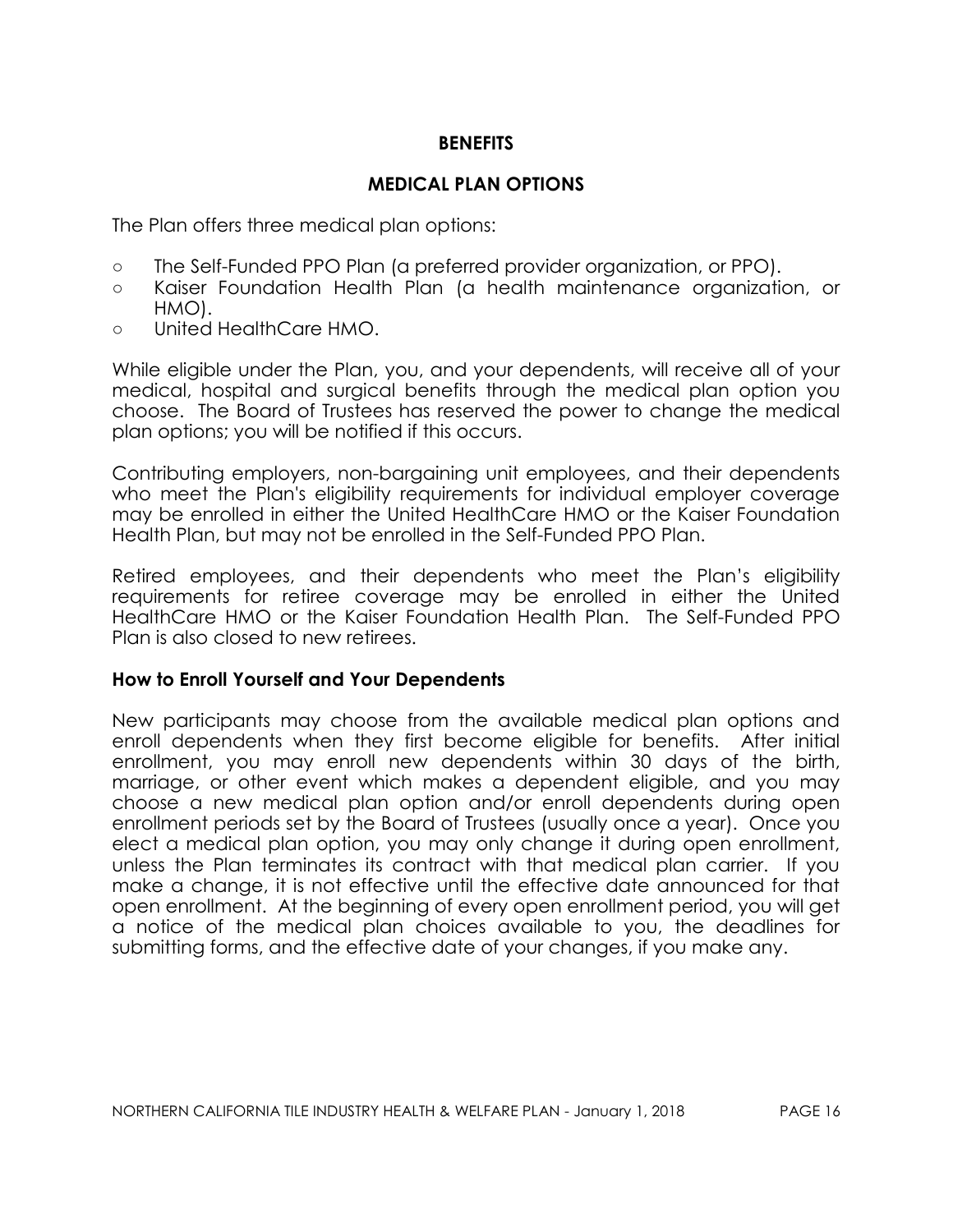# BENEFITS

## MEDICAL PLAN OPTIONS

The Plan offers three medical plan options:

- The Self-Funded PPO Plan (a preferred provider organization, or PPO).
- Kaiser Foundation Health Plan (a health maintenance organization, or HMO).
- United HealthCare HMO.

While eligible under the Plan, you, and your dependents, will receive all of your medical, hospital and surgical benefits through the medical plan option you choose. The Board of Trustees has reserved the power to change the medical plan options; you will be notified if this occurs.

Contributing employers, non-bargaining unit employees, and their dependents who meet the Plan's eligibility requirements for individual employer coverage may be enrolled in either the United HealthCare HMO or the Kaiser Foundation Health Plan, but may not be enrolled in the Self-Funded PPO Plan.

Retired employees, and their dependents who meet the Plan's eligibility requirements for retiree coverage may be enrolled in either the United HealthCare HMO or the Kaiser Foundation Health Plan. The Self-Funded PPO Plan is also closed to new retirees.

### How to Enroll Yourself and Your Dependents

New participants may choose from the available medical plan options and enroll dependents when they first become eligible for benefits. After initial enrollment, you may enroll new dependents within 30 days of the birth, marriage, or other event which makes a dependent eligible, and you may choose a new medical plan option and/or enroll dependents during open enrollment periods set by the Board of Trustees (usually once a year). Once you elect a medical plan option, you may only change it during open enrollment, unless the Plan terminates its contract with that medical plan carrier. If you make a change, it is not effective until the effective date announced for that open enrollment. At the beginning of every open enrollment period, you will get a notice of the medical plan choices available to you, the deadlines for submitting forms, and the effective date of your changes, if you make any.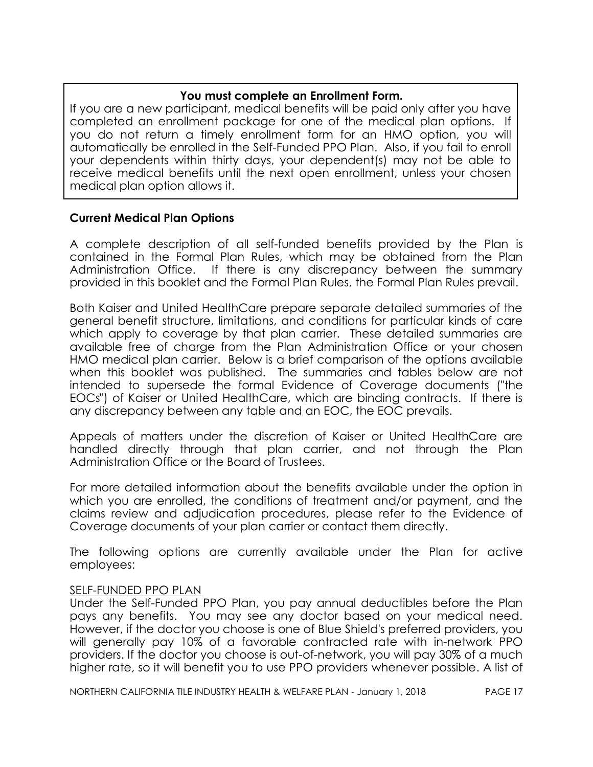**You must complete an Enrollment Form.**

If you are a new participant, medical benefits will be paid only after you have completed an enrollment package for one of the medical plan options. If you do not return a timely enrollment form for an HMO option, you will automatically be enrolled in the Self-Funded PPO Plan. Also, if you fail to enroll your dependents within thirty days, your dependent(s) may not be able to receive medical benefits until the next open enrollment, unless your chosen medical plan option allows it.

### Current Medical Plan Options

A complete description of all self-funded benefits provided by the Plan is contained in the Formal Plan Rules, which may be obtained from the Plan Administration Office. If there is any discrepancy between the summary provided in this booklet and the Formal Plan Rules, the Formal Plan Rules prevail.

Both Kaiser and United HealthCare prepare separate detailed summaries of the general benefit structure, limitations, and conditions for particular kinds of care which apply to coverage by that plan carrier. These detailed summaries are available free of charge from the Plan Administration Office or your chosen HMO medical plan carrier. Below is a brief comparison of the options available when this booklet was published. The summaries and tables below are not intended to supersede the formal Evidence of Coverage documents ("the EOCs") of Kaiser or United HealthCare, which are binding contracts. If there is any discrepancy between any table and an EOC, the EOC prevails.

Appeals of matters under the discretion of Kaiser or United HealthCare are handled directly through that plan carrier, and not through the Plan Administration Office or the Board of Trustees.

For more detailed information about the benefits available under the option in which you are enrolled, the conditions of treatment and/or payment, and the claims review and adjudication procedures, please refer to the Evidence of Coverage documents of your plan carrier or contact them directly.

The following options are currently available under the Plan for active employees:

<u>SELF-FUNDED PPO PLAN</u>

Under the Self-Funded PPO Plan, you pay annual deductibles before the Plan pays any benefits. You may see any doctor based on your medical need. However, if the doctor you choose is one of Blue Shield's preferred providers, you will generally pay 10% of a favorable contracted rate with in-network PPO providers. If the doctor you choose is out-of-network, you will pay 30% of a much higher rate, so it will benefit you to use PPO providers whenever possible. A list of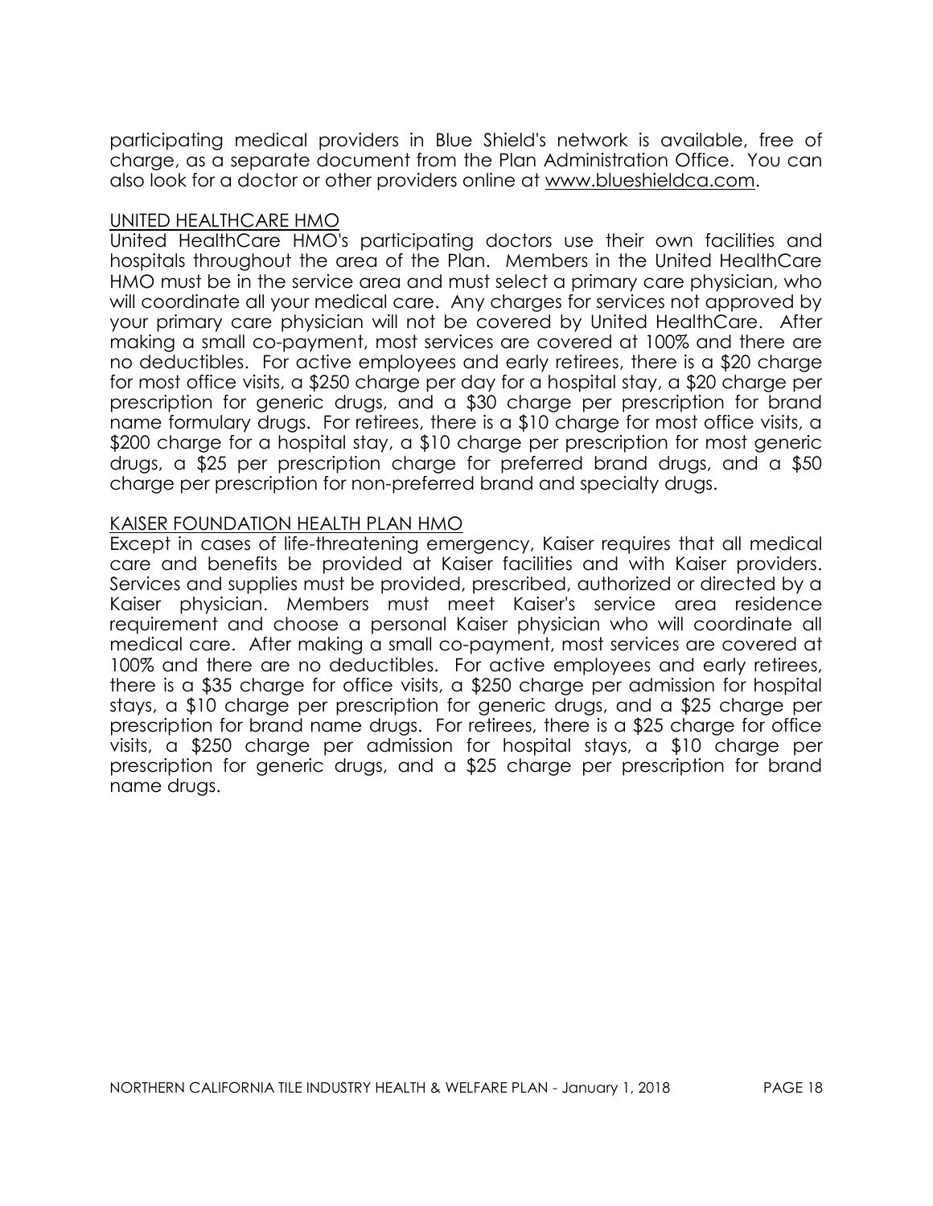participating medical providers in Blue Shield's network is available, free of charge, as a separate document from the Plan Administration Office. You can also look for a doctor or other providers online at www.blueshieldca.com.

UNITED HEALTHCARE HMO

United HealthCare HMO's participating doctors use their own facilities and hospitals throughout the area of the Plan. Members in the United HealthCare HMO must be in the service area and must select a primary care physician, who will coordinate all your medical care. Any charges for services not approved by your primary care physician will not be covered by United HealthCare. After making a small co-payment, most services are covered at 100% and there are no deductibles. For active employees and early retirees, there is a $20 charge for most office visits, a $250 charge per day for a hospital stay, a $20 charge per prescription for generic drugs, and a $30 charge per prescription for brand name formulary drugs. For retirees, there is a $10 charge for most office visits, a $200 charge for a hospital stay, a $10 charge per prescription for most generic drugs, a $25 per prescription charge for preferred brand drugs, and a $50 charge per prescription for non-preferred brand and specialty drugs.

KAISER FOUNDATION HEALTH PLAN HMO

Except in cases of life-threatening emergency, Kaiser requires that all medical care and benefits be provided at Kaiser facilities and with Kaiser providers. Services and supplies must be provided, prescribed, authorized or directed by a Kaiser physician. Members must meet Kaiser's service area residence requirement and choose a personal Kaiser physician who will coordinate all medical care. After making a small co-payment, most services are covered at 100% and there are no deductibles. For active employees and early retirees, there is a $35 charge for office visits, a $250 charge per admission for hospital stays, a $10 charge per prescription for generic drugs, and a $25 charge per prescription for brand name drugs. For retirees, there is a $25 charge for office visits, a $250 charge per admission for hospital stays, a $10 charge per prescription for generic drugs, and a $25 charge per prescription for brand name drugs.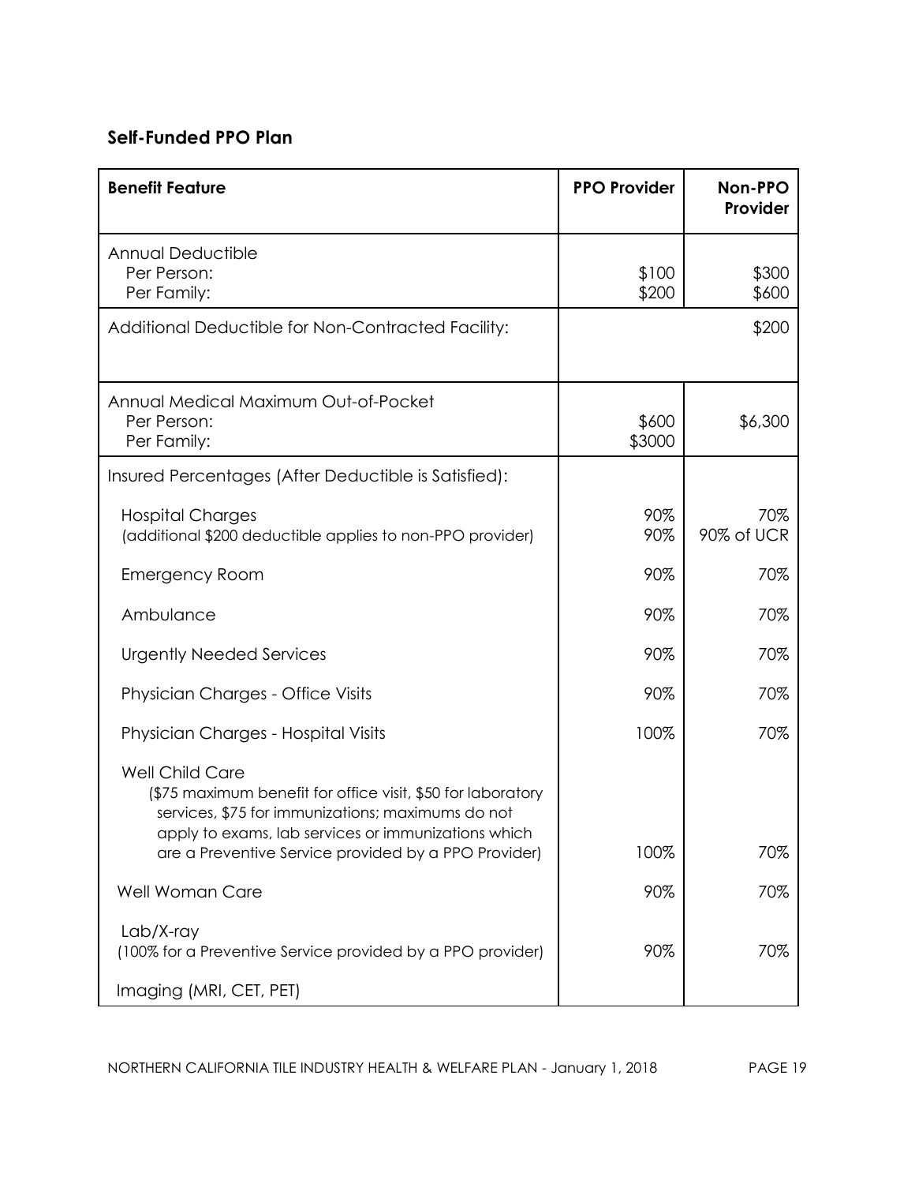## Self-Funded PPO Plan

| Benefit Feature | PPO Provider | Non-PPO Provider |
|---|---|---|
| Annual Deductible<br>Per Person:<br>Per Family: | <br>$100<br>$200 | <br>$300<br>$600 |
| Additional Deductible for Non-Contracted Facility: | | $200 |
| Annual Medical Maximum Out-of-Pocket<br>Per Person:<br>Per Family: | <br>$600<br>$3000 | <br>$6,300 |
| Insured Percentages (After Deductible is Satisfied): | | |
| Hospital Charges<br>(additional $200 deductible applies to non-PPO provider) | 90%<br>90% | 70%<br>90% of UCR |
| Emergency Room | 90% | 70% |
| Ambulance | 90% | 70% |
| Urgently Needed Services | 90% | 70% |
| Physician Charges - Office Visits | 90% | 70% |
| Physician Charges - Hospital Visits | 100% | 70% |
| Well Child Care<br>($75 maximum benefit for office visit, $50 for laboratory services, $75 for immunizations; maximums do not apply to exams, lab services or immunizations which are a Preventive Service provided by a PPO Provider) | 100% | 70% |
| Well Woman Care | 90% | 70% |
| Lab/X-ray<br>(100% for a Preventive Service provided by a PPO provider) | 90% | 70% |
| Imaging (MRI, CET, PET) | | |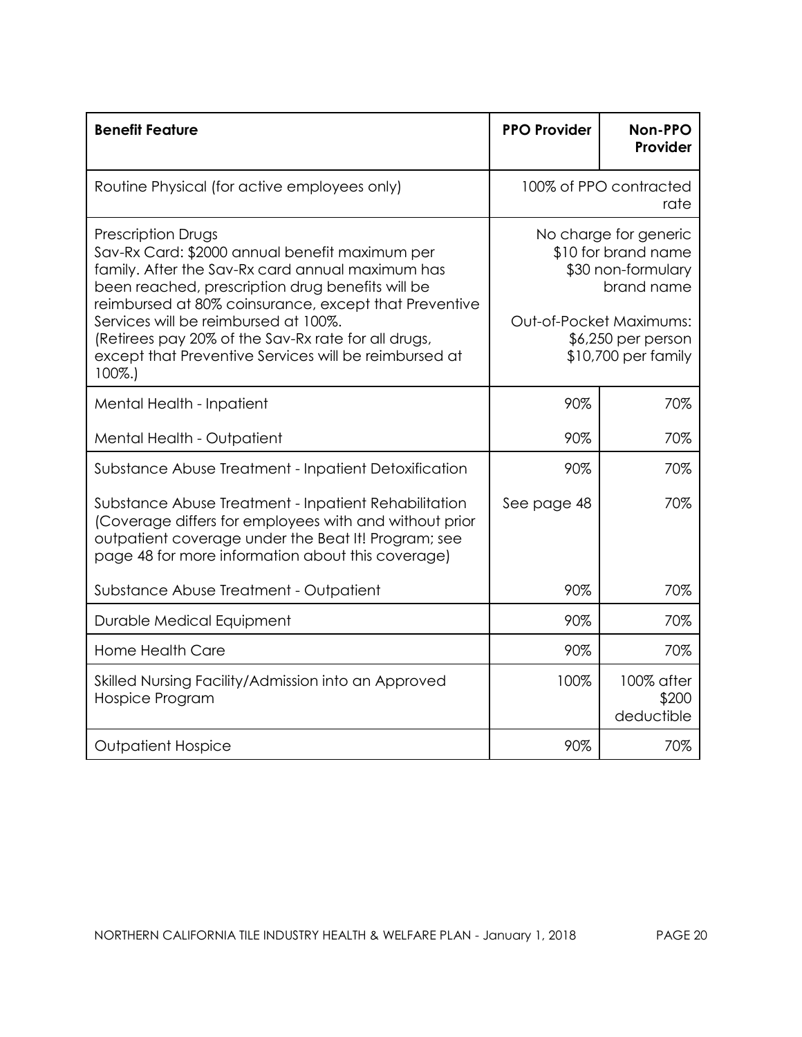| **Benefit Feature** | **PPO Provider** | **Non-PPO Provider** |
| --- | --- | --- |
| Routine Physical (for active employees only) | 100% of PPO contracted rate | |
| Prescription Drugs<br>Sav-Rx Card: $2000 annual benefit maximum per family. After the Sav-Rx card annual maximum has been reached, prescription drug benefits will be reimbursed at 80% coinsurance, except that Preventive Services will be reimbursed at 100%.<br>(Retirees pay 20% of the Sav-Rx rate for all drugs, except that Preventive Services will be reimbursed at 100%.) | No charge for generic<br>$10 for brand name<br>$30 non-formulary brand name<br><br>Out-of-Pocket Maximums:<br>$6,250 per person<br>$10,700 per family | |
| Mental Health - Inpatient | 90% | 70% |
| Mental Health - Outpatient | 90% | 70% |
| Substance Abuse Treatment - Inpatient Detoxification | 90% | 70% |
| Substance Abuse Treatment - Inpatient Rehabilitation (Coverage differs for employees with and without prior outpatient coverage under the Beat It! Program; see page 48 for more information about this coverage) | See page 48 | 70% |
| Substance Abuse Treatment - Outpatient | 90% | 70% |
| Durable Medical Equipment | 90% | 70% |
| Home Health Care | 90% | 70% |
| Skilled Nursing Facility/Admission into an Approved Hospice Program | 100% | 100% after $200 deductible |
| Outpatient Hospice | 90% | 70% |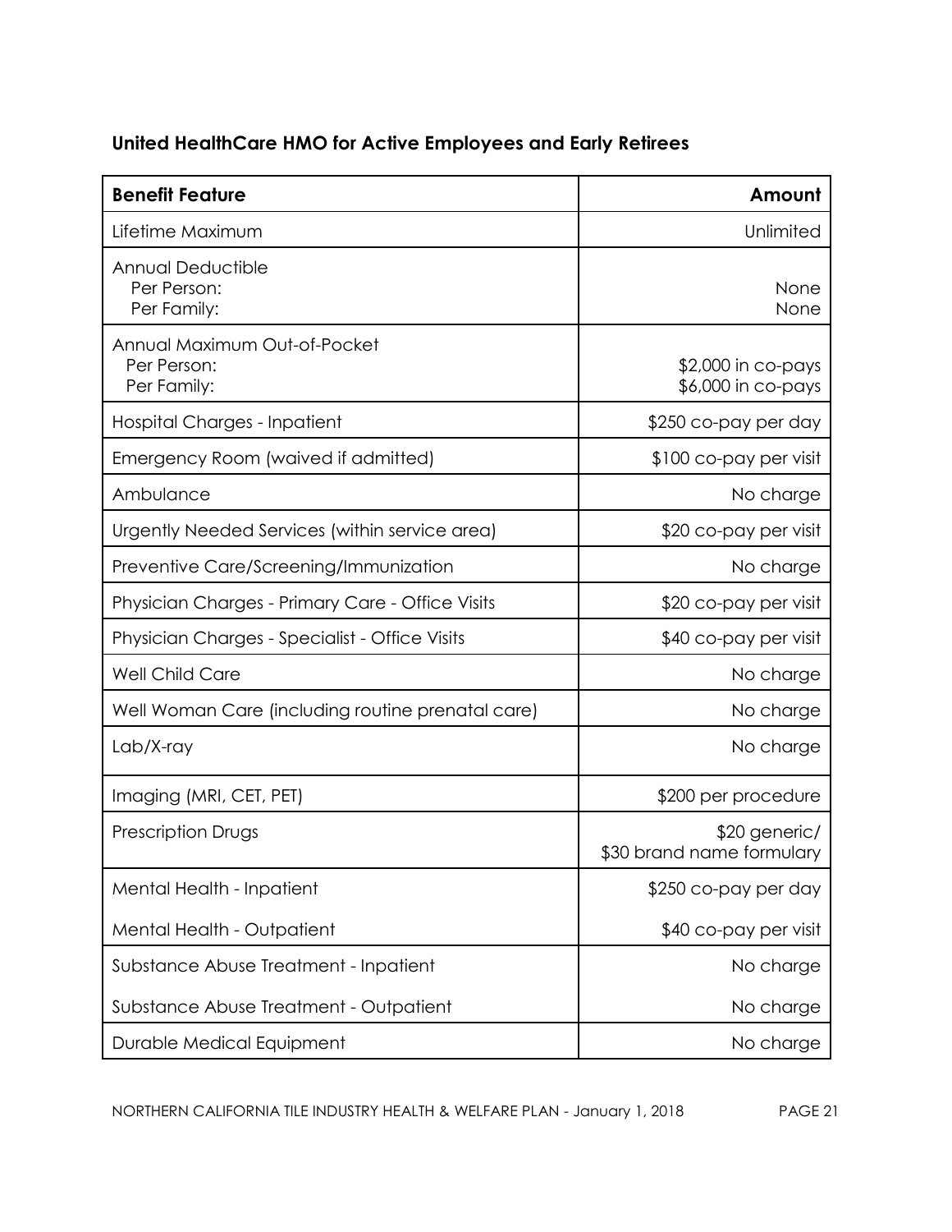## United HealthCare HMO for Active Employees and Early Retirees

| Benefit Feature | Amount |
|---|---|
| Lifetime Maximum | Unlimited |
| Annual Deductible<br>Per Person:<br>Per Family: | <br>None<br>None |
| Annual Maximum Out-of-Pocket<br>Per Person:<br>Per Family: | <br>$2,000 in co-pays<br>$6,000 in co-pays |
| Hospital Charges - Inpatient | $250 co-pay per day |
| Emergency Room (waived if admitted) | $100 co-pay per visit |
| Ambulance | No charge |
| Urgently Needed Services (within service area) | $20 co-pay per visit |
| Preventive Care/Screening/Immunization | No charge |
| Physician Charges - Primary Care - Office Visits | $20 co-pay per visit |
| Physician Charges - Specialist - Office Visits | $40 co-pay per visit |
| Well Child Care | No charge |
| Well Woman Care (including routine prenatal care) | No charge |
| Lab/X-ray | No charge |
| Imaging (MRI, CET, PET) | $200 per procedure |
| Prescription Drugs | $20 generic/<br>$30 brand name formulary |
| Mental Health - Inpatient<br><br>Mental Health - Outpatient | $250 co-pay per day<br><br>$40 co-pay per visit |
| Substance Abuse Treatment - Inpatient<br><br>Substance Abuse Treatment - Outpatient | No charge<br><br>No charge |
| Durable Medical Equipment | No charge |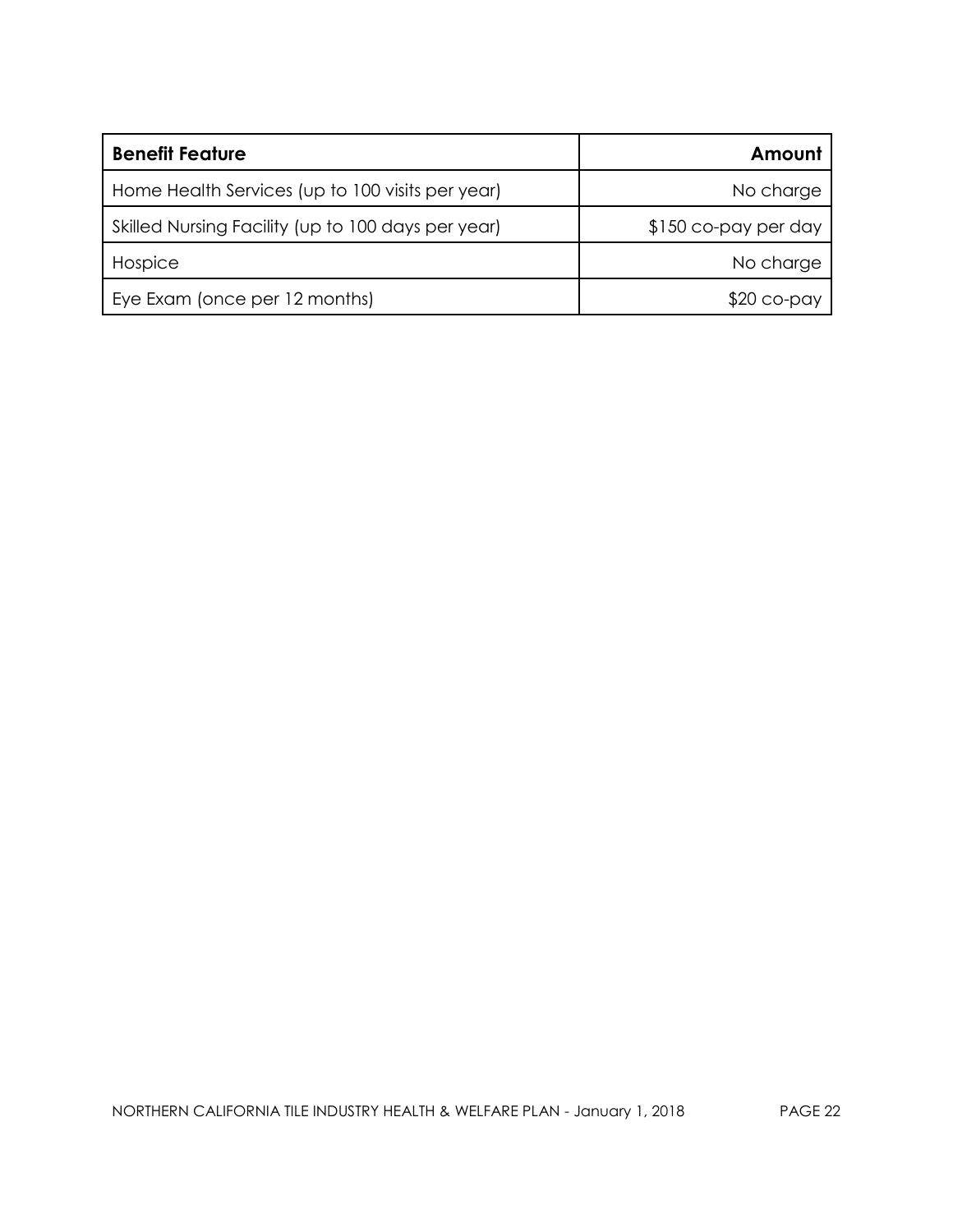| Benefit Feature | Amount |
|---|---:|
| Home Health Services (up to 100 visits per year) | No charge |
| Skilled Nursing Facility (up to 100 days per year) | $150 co-pay per day |
| Hospice | No charge |
| Eye Exam (once per 12 months) | $20 co-pay |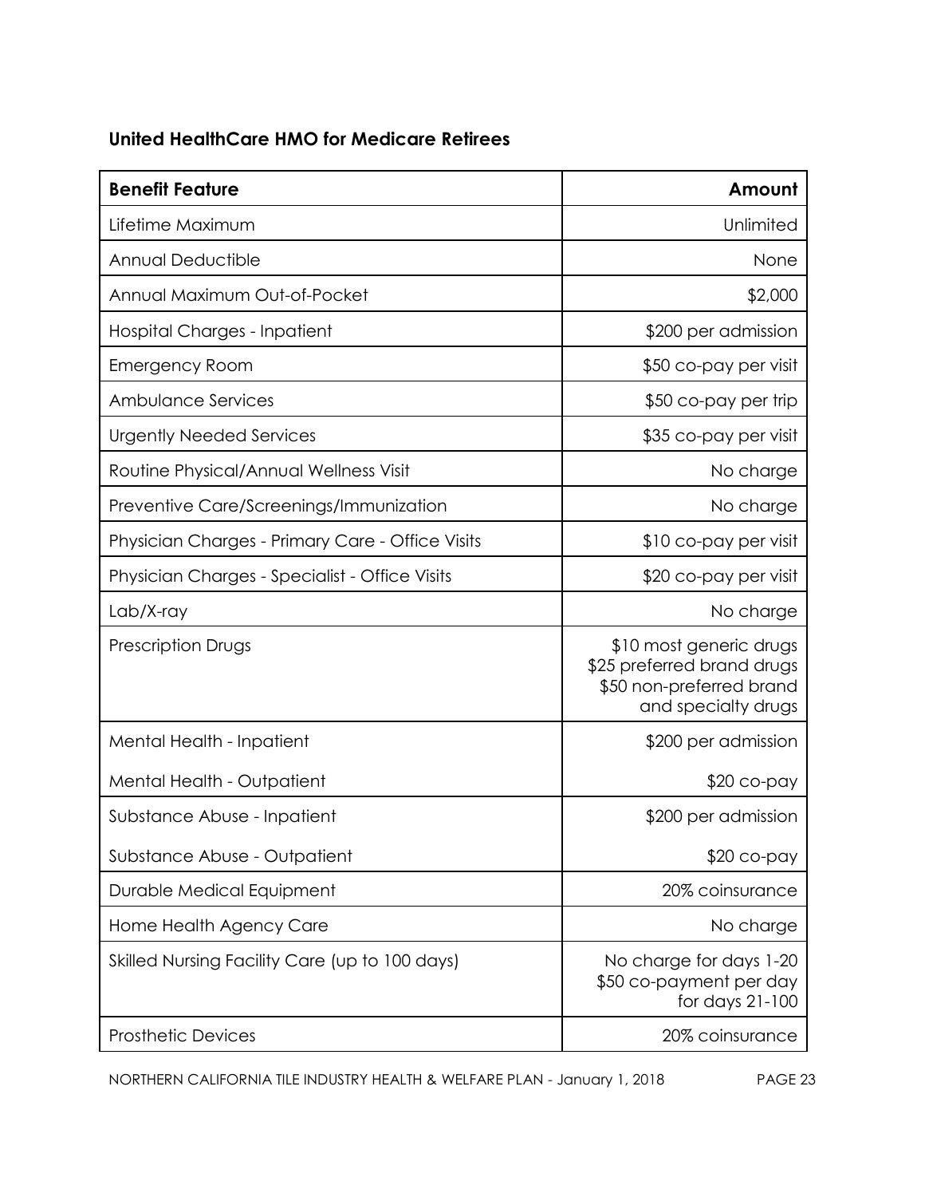### United HealthCare HMO for Medicare Retirees

| Benefit Feature | Amount |
|---|---|
| Lifetime Maximum | Unlimited |
| Annual Deductible | None |
| Annual Maximum Out-of-Pocket | $2,000 |
| Hospital Charges - Inpatient | $200 per admission |
| Emergency Room | $50 co-pay per visit |
| Ambulance Services | $50 co-pay per trip |
| Urgently Needed Services | $35 co-pay per visit |
| Routine Physical/Annual Wellness Visit | No charge |
| Preventive Care/Screenings/Immunization | No charge |
| Physician Charges - Primary Care - Office Visits | $10 co-pay per visit |
| Physician Charges - Specialist - Office Visits | $20 co-pay per visit |
| Lab/X-ray | No charge |
| Prescription Drugs | $10 most generic drugs<br>$25 preferred brand drugs<br>$50 non-preferred brand and specialty drugs |
| Mental Health - Inpatient<br><br>Mental Health - Outpatient | $200 per admission<br><br>$20 co-pay |
| Substance Abuse - Inpatient<br><br>Substance Abuse - Outpatient | $200 per admission<br><br>$20 co-pay |
| Durable Medical Equipment | 20% coinsurance |
| Home Health Agency Care | No charge |
| Skilled Nursing Facility Care (up to 100 days) | No charge for days 1-20<br>$50 co-payment per day for days 21-100 |
| Prosthetic Devices | 20% coinsurance |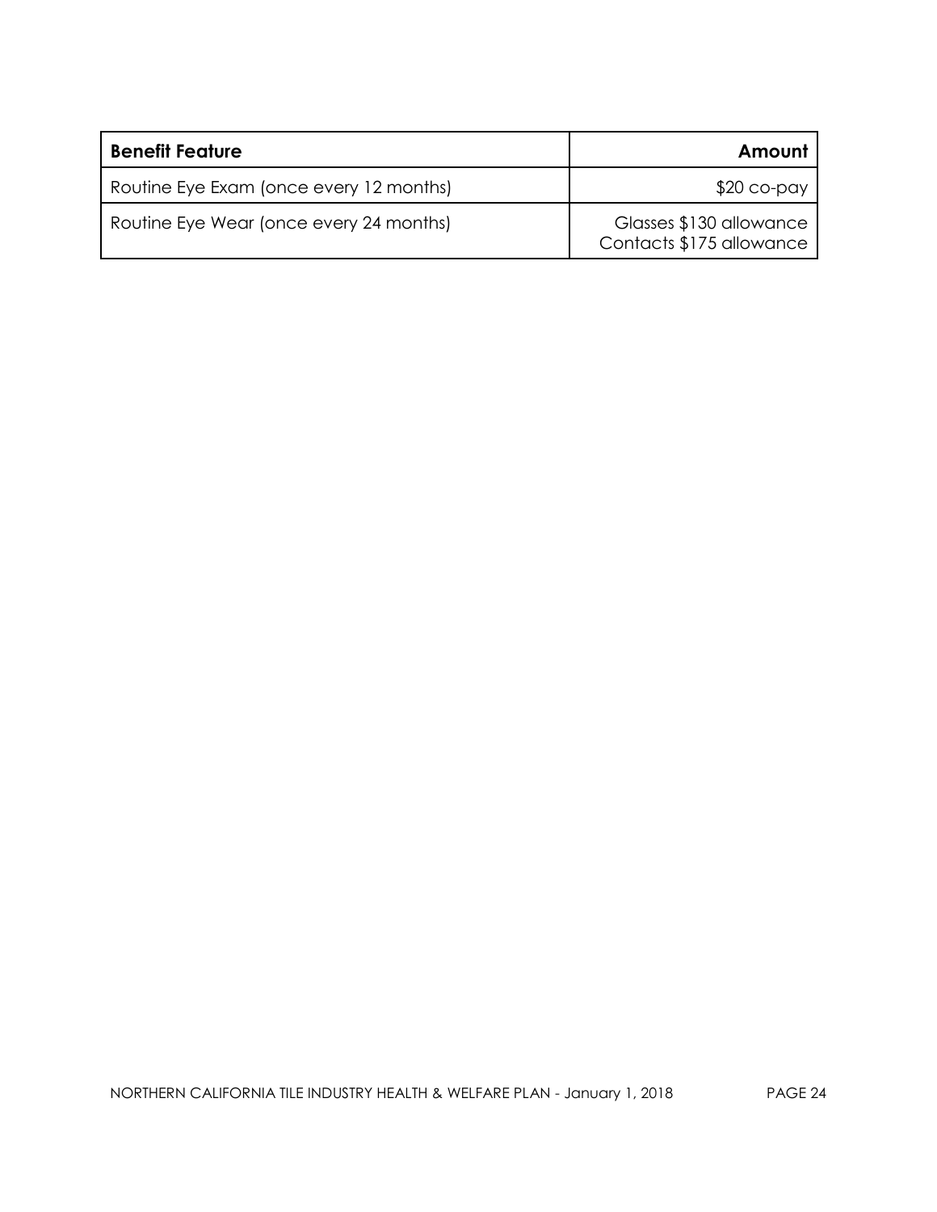| Benefit Feature | Amount |
| --- | ---: |
| Routine Eye Exam (once every 12 months) | $20 co-pay |
| Routine Eye Wear (once every 24 months) | Glasses $130 allowance<br>Contacts $175 allowance |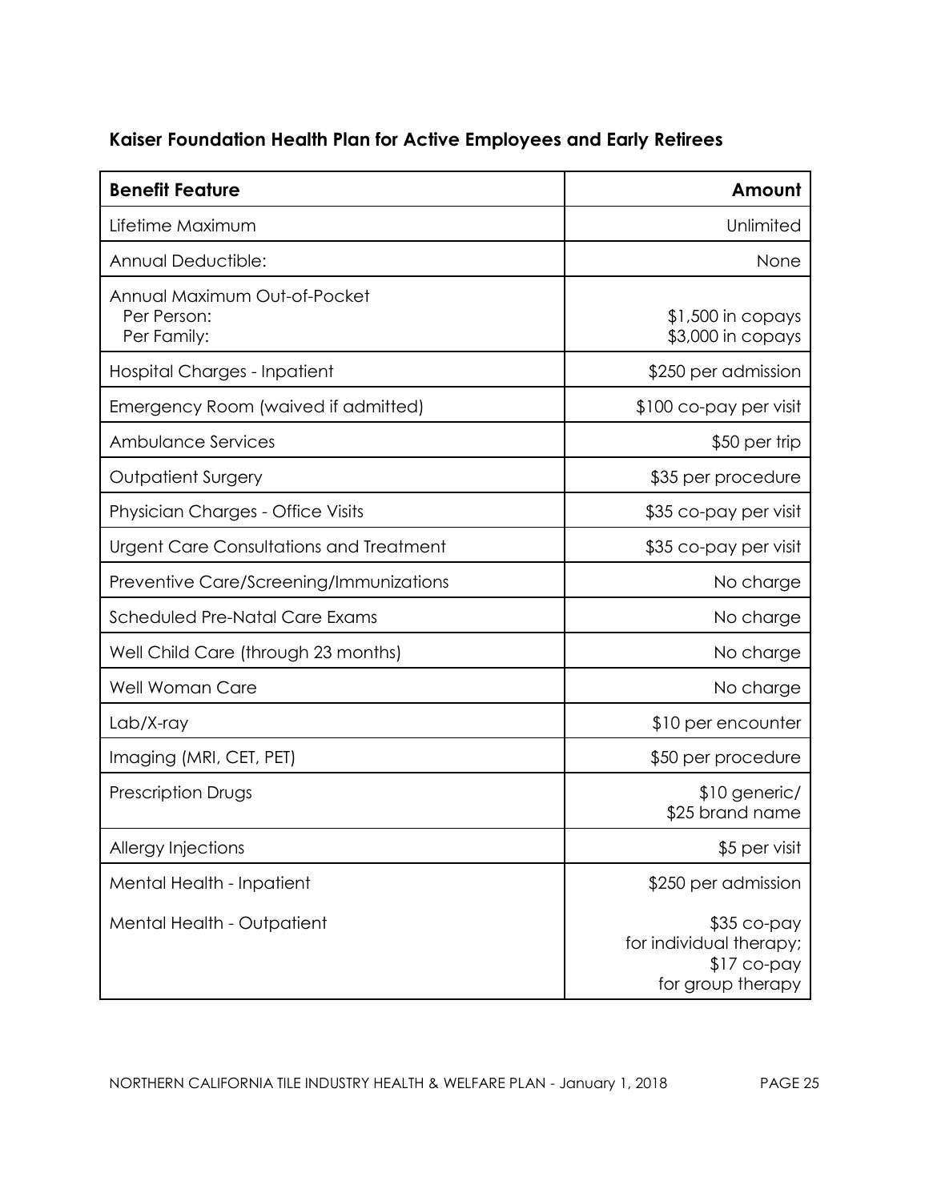### Kaiser Foundation Health Plan for Active Employees and Early Retirees

| Benefit Feature | Amount |
|---|---|
| Lifetime Maximum | Unlimited |
| Annual Deductible: | None |
| Annual Maximum Out-of-Pocket<br>Per Person:<br>Per Family: | <br>$1,500 in copays<br>$3,000 in copays |
| Hospital Charges - Inpatient | $250 per admission |
| Emergency Room (waived if admitted) | $100 co-pay per visit |
| Ambulance Services | $50 per trip |
| Outpatient Surgery | $35 per procedure |
| Physician Charges - Office Visits | $35 co-pay per visit |
| Urgent Care Consultations and Treatment | $35 co-pay per visit |
| Preventive Care/Screening/Immunizations | No charge |
| Scheduled Pre-Natal Care Exams | No charge |
| Well Child Care (through 23 months) | No charge |
| Well Woman Care | No charge |
| Lab/X-ray | $10 per encounter |
| Imaging (MRI, CET, PET) | $50 per procedure |
| Prescription Drugs | $10 generic/<br>$25 brand name |
| Allergy Injections | $5 per visit |
| Mental Health - Inpatient | $250 per admission |
| Mental Health - Outpatient | $35 co-pay<br>for individual therapy;<br>$17 co-pay<br>for group therapy |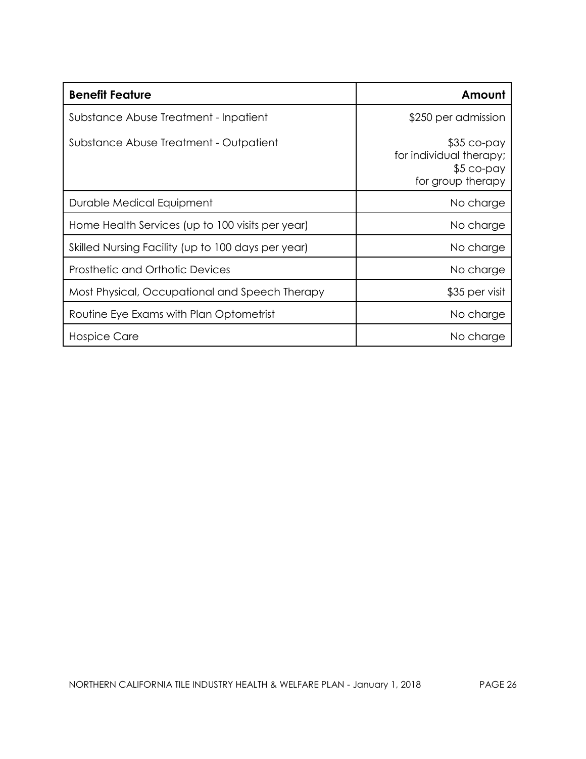| **Benefit Feature** | **Amount** |
|---|---|
| Substance Abuse Treatment - Inpatient | $250 per admission |
| Substance Abuse Treatment - Outpatient | $35 co-pay for individual therapy; $5 co-pay for group therapy |
| Durable Medical Equipment | No charge |
| Home Health Services (up to 100 visits per year) | No charge |
| Skilled Nursing Facility (up to 100 days per year) | No charge |
| Prosthetic and Orthotic Devices | No charge |
| Most Physical, Occupational and Speech Therapy | $35 per visit |
| Routine Eye Exams with Plan Optometrist | No charge |
| Hospice Care | No charge |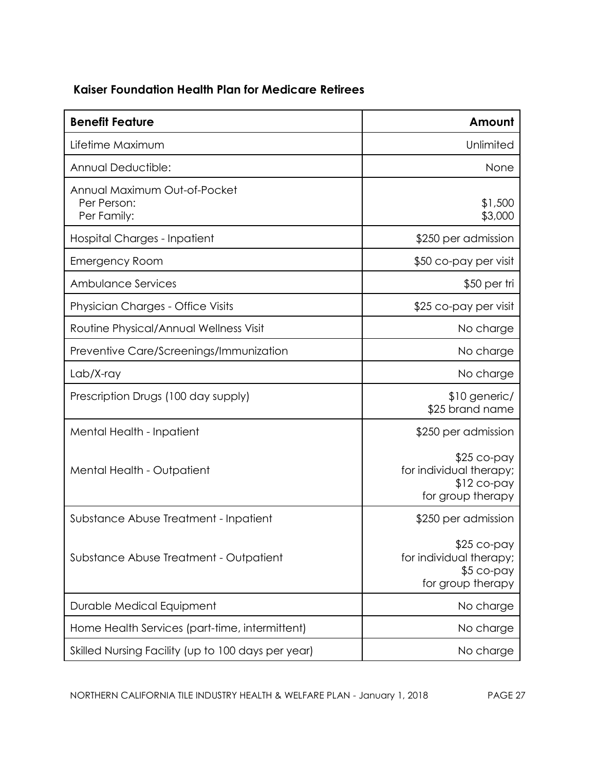## Kaiser Foundation Health Plan for Medicare Retirees

| Benefit Feature | Amount |
|---|---|
| Lifetime Maximum | Unlimited |
| Annual Deductible: | None |
| Annual Maximum Out-of-Pocket<br>Per Person:<br>Per Family: | <br>$1,500<br>$3,000 |
| Hospital Charges - Inpatient | $250 per admission |
| Emergency Room | $50 co-pay per visit |
| Ambulance Services | $50 per tri |
| Physician Charges - Office Visits | $25 co-pay per visit |
| Routine Physical/Annual Wellness Visit | No charge |
| Preventive Care/Screenings/Immunization | No charge |
| Lab/X-ray | No charge |
| Prescription Drugs (100 day supply) | $10 generic/<br>$25 brand name |
| Mental Health - Inpatient | $250 per admission |
| Mental Health - Outpatient | $25 co-pay for individual therapy; $12 co-pay for group therapy |
| Substance Abuse Treatment - Inpatient | $250 per admission |
| Substance Abuse Treatment - Outpatient | $25 co-pay for individual therapy; $5 co-pay for group therapy |
| Durable Medical Equipment | No charge |
| Home Health Services (part-time, intermittent) | No charge |
| Skilled Nursing Facility (up to 100 days per year) | No charge |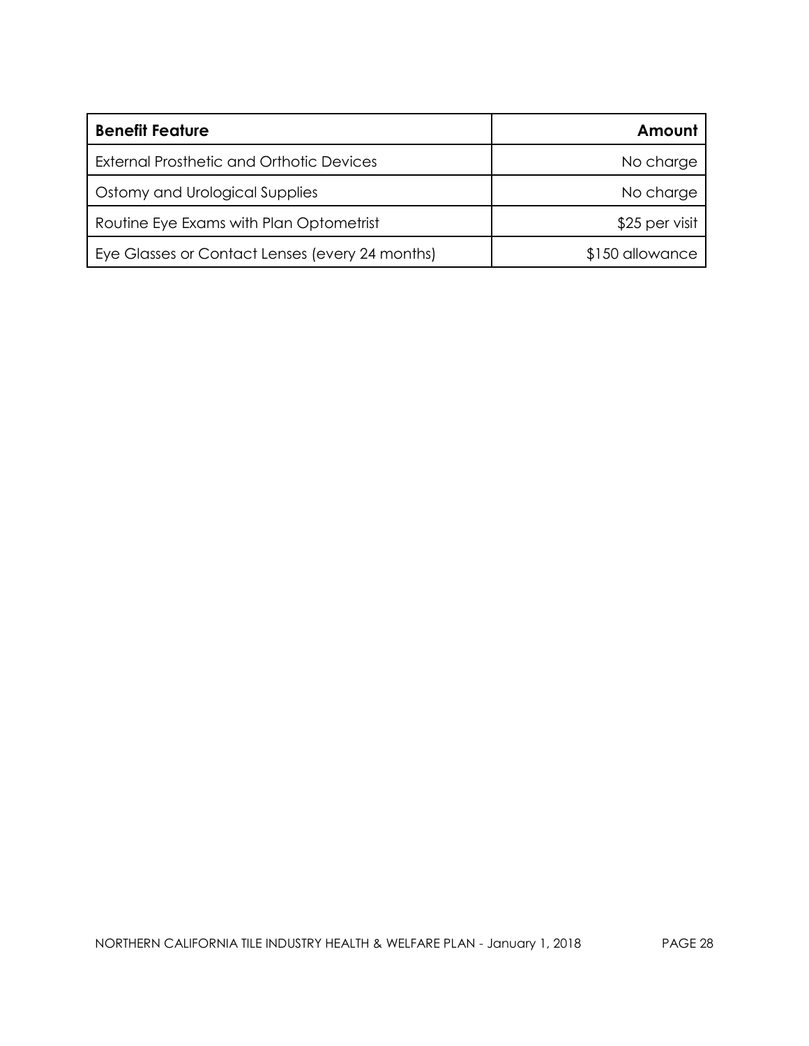| **Benefit Feature** | **Amount** |
| --- | ---: |
| External Prosthetic and Orthotic Devices | No charge |
| Ostomy and Urological Supplies | No charge |
| Routine Eye Exams with Plan Optometrist | $25 per visit |
| Eye Glasses or Contact Lenses (every 24 months) | $150 allowance |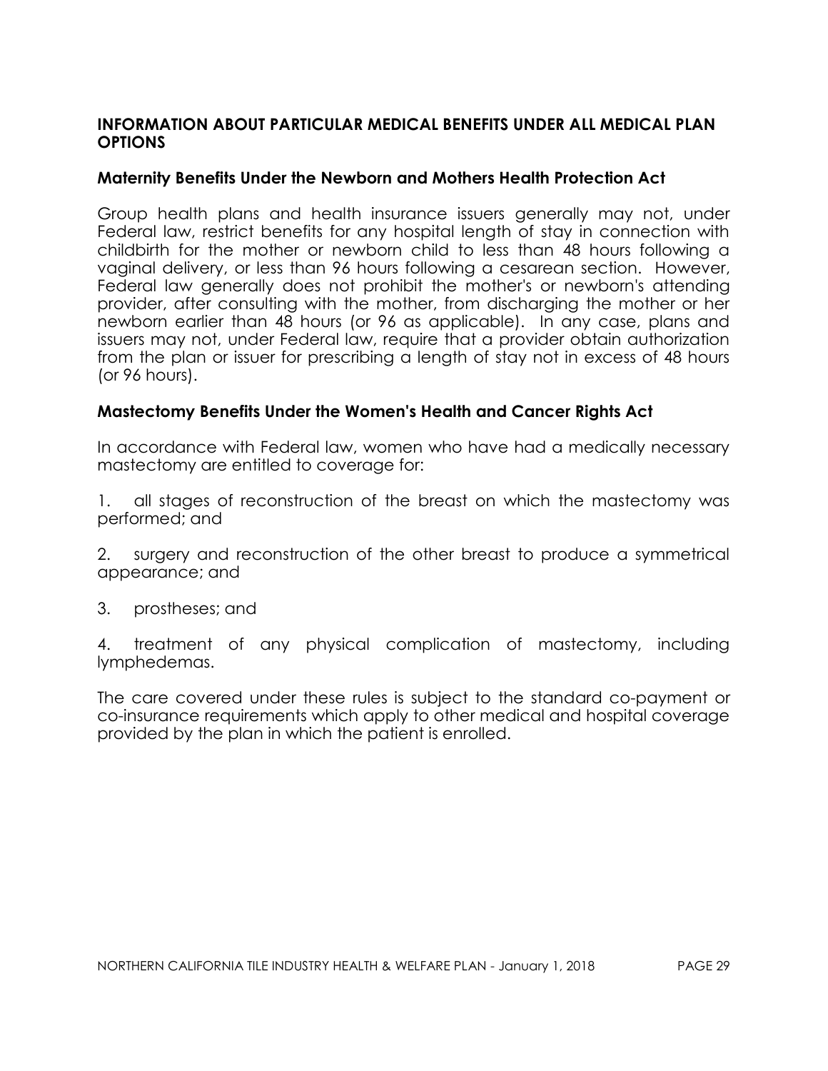## INFORMATION ABOUT PARTICULAR MEDICAL BENEFITS UNDER ALL MEDICAL PLAN OPTIONS

### Maternity Benefits Under the Newborn and Mothers Health Protection Act

Group health plans and health insurance issuers generally may not, under Federal law, restrict benefits for any hospital length of stay in connection with childbirth for the mother or newborn child to less than 48 hours following a vaginal delivery, or less than 96 hours following a cesarean section. However, Federal law generally does not prohibit the mother's or newborn's attending provider, after consulting with the mother, from discharging the mother or her newborn earlier than 48 hours (or 96 as applicable). In any case, plans and issuers may not, under Federal law, require that a provider obtain authorization from the plan or issuer for prescribing a length of stay not in excess of 48 hours (or 96 hours).

### Mastectomy Benefits Under the Women's Health and Cancer Rights Act

In accordance with Federal law, women who have had a medically necessary mastectomy are entitled to coverage for:

1. all stages of reconstruction of the breast on which the mastectomy was performed; and

2. surgery and reconstruction of the other breast to produce a symmetrical appearance; and

3. prostheses; and

4. treatment of any physical complication of mastectomy, including lymphedemas.

The care covered under these rules is subject to the standard co-payment or co-insurance requirements which apply to other medical and hospital coverage provided by the plan in which the patient is enrolled.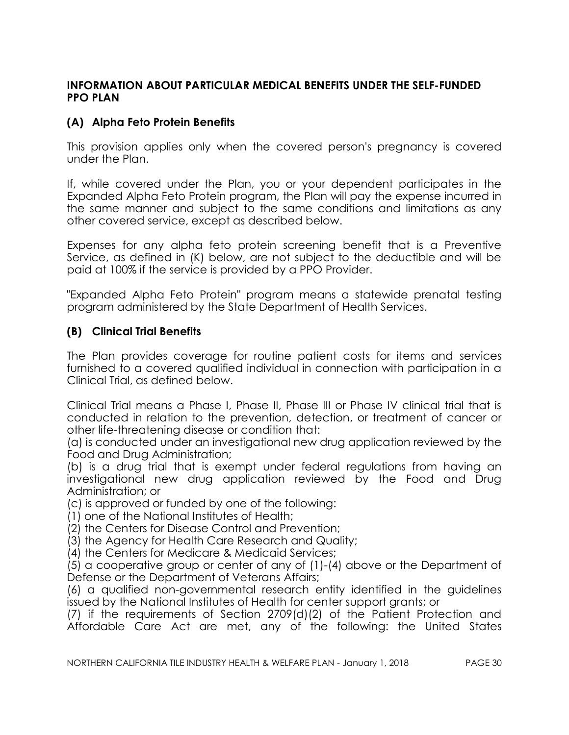## INFORMATION ABOUT PARTICULAR MEDICAL BENEFITS UNDER THE SELF-FUNDED PPO PLAN

### (A) Alpha Feto Protein Benefits

This provision applies only when the covered person's pregnancy is covered under the Plan.

If, while covered under the Plan, you or your dependent participates in the Expanded Alpha Feto Protein program, the Plan will pay the expense incurred in the same manner and subject to the same conditions and limitations as any other covered service, except as described below.

Expenses for any alpha feto protein screening benefit that is a Preventive Service, as defined in (K) below, are not subject to the deductible and will be paid at 100% if the service is provided by a PPO Provider.

"Expanded Alpha Feto Protein" program means a statewide prenatal testing program administered by the State Department of Health Services.

### (B) Clinical Trial Benefits

The Plan provides coverage for routine patient costs for items and services furnished to a covered qualified individual in connection with participation in a Clinical Trial, as defined below.

Clinical Trial means a Phase I, Phase II, Phase III or Phase IV clinical trial that is conducted in relation to the prevention, detection, or treatment of cancer or other life-threatening disease or condition that:
(a) is conducted under an investigational new drug application reviewed by the Food and Drug Administration;
(b) is a drug trial that is exempt under federal regulations from having an investigational new drug application reviewed by the Food and Drug Administration; or
(c) is approved or funded by one of the following:
(1) one of the National Institutes of Health;
(2) the Centers for Disease Control and Prevention;
(3) the Agency for Health Care Research and Quality;
(4) the Centers for Medicare & Medicaid Services;
(5) a cooperative group or center of any of (1)-(4) above or the Department of Defense or the Department of Veterans Affairs;
(6) a qualified non-governmental research entity identified in the guidelines issued by the National Institutes of Health for center support grants; or
(7) if the requirements of Section 2709(d)(2) of the Patient Protection and Affordable Care Act are met, any of the following: the United States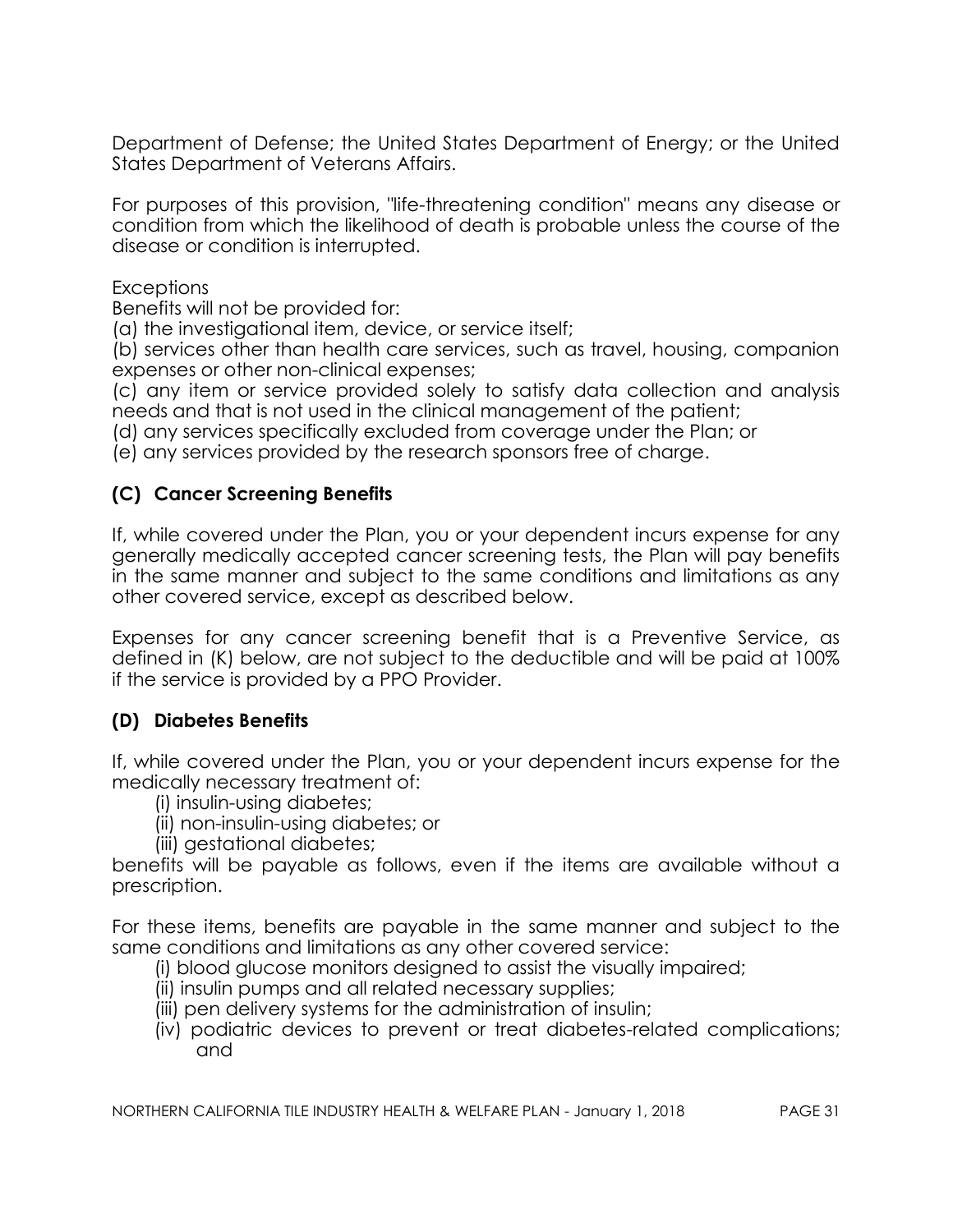Department of Defense; the United States Department of Energy; or the United States Department of Veterans Affairs.

For purposes of this provision, "life-threatening condition" means any disease or condition from which the likelihood of death is probable unless the course of the disease or condition is interrupted.

Exceptions

Benefits will not be provided for:

(a) the investigational item, device, or service itself;

(b) services other than health care services, such as travel, housing, companion expenses or other non-clinical expenses;

(c) any item or service provided solely to satisfy data collection and analysis needs and that is not used in the clinical management of the patient;

(d) any services specifically excluded from coverage under the Plan; or

(e) any services provided by the research sponsors free of charge.

### (C) Cancer Screening Benefits

If, while covered under the Plan, you or your dependent incurs expense for any generally medically accepted cancer screening tests, the Plan will pay benefits in the same manner and subject to the same conditions and limitations as any other covered service, except as described below.

Expenses for any cancer screening benefit that is a Preventive Service, as defined in (K) below, are not subject to the deductible and will be paid at 100% if the service is provided by a PPO Provider.

### (D) Diabetes Benefits

If, while covered under the Plan, you or your dependent incurs expense for the medically necessary treatment of:

(i) insulin-using diabetes;
(ii) non-insulin-using diabetes; or
(iii) gestational diabetes;

benefits will be payable as follows, even if the items are available without a prescription.

For these items, benefits are payable in the same manner and subject to the same conditions and limitations as any other covered service:

(i) blood glucose monitors designed to assist the visually impaired;
(ii) insulin pumps and all related necessary supplies;
(iii) pen delivery systems for the administration of insulin;
(iv) podiatric devices to prevent or treat diabetes-related complications; and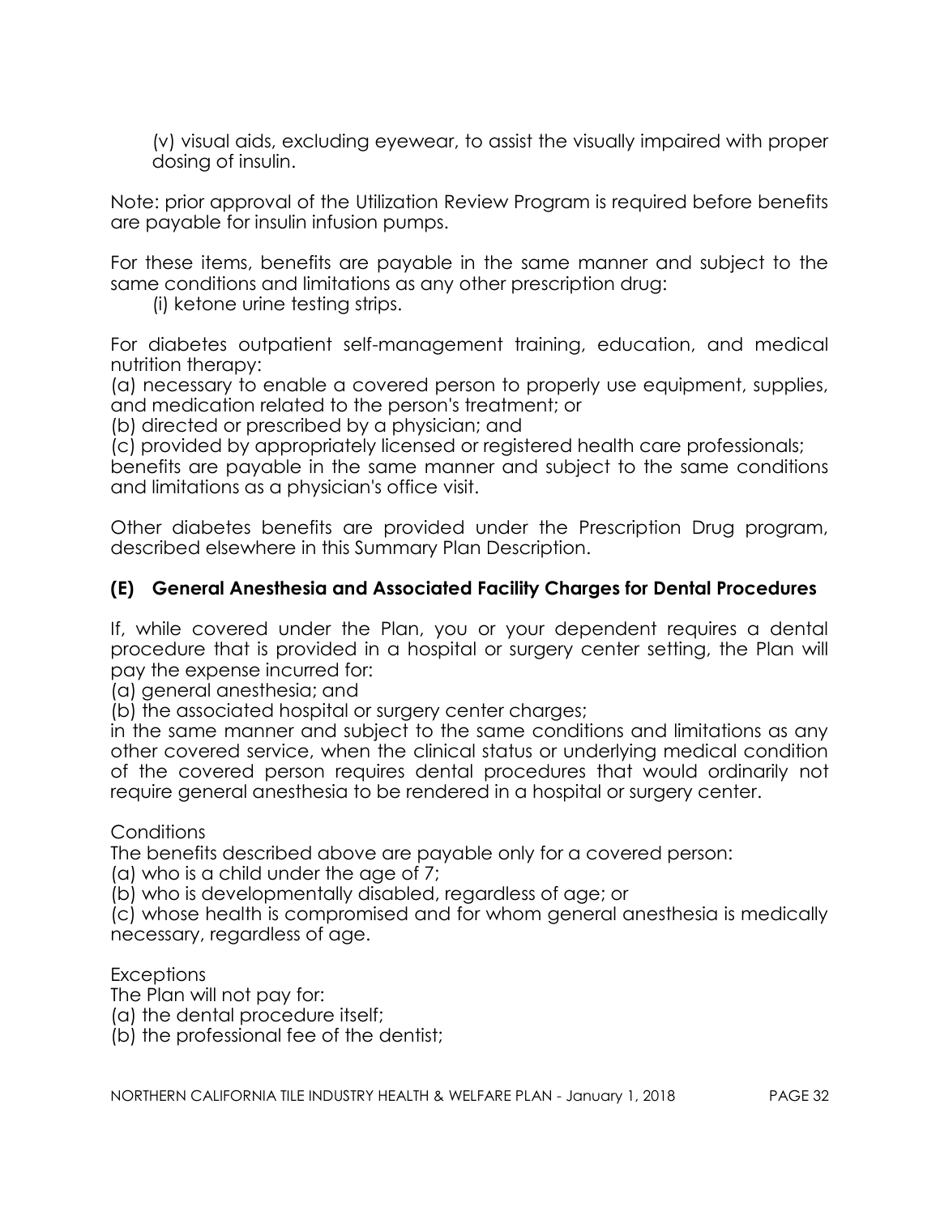(v) visual aids, excluding eyewear, to assist the visually impaired with proper dosing of insulin.

Note: prior approval of the Utilization Review Program is required before benefits are payable for insulin infusion pumps.

For these items, benefits are payable in the same manner and subject to the same conditions and limitations as any other prescription drug:

(i) ketone urine testing strips.

For diabetes outpatient self-management training, education, and medical nutrition therapy:
(a) necessary to enable a covered person to properly use equipment, supplies, and medication related to the person's treatment; or
(b) directed or prescribed by a physician; and
(c) provided by appropriately licensed or registered health care professionals;
benefits are payable in the same manner and subject to the same conditions and limitations as a physician's office visit.

Other diabetes benefits are provided under the Prescription Drug program, described elsewhere in this Summary Plan Description.

### (E) General Anesthesia and Associated Facility Charges for Dental Procedures

If, while covered under the Plan, you or your dependent requires a dental procedure that is provided in a hospital or surgery center setting, the Plan will pay the expense incurred for:
(a) general anesthesia; and
(b) the associated hospital or surgery center charges;
in the same manner and subject to the same conditions and limitations as any other covered service, when the clinical status or underlying medical condition of the covered person requires dental procedures that would ordinarily not require general anesthesia to be rendered in a hospital or surgery center.

Conditions
The benefits described above are payable only for a covered person:
(a) who is a child under the age of 7;
(b) who is developmentally disabled, regardless of age; or
(c) whose health is compromised and for whom general anesthesia is medically necessary, regardless of age.

Exceptions
The Plan will not pay for:
(a) the dental procedure itself;
(b) the professional fee of the dentist;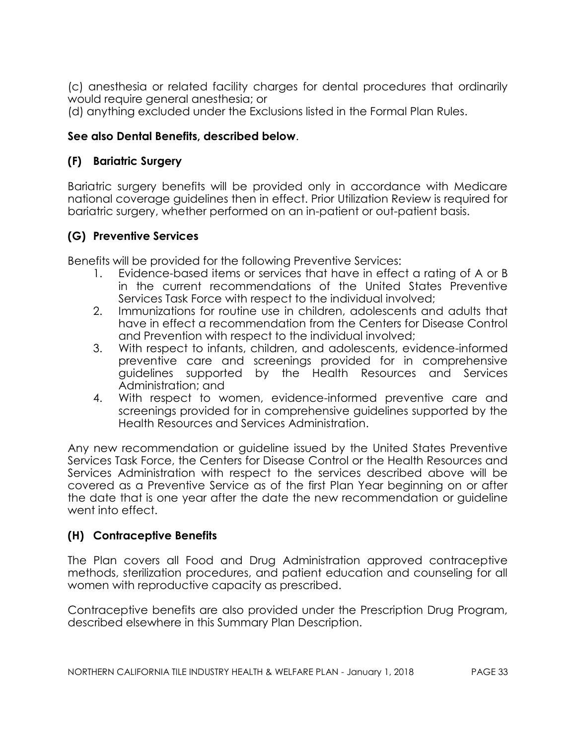(c) anesthesia or related facility charges for dental procedures that ordinarily would require general anesthesia; or
(d) anything excluded under the Exclusions listed in the Formal Plan Rules.

**See also Dental Benefits, described below**.

### (F) Bariatric Surgery

Bariatric surgery benefits will be provided only in accordance with Medicare national coverage guidelines then in effect. Prior Utilization Review is required for bariatric surgery, whether performed on an in-patient or out-patient basis.

### (G) Preventive Services

Benefits will be provided for the following Preventive Services:

1. Evidence-based items or services that have in effect a rating of A or B in the current recommendations of the United States Preventive Services Task Force with respect to the individual involved;
2. Immunizations for routine use in children, adolescents and adults that have in effect a recommendation from the Centers for Disease Control and Prevention with respect to the individual involved;
3. With respect to infants, children, and adolescents, evidence-informed preventive care and screenings provided for in comprehensive guidelines supported by the Health Resources and Services Administration; and
4. With respect to women, evidence-informed preventive care and screenings provided for in comprehensive guidelines supported by the Health Resources and Services Administration.

Any new recommendation or guideline issued by the United States Preventive Services Task Force, the Centers for Disease Control or the Health Resources and Services Administration with respect to the services described above will be covered as a Preventive Service as of the first Plan Year beginning on or after the date that is one year after the date the new recommendation or guideline went into effect.

### (H) Contraceptive Benefits

The Plan covers all Food and Drug Administration approved contraceptive methods, sterilization procedures, and patient education and counseling for all women with reproductive capacity as prescribed.

Contraceptive benefits are also provided under the Prescription Drug Program, described elsewhere in this Summary Plan Description.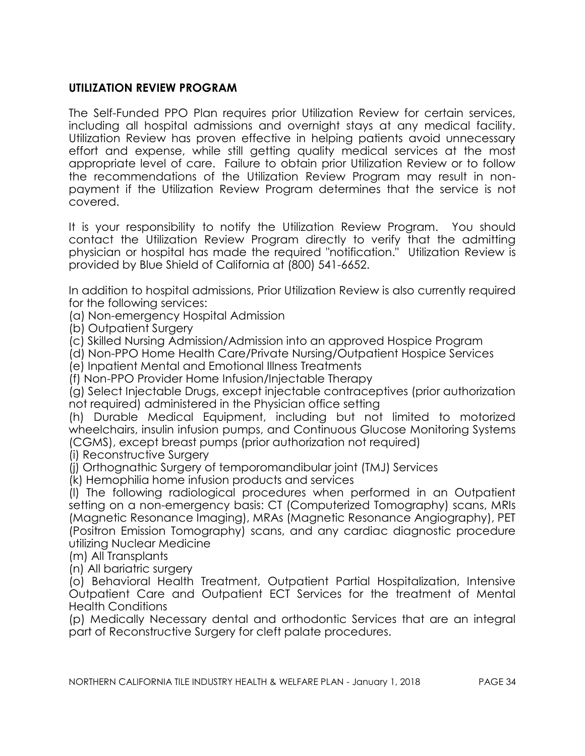## UTILIZATION REVIEW PROGRAM

The Self-Funded PPO Plan requires prior Utilization Review for certain services, including all hospital admissions and overnight stays at any medical facility. Utilization Review has proven effective in helping patients avoid unnecessary effort and expense, while still getting quality medical services at the most appropriate level of care. Failure to obtain prior Utilization Review or to follow the recommendations of the Utilization Review Program may result in non-payment if the Utilization Review Program determines that the service is not covered.

It is your responsibility to notify the Utilization Review Program. You should contact the Utilization Review Program directly to verify that the admitting physician or hospital has made the required "notification." Utilization Review is provided by Blue Shield of California at (800) 541-6652.

In addition to hospital admissions, Prior Utilization Review is also currently required for the following services:

(a) Non-emergency Hospital Admission
(b) Outpatient Surgery
(c) Skilled Nursing Admission/Admission into an approved Hospice Program
(d) Non-PPO Home Health Care/Private Nursing/Outpatient Hospice Services
(e) Inpatient Mental and Emotional Illness Treatments
(f) Non-PPO Provider Home Infusion/Injectable Therapy
(g) Select Injectable Drugs, except injectable contraceptives (prior authorization not required) administered in the Physician office setting
(h) Durable Medical Equipment, including but not limited to motorized wheelchairs, insulin infusion pumps, and Continuous Glucose Monitoring Systems (CGMS), except breast pumps (prior authorization not required)
(i) Reconstructive Surgery
(j) Orthognathic Surgery of temporomandibular joint (TMJ) Services
(k) Hemophilia home infusion products and services
(l) The following radiological procedures when performed in an Outpatient setting on a non-emergency basis: CT (Computerized Tomography) scans, MRIs (Magnetic Resonance Imaging), MRAs (Magnetic Resonance Angiography), PET (Positron Emission Tomography) scans, and any cardiac diagnostic procedure utilizing Nuclear Medicine
(m) All Transplants
(n) All bariatric surgery
(o) Behavioral Health Treatment, Outpatient Partial Hospitalization, Intensive Outpatient Care and Outpatient ECT Services for the treatment of Mental Health Conditions
(p) Medically Necessary dental and orthodontic Services that are an integral part of Reconstructive Surgery for cleft palate procedures.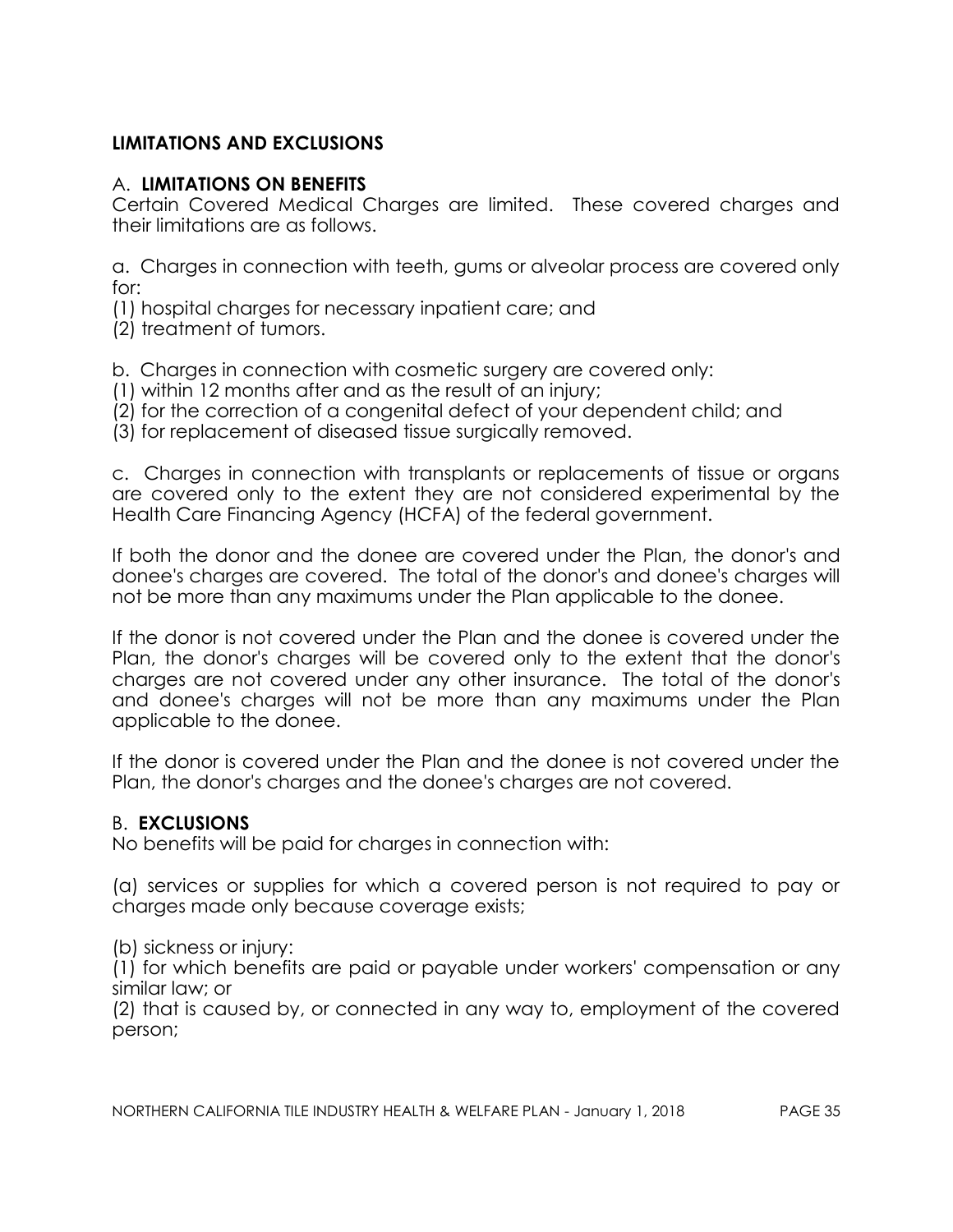## LIMITATIONS AND EXCLUSIONS

### A. LIMITATIONS ON BENEFITS

Certain Covered Medical Charges are limited. These covered charges and their limitations are as follows.

a. Charges in connection with teeth, gums or alveolar process are covered only for:
(1) hospital charges for necessary inpatient care; and
(2) treatment of tumors.

b. Charges in connection with cosmetic surgery are covered only:
(1) within 12 months after and as the result of an injury;
(2) for the correction of a congenital defect of your dependent child; and
(3) for replacement of diseased tissue surgically removed.

c. Charges in connection with transplants or replacements of tissue or organs are covered only to the extent they are not considered experimental by the Health Care Financing Agency (HCFA) of the federal government.

If both the donor and the donee are covered under the Plan, the donor's and donee's charges are covered. The total of the donor's and donee's charges will not be more than any maximums under the Plan applicable to the donee.

If the donor is not covered under the Plan and the donee is covered under the Plan, the donor's charges will be covered only to the extent that the donor's charges are not covered under any other insurance. The total of the donor's and donee's charges will not be more than any maximums under the Plan applicable to the donee.

If the donor is covered under the Plan and the donee is not covered under the Plan, the donor's charges and the donee's charges are not covered.

### B. EXCLUSIONS

No benefits will be paid for charges in connection with:

(a) services or supplies for which a covered person is not required to pay or charges made only because coverage exists;

(b) sickness or injury:
(1) for which benefits are paid or payable under workers' compensation or any similar law; or
(2) that is caused by, or connected in any way to, employment of the covered person;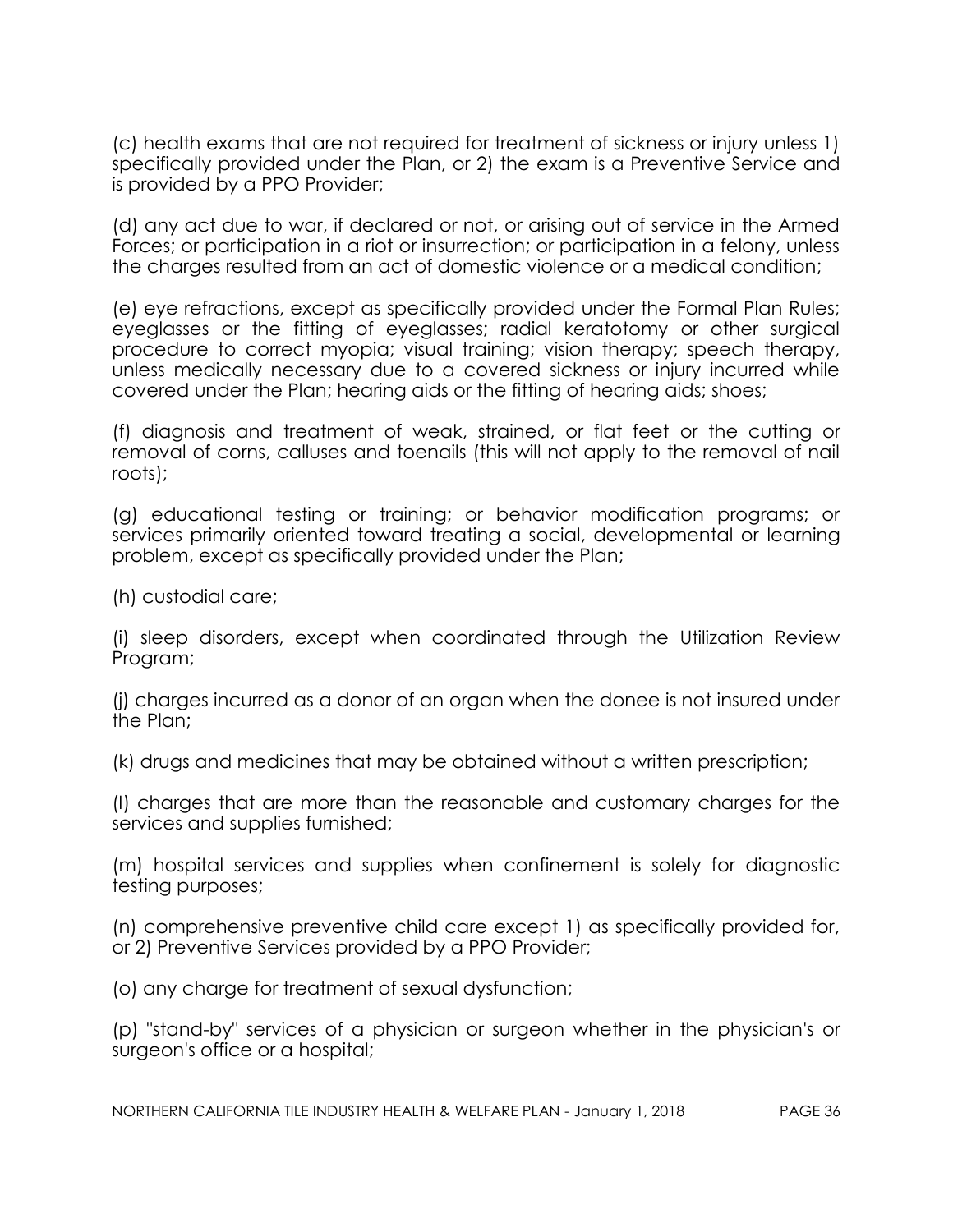(c) health exams that are not required for treatment of sickness or injury unless 1) specifically provided under the Plan, or 2) the exam is a Preventive Service and is provided by a PPO Provider;

(d) any act due to war, if declared or not, or arising out of service in the Armed Forces; or participation in a riot or insurrection; or participation in a felony, unless the charges resulted from an act of domestic violence or a medical condition;

(e) eye refractions, except as specifically provided under the Formal Plan Rules; eyeglasses or the fitting of eyeglasses; radial keratotomy or other surgical procedure to correct myopia; visual training; vision therapy; speech therapy, unless medically necessary due to a covered sickness or injury incurred while covered under the Plan; hearing aids or the fitting of hearing aids; shoes;

(f) diagnosis and treatment of weak, strained, or flat feet or the cutting or removal of corns, calluses and toenails (this will not apply to the removal of nail roots);

(g) educational testing or training; or behavior modification programs; or services primarily oriented toward treating a social, developmental or learning problem, except as specifically provided under the Plan;

(h) custodial care;

(i) sleep disorders, except when coordinated through the Utilization Review Program;

(j) charges incurred as a donor of an organ when the donee is not insured under the Plan;

(k) drugs and medicines that may be obtained without a written prescription;

(l) charges that are more than the reasonable and customary charges for the services and supplies furnished;

(m) hospital services and supplies when confinement is solely for diagnostic testing purposes;

(n) comprehensive preventive child care except 1) as specifically provided for, or 2) Preventive Services provided by a PPO Provider;

(o) any charge for treatment of sexual dysfunction;

(p) "stand-by" services of a physician or surgeon whether in the physician's or surgeon's office or a hospital;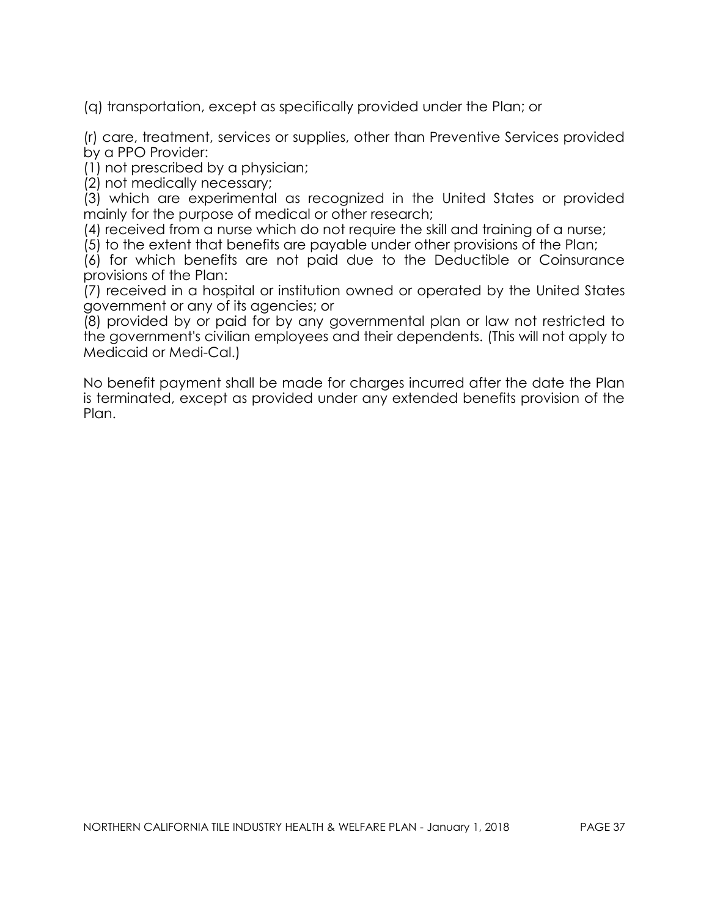(q) transportation, except as specifically provided under the Plan; or

(r) care, treatment, services or supplies, other than Preventive Services provided by a PPO Provider:

(1) not prescribed by a physician;

(2) not medically necessary;

(3) which are experimental as recognized in the United States or provided mainly for the purpose of medical or other research;

(4) received from a nurse which do not require the skill and training of a nurse;

(5) to the extent that benefits are payable under other provisions of the Plan;

(6) for which benefits are not paid due to the Deductible or Coinsurance provisions of the Plan:

(7) received in a hospital or institution owned or operated by the United States government or any of its agencies; or

(8) provided by or paid for by any governmental plan or law not restricted to the government's civilian employees and their dependents. (This will not apply to Medicaid or Medi-Cal.)

No benefit payment shall be made for charges incurred after the date the Plan is terminated, except as provided under any extended benefits provision of the Plan.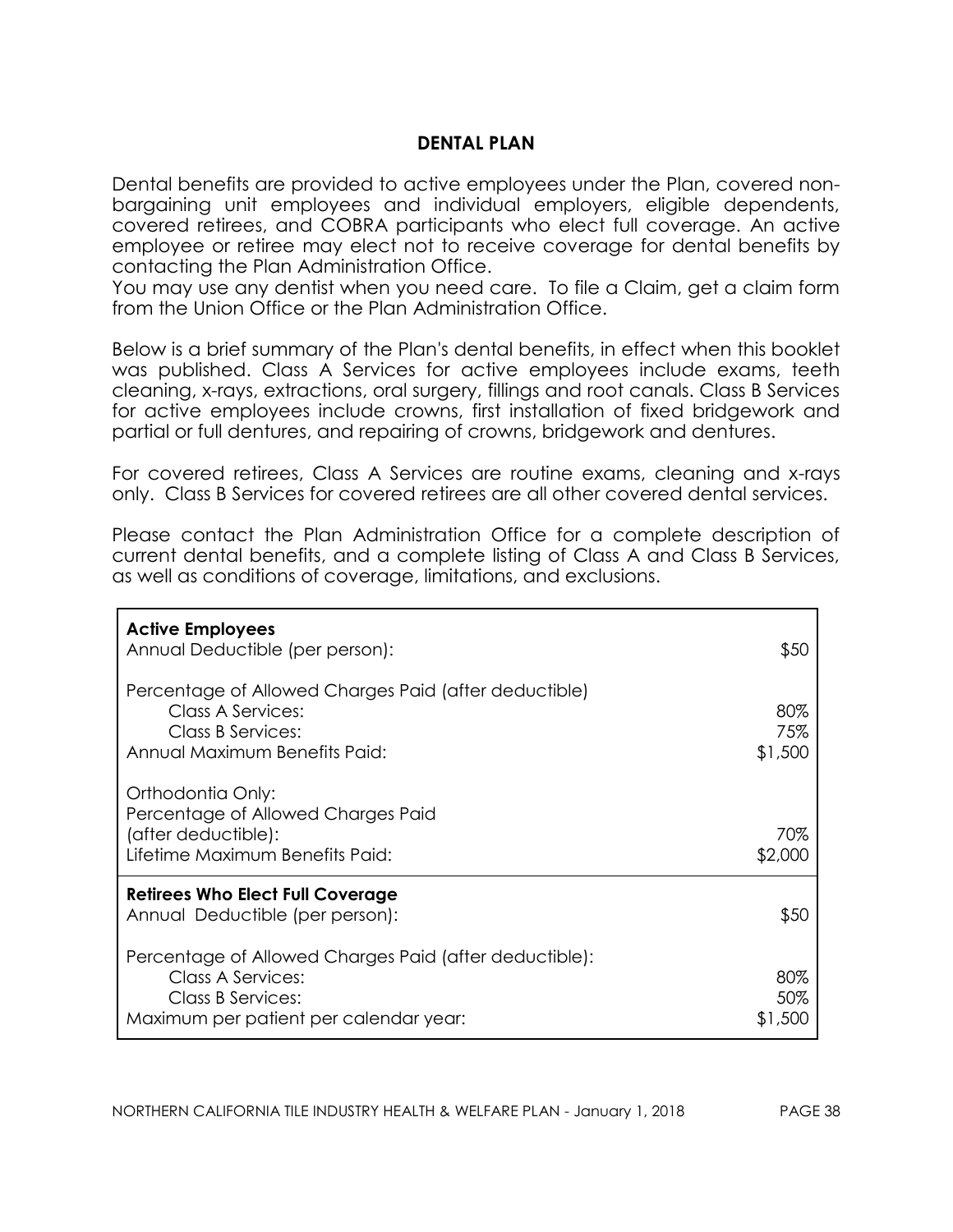## DENTAL PLAN

Dental benefits are provided to active employees under the Plan, covered non-bargaining unit employees and individual employers, eligible dependents, covered retirees, and COBRA participants who elect full coverage. An active employee or retiree may elect not to receive coverage for dental benefits by contacting the Plan Administration Office.

You may use any dentist when you need care. To file a Claim, get a claim form from the Union Office or the Plan Administration Office.

Below is a brief summary of the Plan's dental benefits, in effect when this booklet was published. Class A Services for active employees include exams, teeth cleaning, x-rays, extractions, oral surgery, fillings and root canals. Class B Services for active employees include crowns, first installation of fixed bridgework and partial or full dentures, and repairing of crowns, bridgework and dentures.

For covered retirees, Class A Services are routine exams, cleaning and x-rays only. Class B Services for covered retirees are all other covered dental services.

Please contact the Plan Administration Office for a complete description of current dental benefits, and a complete listing of Class A and Class B Services, as well as conditions of coverage, limitations, and exclusions.

| **Active Employees** | |
|---|---|
| Annual Deductible (per person): | $50 |
| Percentage of Allowed Charges Paid (after deductible) | |
| Class A Services: | 80% |
| Class B Services: | 75% |
| Annual Maximum Benefits Paid: | $1,500 |
| Orthodontia Only: | |
| Percentage of Allowed Charges Paid (after deductible): | 70% |
| Lifetime Maximum Benefits Paid: | $2,000 |
| **Retirees Who Elect Full Coverage** | |
| Annual Deductible (per person): | $50 |
| Percentage of Allowed Charges Paid (after deductible): | |
| Class A Services: | 80% |
| Class B Services: | 50% |
| Maximum per patient per calendar year: | $1,500 |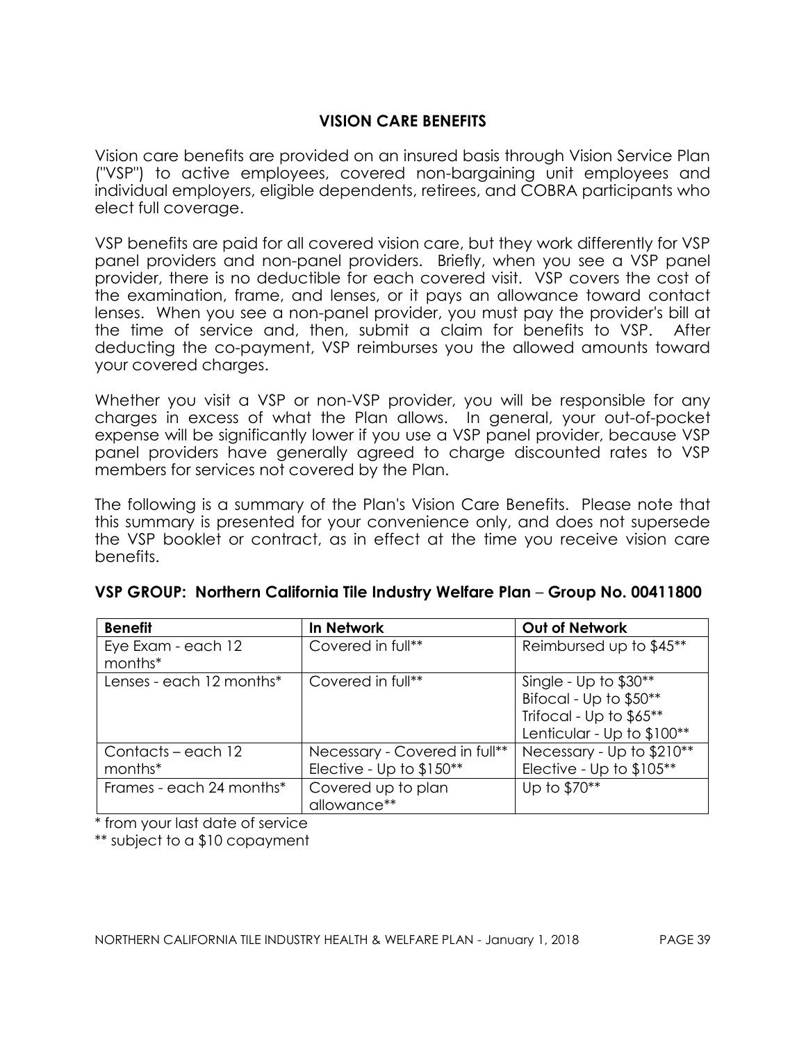## VISION CARE BENEFITS

Vision care benefits are provided on an insured basis through Vision Service Plan ("VSP") to active employees, covered non-bargaining unit employees and individual employers, eligible dependents, retirees, and COBRA participants who elect full coverage.

VSP benefits are paid for all covered vision care, but they work differently for VSP panel providers and non-panel providers. Briefly, when you see a VSP panel provider, there is no deductible for each covered visit. VSP covers the cost of the examination, frame, and lenses, or it pays an allowance toward contact lenses. When you see a non-panel provider, you must pay the provider's bill at the time of service and, then, submit a claim for benefits to VSP. After deducting the co-payment, VSP reimburses you the allowed amounts toward your covered charges.

Whether you visit a VSP or non-VSP provider, you will be responsible for any charges in excess of what the Plan allows. In general, your out-of-pocket expense will be significantly lower if you use a VSP panel provider, because VSP panel providers have generally agreed to charge discounted rates to VSP members for services not covered by the Plan.

The following is a summary of the Plan's Vision Care Benefits. Please note that this summary is presented for your convenience only, and does not supersede the VSP booklet or contract, as in effect at the time you receive vision care benefits.

**VSP GROUP: Northern California Tile Industry Welfare Plan – Group No. 00411800**

| Benefit | In Network | Out of Network |
|---|---|---|
| Eye Exam - each 12 months* | Covered in full** | Reimbursed up to $45** |
| Lenses - each 12 months* | Covered in full** | Single - Up to $30**<br>Bifocal - Up to $50**<br>Trifocal - Up to $65**<br>Lenticular - Up to $100** |
| Contacts – each 12 months* | Necessary - Covered in full**<br>Elective - Up to $150** | Necessary - Up to $210**<br>Elective - Up to $105** |
| Frames - each 24 months* | Covered up to plan allowance** | Up to $70** |

\* from your last date of service

\*\* subject to a $10 copayment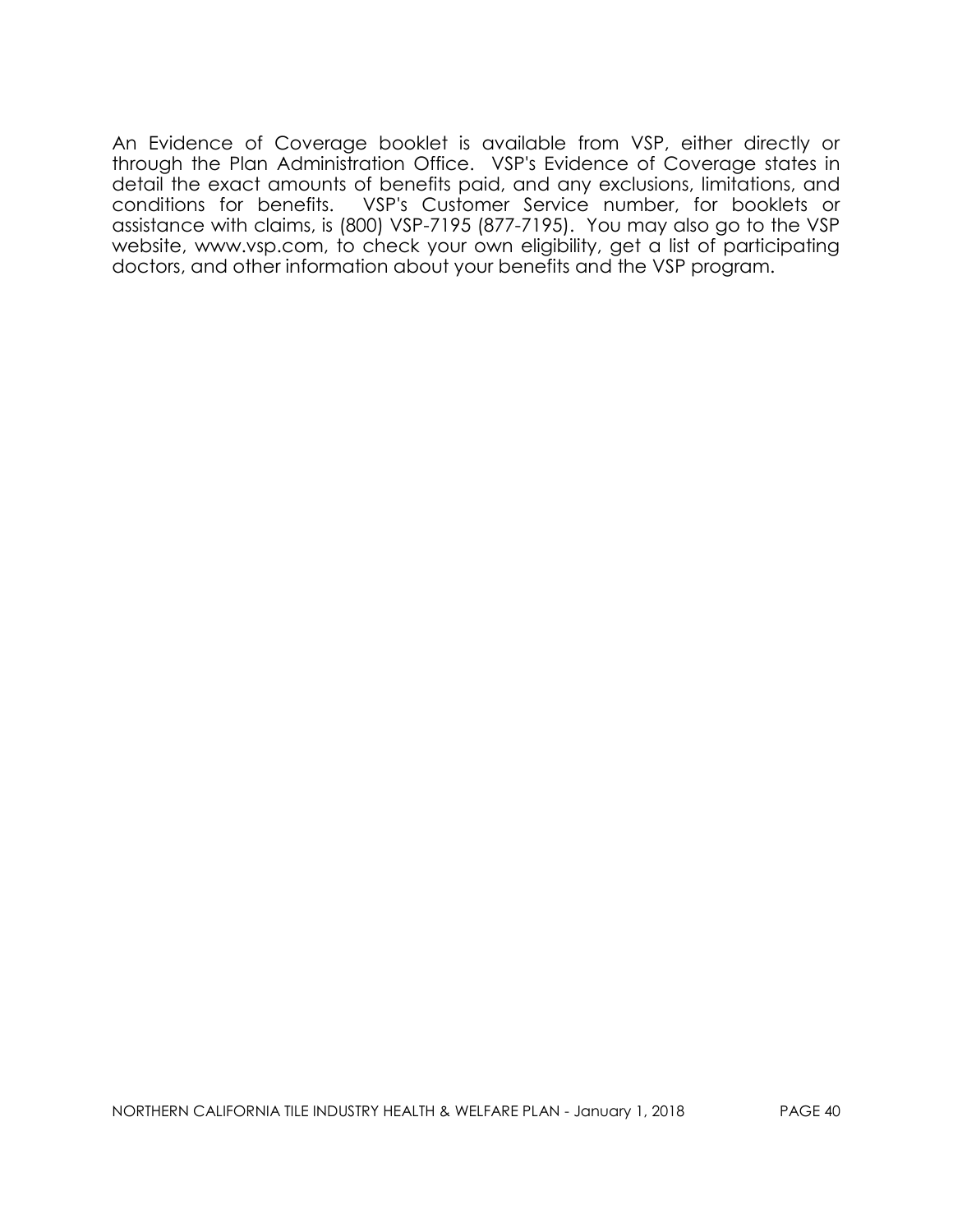An Evidence of Coverage booklet is available from VSP, either directly or through the Plan Administration Office. VSP's Evidence of Coverage states in detail the exact amounts of benefits paid, and any exclusions, limitations, and conditions for benefits. VSP's Customer Service number, for booklets or assistance with claims, is (800) VSP-7195 (877-7195). You may also go to the VSP website, www.vsp.com, to check your own eligibility, get a list of participating doctors, and other information about your benefits and the VSP program.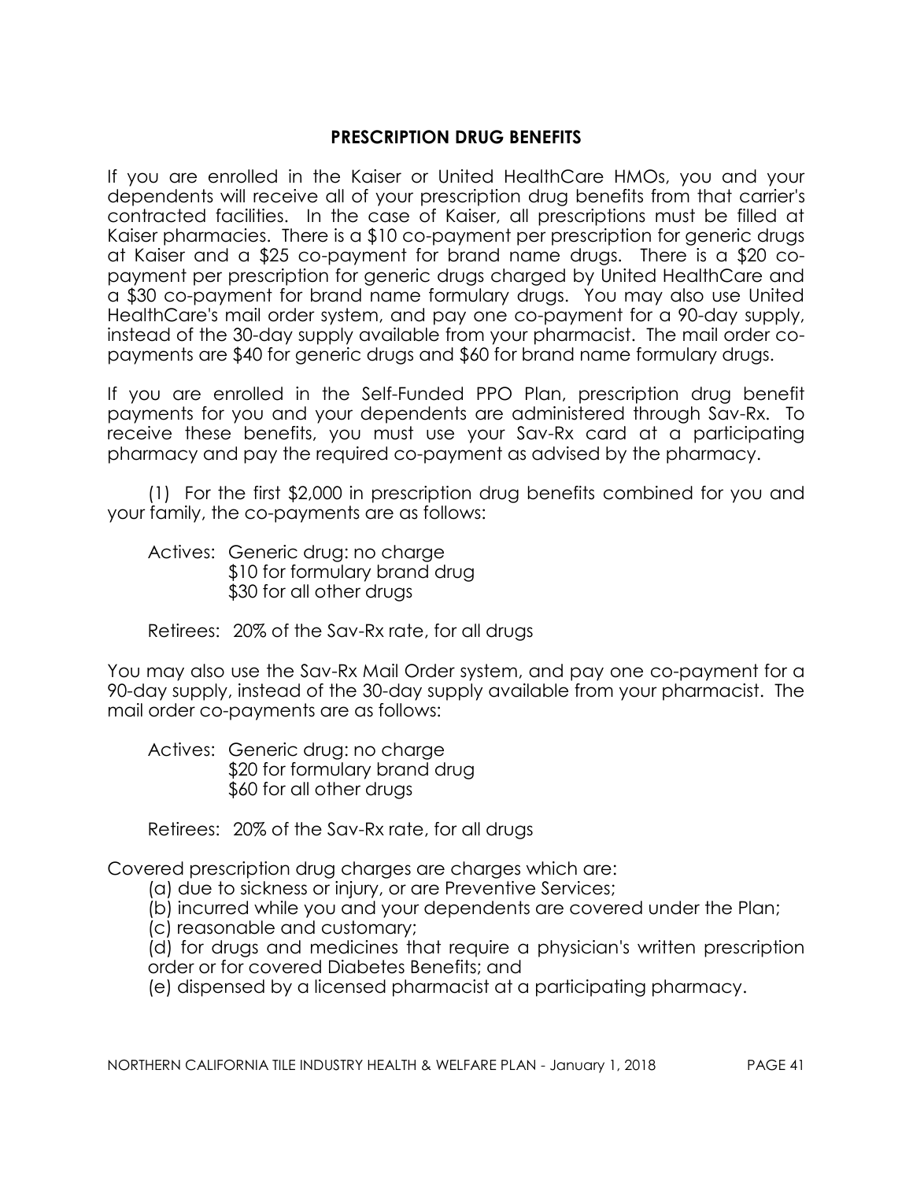## PRESCRIPTION DRUG BENEFITS

If you are enrolled in the Kaiser or United HealthCare HMOs, you and your dependents will receive all of your prescription drug benefits from that carrier's contracted facilities. In the case of Kaiser, all prescriptions must be filled at Kaiser pharmacies. There is a $10 co-payment per prescription for generic drugs at Kaiser and a $25 co-payment for brand name drugs. There is a $20 co-payment per prescription for generic drugs charged by United HealthCare and a $30 co-payment for brand name formulary drugs. You may also use United HealthCare's mail order system, and pay one co-payment for a 90-day supply, instead of the 30-day supply available from your pharmacist. The mail order co-payments are $40 for generic drugs and $60 for brand name formulary drugs.

If you are enrolled in the Self-Funded PPO Plan, prescription drug benefit payments for you and your dependents are administered through Sav-Rx. To receive these benefits, you must use your Sav-Rx card at a participating pharmacy and pay the required co-payment as advised by the pharmacy.

(1) For the first $2,000 in prescription drug benefits combined for you and your family, the co-payments are as follows:

Actives: Generic drug: no charge
$10 for formulary brand drug
$30 for all other drugs

Retirees: 20% of the Sav-Rx rate, for all drugs

You may also use the Sav-Rx Mail Order system, and pay one co-payment for a 90-day supply, instead of the 30-day supply available from your pharmacist. The mail order co-payments are as follows:

Actives: Generic drug: no charge
$20 for formulary brand drug
$60 for all other drugs

Retirees: 20% of the Sav-Rx rate, for all drugs

Covered prescription drug charges are charges which are:

(a) due to sickness or injury, or are Preventive Services;
(b) incurred while you and your dependents are covered under the Plan;
(c) reasonable and customary;
(d) for drugs and medicines that require a physician's written prescription order or for covered Diabetes Benefits; and
(e) dispensed by a licensed pharmacist at a participating pharmacy.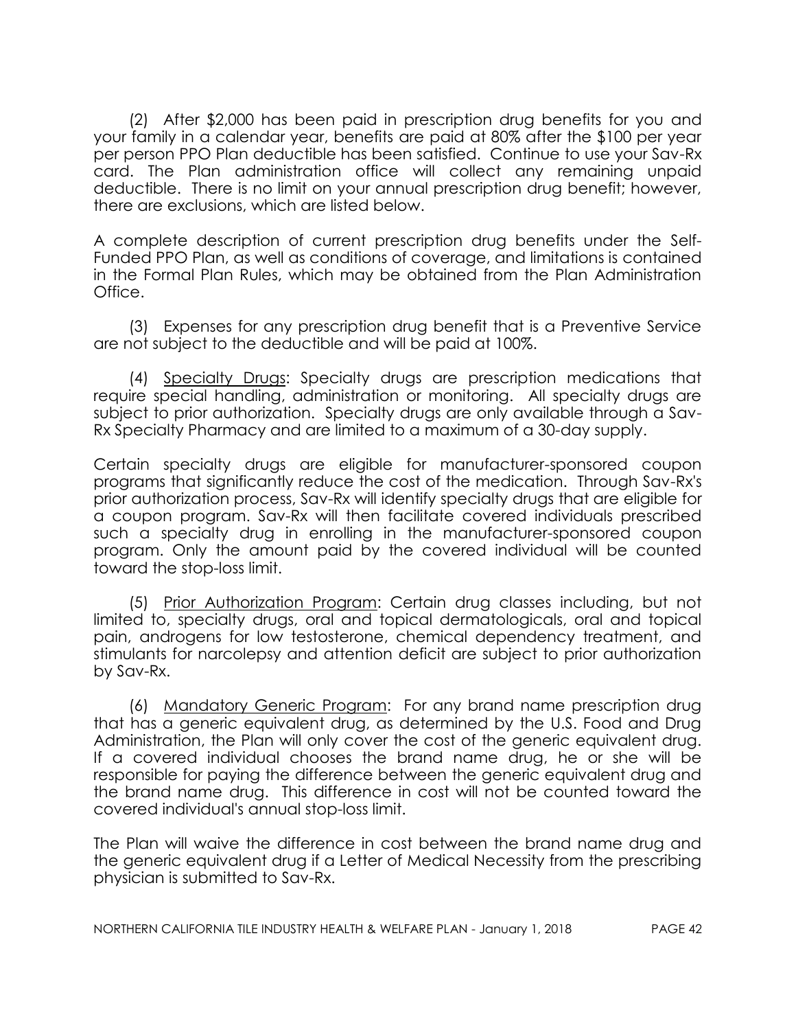(2) After $2,000 has been paid in prescription drug benefits for you and your family in a calendar year, benefits are paid at 80% after the $100 per year per person PPO Plan deductible has been satisfied. Continue to use your Sav-Rx card. The Plan administration office will collect any remaining unpaid deductible. There is no limit on your annual prescription drug benefit; however, there are exclusions, which are listed below.

A complete description of current prescription drug benefits under the Self-Funded PPO Plan, as well as conditions of coverage, and limitations is contained in the Formal Plan Rules, which may be obtained from the Plan Administration Office.

(3) Expenses for any prescription drug benefit that is a Preventive Service are not subject to the deductible and will be paid at 100%.

(4) <u>Specialty Drugs</u>: Specialty drugs are prescription medications that require special handling, administration or monitoring. All specialty drugs are subject to prior authorization. Specialty drugs are only available through a Sav-Rx Specialty Pharmacy and are limited to a maximum of a 30-day supply.

Certain specialty drugs are eligible for manufacturer-sponsored coupon programs that significantly reduce the cost of the medication. Through Sav-Rx's prior authorization process, Sav-Rx will identify specialty drugs that are eligible for a coupon program. Sav-Rx will then facilitate covered individuals prescribed such a specialty drug in enrolling in the manufacturer-sponsored coupon program. Only the amount paid by the covered individual will be counted toward the stop-loss limit.

(5) <u>Prior Authorization Program</u>: Certain drug classes including, but not limited to, specialty drugs, oral and topical dermatologicals, oral and topical pain, androgens for low testosterone, chemical dependency treatment, and stimulants for narcolepsy and attention deficit are subject to prior authorization by Sav-Rx.

(6) <u>Mandatory Generic Program</u>: For any brand name prescription drug that has a generic equivalent drug, as determined by the U.S. Food and Drug Administration, the Plan will only cover the cost of the generic equivalent drug. If a covered individual chooses the brand name drug, he or she will be responsible for paying the difference between the generic equivalent drug and the brand name drug. This difference in cost will not be counted toward the covered individual's annual stop-loss limit.

The Plan will waive the difference in cost between the brand name drug and the generic equivalent drug if a Letter of Medical Necessity from the prescribing physician is submitted to Sav-Rx.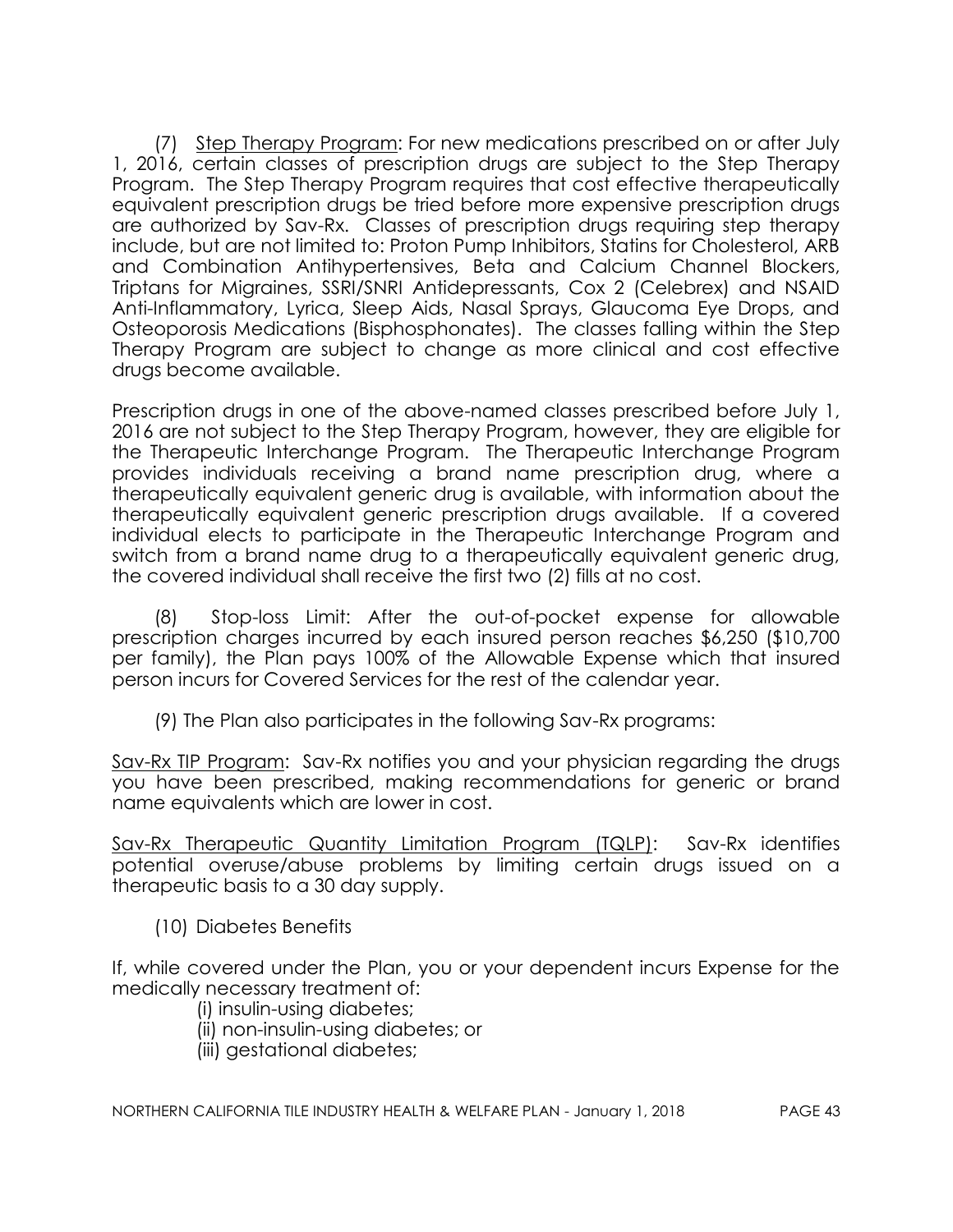(7) Step Therapy Program: For new medications prescribed on or after July 1, 2016, certain classes of prescription drugs are subject to the Step Therapy Program. The Step Therapy Program requires that cost effective therapeutically equivalent prescription drugs be tried before more expensive prescription drugs are authorized by Sav-Rx. Classes of prescription drugs requiring step therapy include, but are not limited to: Proton Pump Inhibitors, Statins for Cholesterol, ARB and Combination Antihypertensives, Beta and Calcium Channel Blockers, Triptans for Migraines, SSRI/SNRI Antidepressants, Cox 2 (Celebrex) and NSAID Anti-Inflammatory, Lyrica, Sleep Aids, Nasal Sprays, Glaucoma Eye Drops, and Osteoporosis Medications (Bisphosphonates). The classes falling within the Step Therapy Program are subject to change as more clinical and cost effective drugs become available.

Prescription drugs in one of the above-named classes prescribed before July 1, 2016 are not subject to the Step Therapy Program, however, they are eligible for the Therapeutic Interchange Program. The Therapeutic Interchange Program provides individuals receiving a brand name prescription drug, where a therapeutically equivalent generic drug is available, with information about the therapeutically equivalent generic prescription drugs available. If a covered individual elects to participate in the Therapeutic Interchange Program and switch from a brand name drug to a therapeutically equivalent generic drug, the covered individual shall receive the first two (2) fills at no cost.

(8) Stop-loss Limit: After the out-of-pocket expense for allowable prescription charges incurred by each insured person reaches $6,250 ($10,700 per family), the Plan pays 100% of the Allowable Expense which that insured person incurs for Covered Services for the rest of the calendar year.

(9) The Plan also participates in the following Sav-Rx programs:

Sav-Rx TIP Program: Sav-Rx notifies you and your physician regarding the drugs you have been prescribed, making recommendations for generic or brand name equivalents which are lower in cost.

Sav-Rx Therapeutic Quantity Limitation Program (TQLP): Sav-Rx identifies potential overuse/abuse problems by limiting certain drugs issued on a therapeutic basis to a 30 day supply.

(10) Diabetes Benefits

If, while covered under the Plan, you or your dependent incurs Expense for the medically necessary treatment of:

(i) insulin-using diabetes;
(ii) non-insulin-using diabetes; or
(iii) gestational diabetes;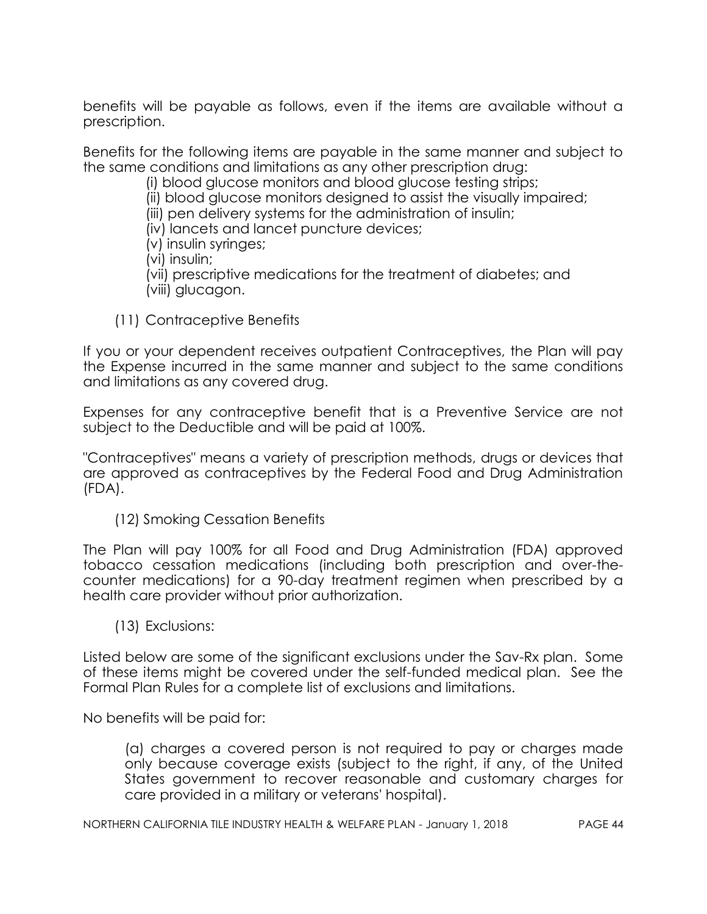benefits will be payable as follows, even if the items are available without a prescription.

Benefits for the following items are payable in the same manner and subject to the same conditions and limitations as any other prescription drug:

(i) blood glucose monitors and blood glucose testing strips;
(ii) blood glucose monitors designed to assist the visually impaired;
(iii) pen delivery systems for the administration of insulin;
(iv) lancets and lancet puncture devices;
(v) insulin syringes;
(vi) insulin;
(vii) prescriptive medications for the treatment of diabetes; and
(viii) glucagon.

(11) Contraceptive Benefits

If you or your dependent receives outpatient Contraceptives, the Plan will pay the Expense incurred in the same manner and subject to the same conditions and limitations as any covered drug.

Expenses for any contraceptive benefit that is a Preventive Service are not subject to the Deductible and will be paid at 100%.

"Contraceptives" means a variety of prescription methods, drugs or devices that are approved as contraceptives by the Federal Food and Drug Administration (FDA).

(12) Smoking Cessation Benefits

The Plan will pay 100% for all Food and Drug Administration (FDA) approved tobacco cessation medications (including both prescription and over-the-counter medications) for a 90-day treatment regimen when prescribed by a health care provider without prior authorization.

(13) Exclusions:

Listed below are some of the significant exclusions under the Sav-Rx plan. Some of these items might be covered under the self-funded medical plan. See the Formal Plan Rules for a complete list of exclusions and limitations.

No benefits will be paid for:

(a) charges a covered person is not required to pay or charges made only because coverage exists (subject to the right, if any, of the United States government to recover reasonable and customary charges for care provided in a military or veterans' hospital).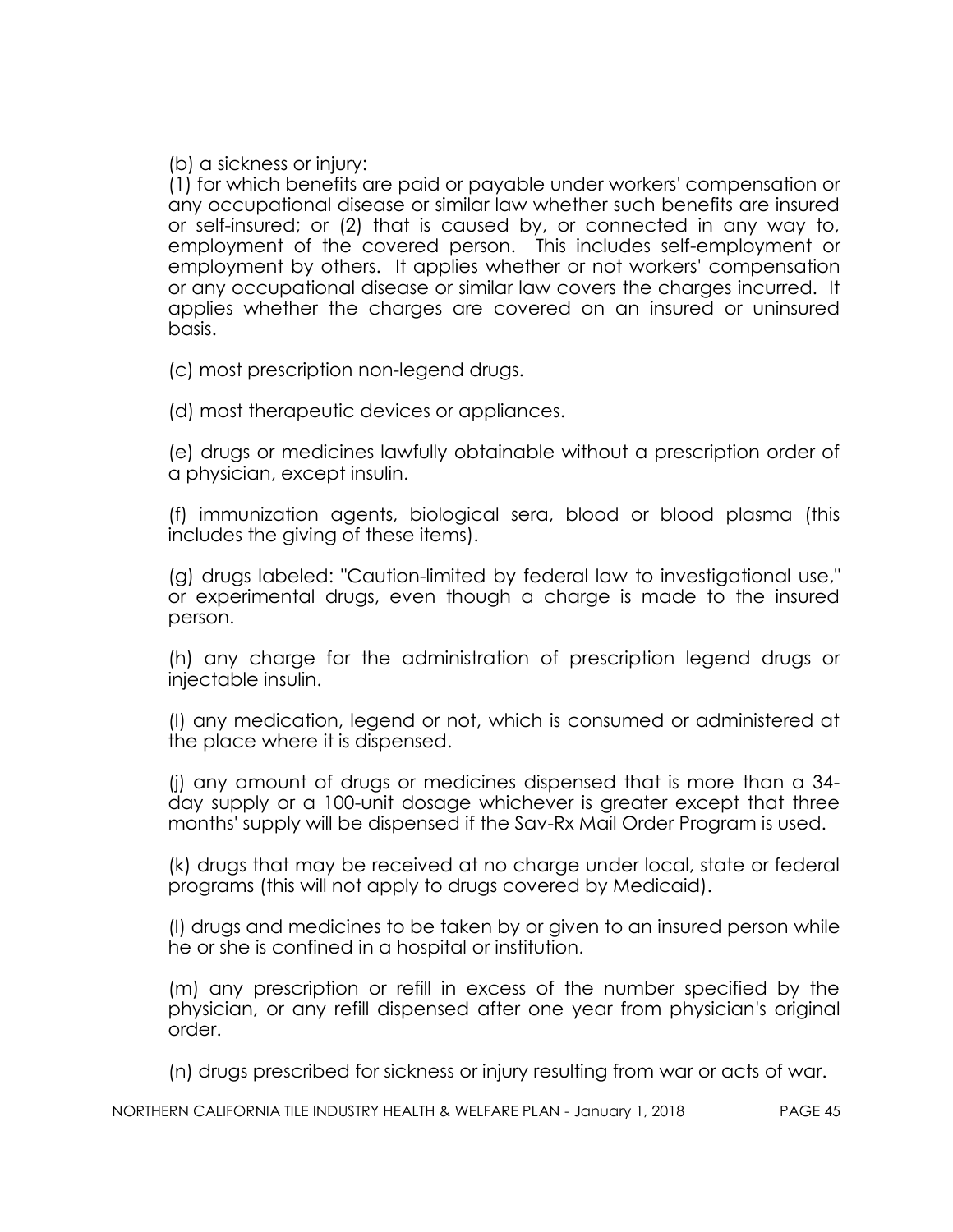(b) a sickness or injury:
(1) for which benefits are paid or payable under workers' compensation or any occupational disease or similar law whether such benefits are insured or self-insured; or (2) that is caused by, or connected in any way to, employment of the covered person. This includes self-employment or employment by others. It applies whether or not workers' compensation or any occupational disease or similar law covers the charges incurred. It applies whether the charges are covered on an insured or uninsured basis.

(c) most prescription non-legend drugs.

(d) most therapeutic devices or appliances.

(e) drugs or medicines lawfully obtainable without a prescription order of a physician, except insulin.

(f) immunization agents, biological sera, blood or blood plasma (this includes the giving of these items).

(g) drugs labeled: "Caution-limited by federal law to investigational use," or experimental drugs, even though a charge is made to the insured person.

(h) any charge for the administration of prescription legend drugs or injectable insulin.

(I) any medication, legend or not, which is consumed or administered at the place where it is dispensed.

(j) any amount of drugs or medicines dispensed that is more than a 34-day supply or a 100-unit dosage whichever is greater except that three months' supply will be dispensed if the Sav-Rx Mail Order Program is used.

(k) drugs that may be received at no charge under local, state or federal programs (this will not apply to drugs covered by Medicaid).

(l) drugs and medicines to be taken by or given to an insured person while he or she is confined in a hospital or institution.

(m) any prescription or refill in excess of the number specified by the physician, or any refill dispensed after one year from physician's original order.

(n) drugs prescribed for sickness or injury resulting from war or acts of war.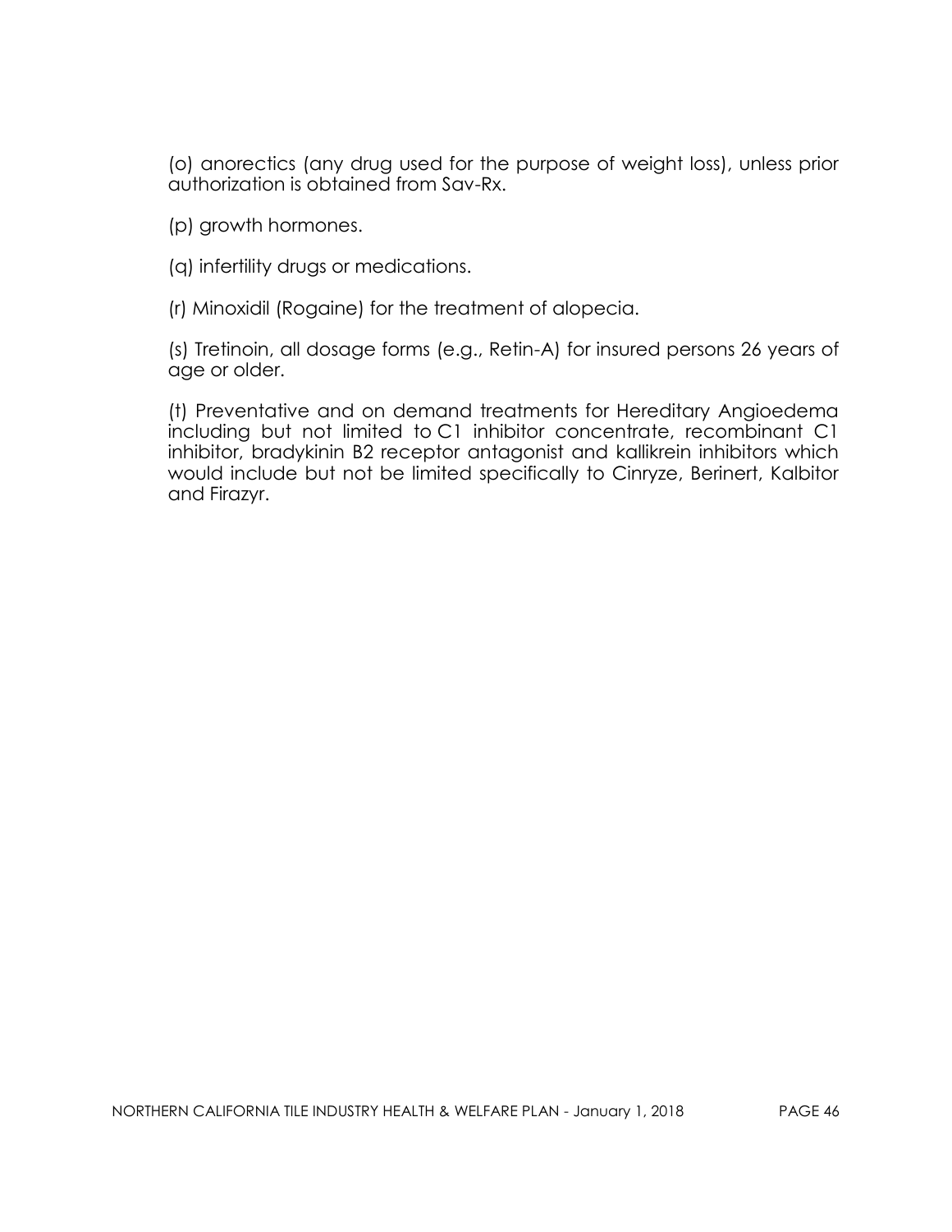(o) anorectics (any drug used for the purpose of weight loss), unless prior authorization is obtained from Sav-Rx.

(p) growth hormones.

(q) infertility drugs or medications.

(r) Minoxidil (Rogaine) for the treatment of alopecia.

(s) Tretinoin, all dosage forms (e.g., Retin-A) for insured persons 26 years of age or older.

(t) Preventative and on demand treatments for Hereditary Angioedema including but not limited to C1 inhibitor concentrate, recombinant C1 inhibitor, bradykinin B2 receptor antagonist and kallikrein inhibitors which would include but not be limited specifically to Cinryze, Berinert, Kalbitor and Firazyr.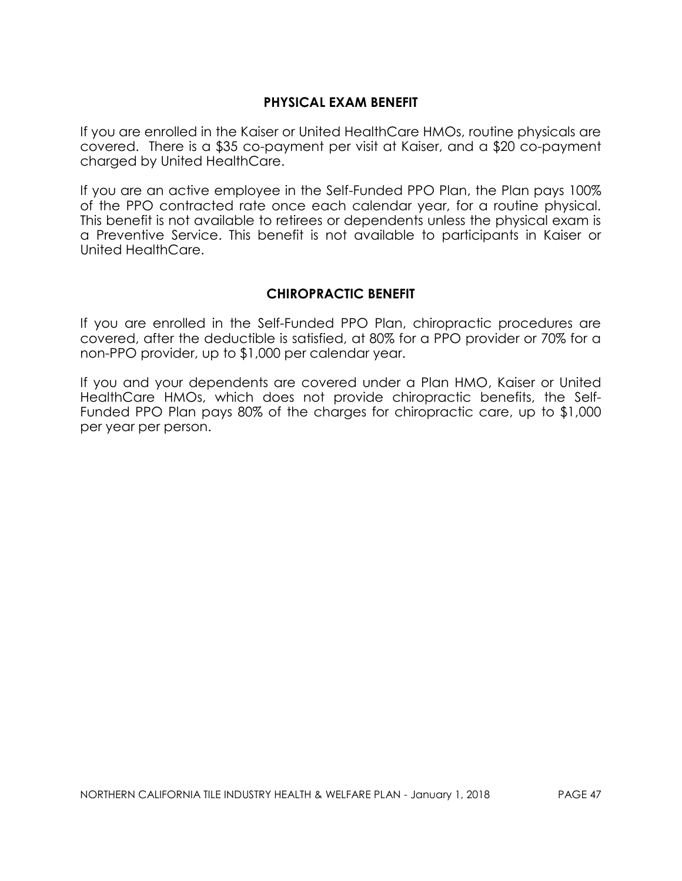## PHYSICAL EXAM BENEFIT

If you are enrolled in the Kaiser or United HealthCare HMOs, routine physicals are covered. There is a $35 co-payment per visit at Kaiser, and a $20 co-payment charged by United HealthCare.

If you are an active employee in the Self-Funded PPO Plan, the Plan pays 100% of the PPO contracted rate once each calendar year, for a routine physical. This benefit is not available to retirees or dependents unless the physical exam is a Preventive Service. This benefit is not available to participants in Kaiser or United HealthCare.

## CHIROPRACTIC BENEFIT

If you are enrolled in the Self-Funded PPO Plan, chiropractic procedures are covered, after the deductible is satisfied, at 80% for a PPO provider or 70% for a non-PPO provider, up to $1,000 per calendar year.

If you and your dependents are covered under a Plan HMO, Kaiser or United HealthCare HMOs, which does not provide chiropractic benefits, the Self-Funded PPO Plan pays 80% of the charges for chiropractic care, up to $1,000 per year per person.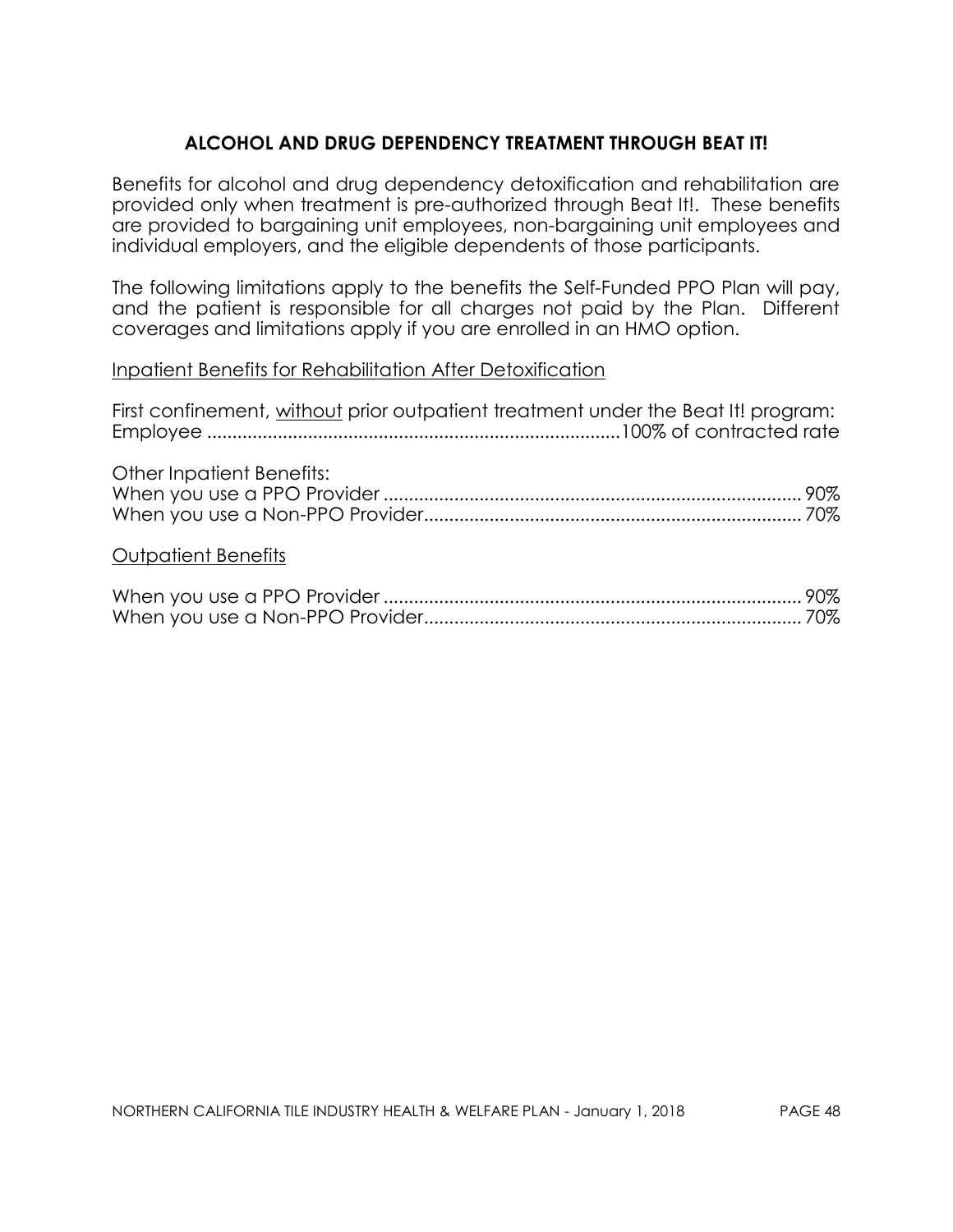## ALCOHOL AND DRUG DEPENDENCY TREATMENT THROUGH BEAT IT!

Benefits for alcohol and drug dependency detoxification and rehabilitation are provided only when treatment is pre-authorized through Beat It!. These benefits are provided to bargaining unit employees, non-bargaining unit employees and individual employers, and the eligible dependents of those participants.

The following limitations apply to the benefits the Self-Funded PPO Plan will pay, and the patient is responsible for all charges not paid by the Plan. Different coverages and limitations apply if you are enrolled in an HMO option.

<u>Inpatient Benefits for Rehabilitation After Detoxification</u>

First confinement, <u>without</u> prior outpatient treatment under the Beat It! program:
Employee ................................................................................100% of contracted rate

Other Inpatient Benefits:
When you use a PPO Provider ................................................................................. 90%
When you use a Non-PPO Provider.......................................................................... 70%

<u>Outpatient Benefits</u>

When you use a PPO Provider ................................................................................. 90%
When you use a Non-PPO Provider.......................................................................... 70%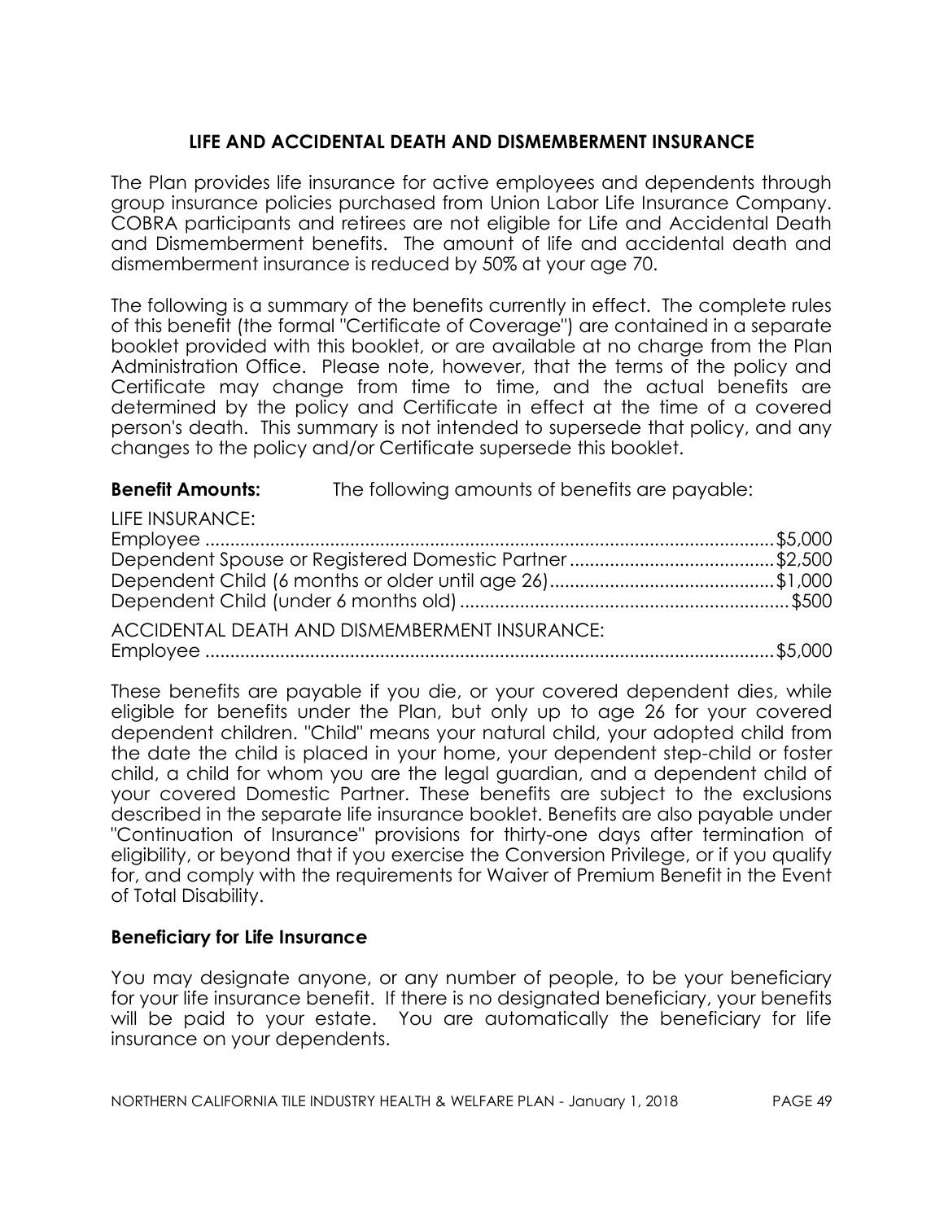## LIFE AND ACCIDENTAL DEATH AND DISMEMBERMENT INSURANCE

The Plan provides life insurance for active employees and dependents through group insurance policies purchased from Union Labor Life Insurance Company. COBRA participants and retirees are not eligible for Life and Accidental Death and Dismemberment benefits. The amount of life and accidental death and dismemberment insurance is reduced by 50% at your age 70.

The following is a summary of the benefits currently in effect. The complete rules of this benefit (the formal "Certificate of Coverage") are contained in a separate booklet provided with this booklet, or are available at no charge from the Plan Administration Office. Please note, however, that the terms of the policy and Certificate may change from time to time, and the actual benefits are determined by the policy and Certificate in effect at the time of a covered person's death. This summary is not intended to supersede that policy, and any changes to the policy and/or Certificate supersede this booklet.

**Benefit Amounts:** The following amounts of benefits are payable:

LIFE INSURANCE:

| | |
|---|---|
| Employee | $5,000 |
| Dependent Spouse or Registered Domestic Partner | $2,500 |
| Dependent Child (6 months or older until age 26) | $1,000 |
| Dependent Child (under 6 months old) | $500 |

ACCIDENTAL DEATH AND DISMEMBERMENT INSURANCE:

| | |
|---|---|
| Employee | $5,000 |

These benefits are payable if you die, or your covered dependent dies, while eligible for benefits under the Plan, but only up to age 26 for your covered dependent children. "Child" means your natural child, your adopted child from the date the child is placed in your home, your dependent step-child or foster child, a child for whom you are the legal guardian, and a dependent child of your covered Domestic Partner. These benefits are subject to the exclusions described in the separate life insurance booklet. Benefits are also payable under "Continuation of Insurance" provisions for thirty-one days after termination of eligibility, or beyond that if you exercise the Conversion Privilege, or if you qualify for, and comply with the requirements for Waiver of Premium Benefit in the Event of Total Disability.

### Beneficiary for Life Insurance

You may designate anyone, or any number of people, to be your beneficiary for your life insurance benefit. If there is no designated beneficiary, your benefits will be paid to your estate. You are automatically the beneficiary for life insurance on your dependents.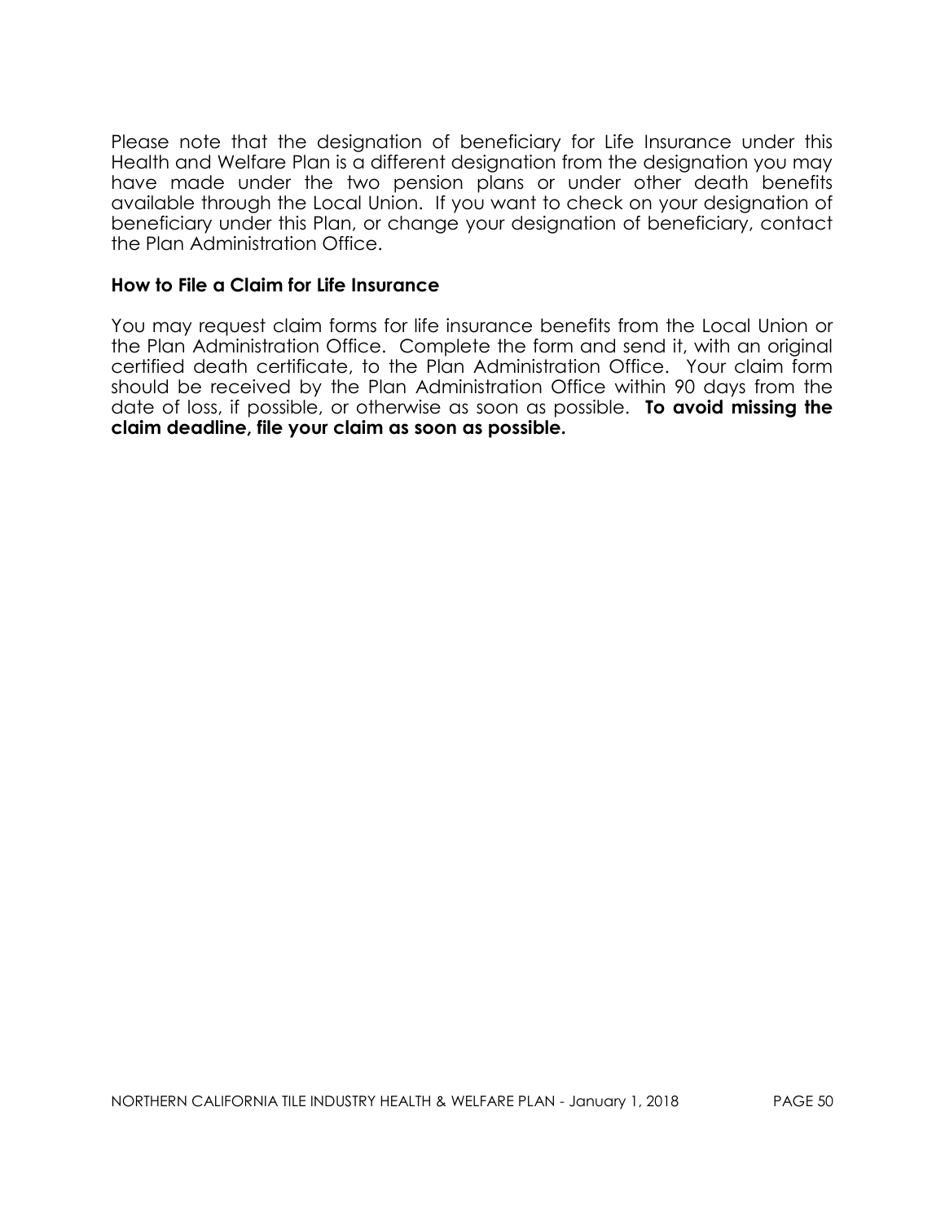Please note that the designation of beneficiary for Life Insurance under this Health and Welfare Plan is a different designation from the designation you may have made under the two pension plans or under other death benefits available through the Local Union. If you want to check on your designation of beneficiary under this Plan, or change your designation of beneficiary, contact the Plan Administration Office.

### How to File a Claim for Life Insurance

You may request claim forms for life insurance benefits from the Local Union or the Plan Administration Office. Complete the form and send it, with an original certified death certificate, to the Plan Administration Office. Your claim form should be received by the Plan Administration Office within 90 days from the date of loss, if possible, or otherwise as soon as possible. **To avoid missing the claim deadline, file your claim as soon as possible.**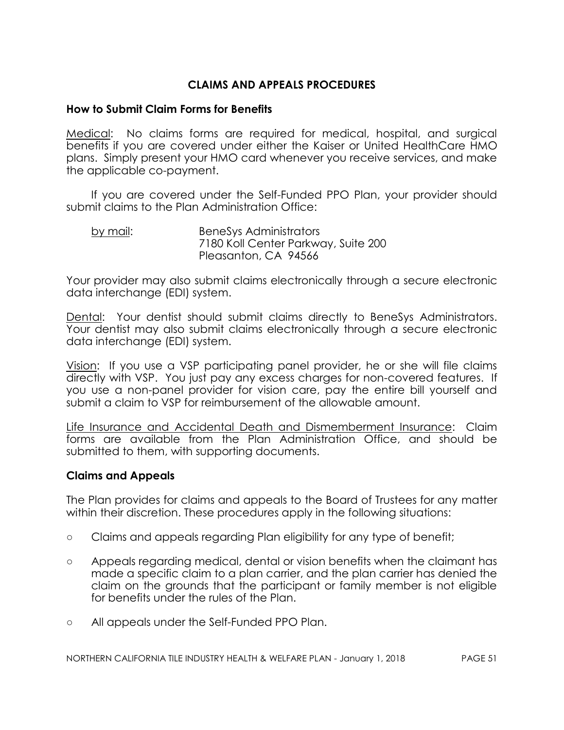## CLAIMS AND APPEALS PROCEDURES

### How to Submit Claim Forms for Benefits

Medical: No claims forms are required for medical, hospital, and surgical benefits if you are covered under either the Kaiser or United HealthCare HMO plans. Simply present your HMO card whenever you receive services, and make the applicable co-payment.

If you are covered under the Self-Funded PPO Plan, your provider should submit claims to the Plan Administration Office:

by mail: BeneSys Administrators
7180 Koll Center Parkway, Suite 200
Pleasanton, CA 94566

Your provider may also submit claims electronically through a secure electronic data interchange (EDI) system.

Dental: Your dentist should submit claims directly to BeneSys Administrators. Your dentist may also submit claims electronically through a secure electronic data interchange (EDI) system.

Vision: If you use a VSP participating panel provider, he or she will file claims directly with VSP. You just pay any excess charges for non-covered features. If you use a non-panel provider for vision care, pay the entire bill yourself and submit a claim to VSP for reimbursement of the allowable amount.

Life Insurance and Accidental Death and Dismemberment Insurance: Claim forms are available from the Plan Administration Office, and should be submitted to them, with supporting documents.

### Claims and Appeals

The Plan provides for claims and appeals to the Board of Trustees for any matter within their discretion. These procedures apply in the following situations:

- Claims and appeals regarding Plan eligibility for any type of benefit;
- Appeals regarding medical, dental or vision benefits when the claimant has made a specific claim to a plan carrier, and the plan carrier has denied the claim on the grounds that the participant or family member is not eligible for benefits under the rules of the Plan.
- All appeals under the Self-Funded PPO Plan.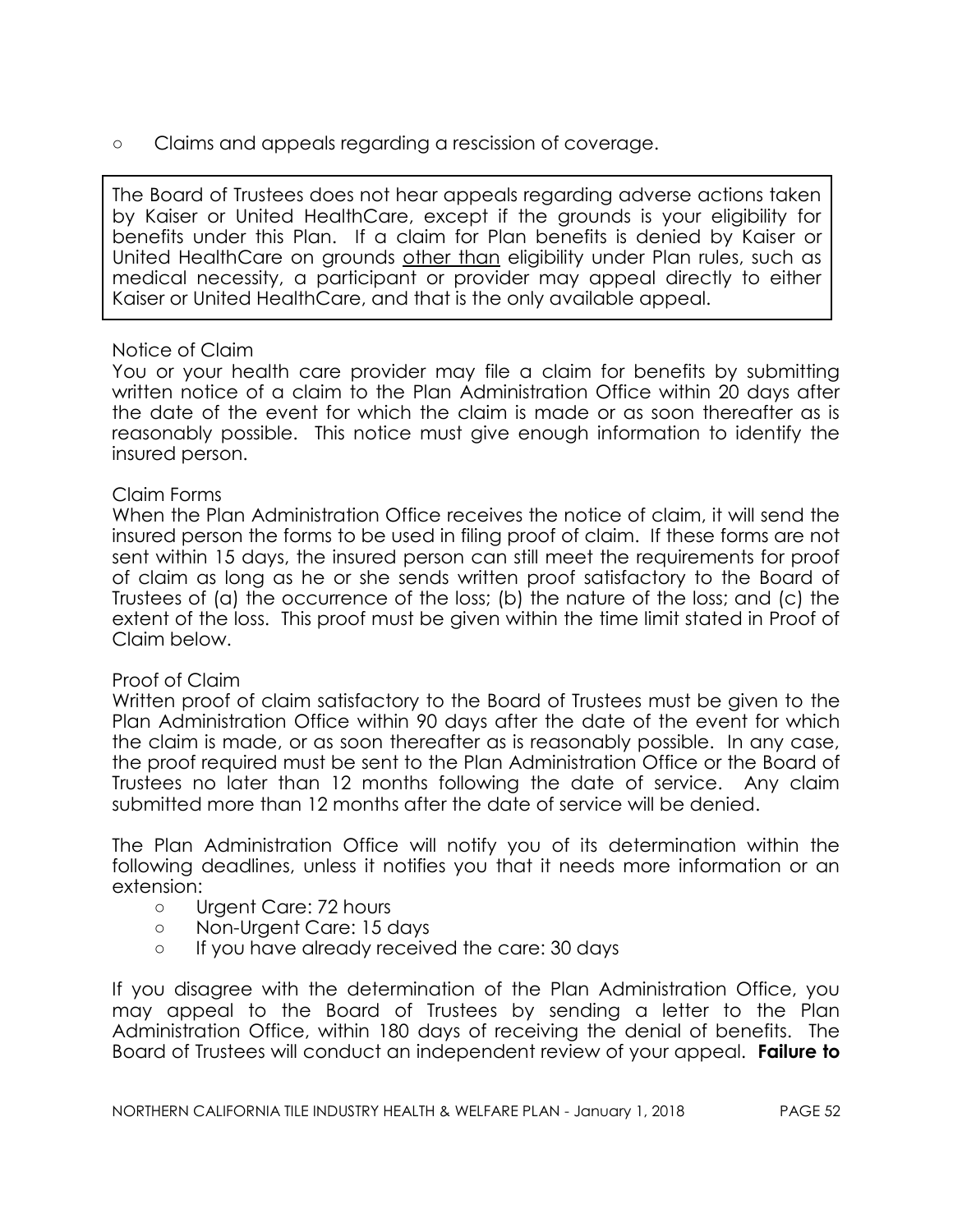- Claims and appeals regarding a rescission of coverage.

> The Board of Trustees does not hear appeals regarding adverse actions taken by Kaiser or United HealthCare, except if the grounds is your eligibility for benefits under this Plan. If a claim for Plan benefits is denied by Kaiser or United HealthCare on grounds other than eligibility under Plan rules, such as medical necessity, a participant or provider may appeal directly to either Kaiser or United HealthCare, and that is the only available appeal.

Notice of Claim

You or your health care provider may file a claim for benefits by submitting written notice of a claim to the Plan Administration Office within 20 days after the date of the event for which the claim is made or as soon thereafter as is reasonably possible. This notice must give enough information to identify the insured person.

Claim Forms

When the Plan Administration Office receives the notice of claim, it will send the insured person the forms to be used in filing proof of claim. If these forms are not sent within 15 days, the insured person can still meet the requirements for proof of claim as long as he or she sends written proof satisfactory to the Board of Trustees of (a) the occurrence of the loss; (b) the nature of the loss; and (c) the extent of the loss. This proof must be given within the time limit stated in Proof of Claim below.

Proof of Claim

Written proof of claim satisfactory to the Board of Trustees must be given to the Plan Administration Office within 90 days after the date of the event for which the claim is made, or as soon thereafter as is reasonably possible. In any case, the proof required must be sent to the Plan Administration Office or the Board of Trustees no later than 12 months following the date of service. Any claim submitted more than 12 months after the date of service will be denied.

The Plan Administration Office will notify you of its determination within the following deadlines, unless it notifies you that it needs more information or an extension:

- Urgent Care: 72 hours
- Non-Urgent Care: 15 days
- If you have already received the care: 30 days

If you disagree with the determination of the Plan Administration Office, you may appeal to the Board of Trustees by sending a letter to the Plan Administration Office, within 180 days of receiving the denial of benefits. The Board of Trustees will conduct an independent review of your appeal. **Failure to**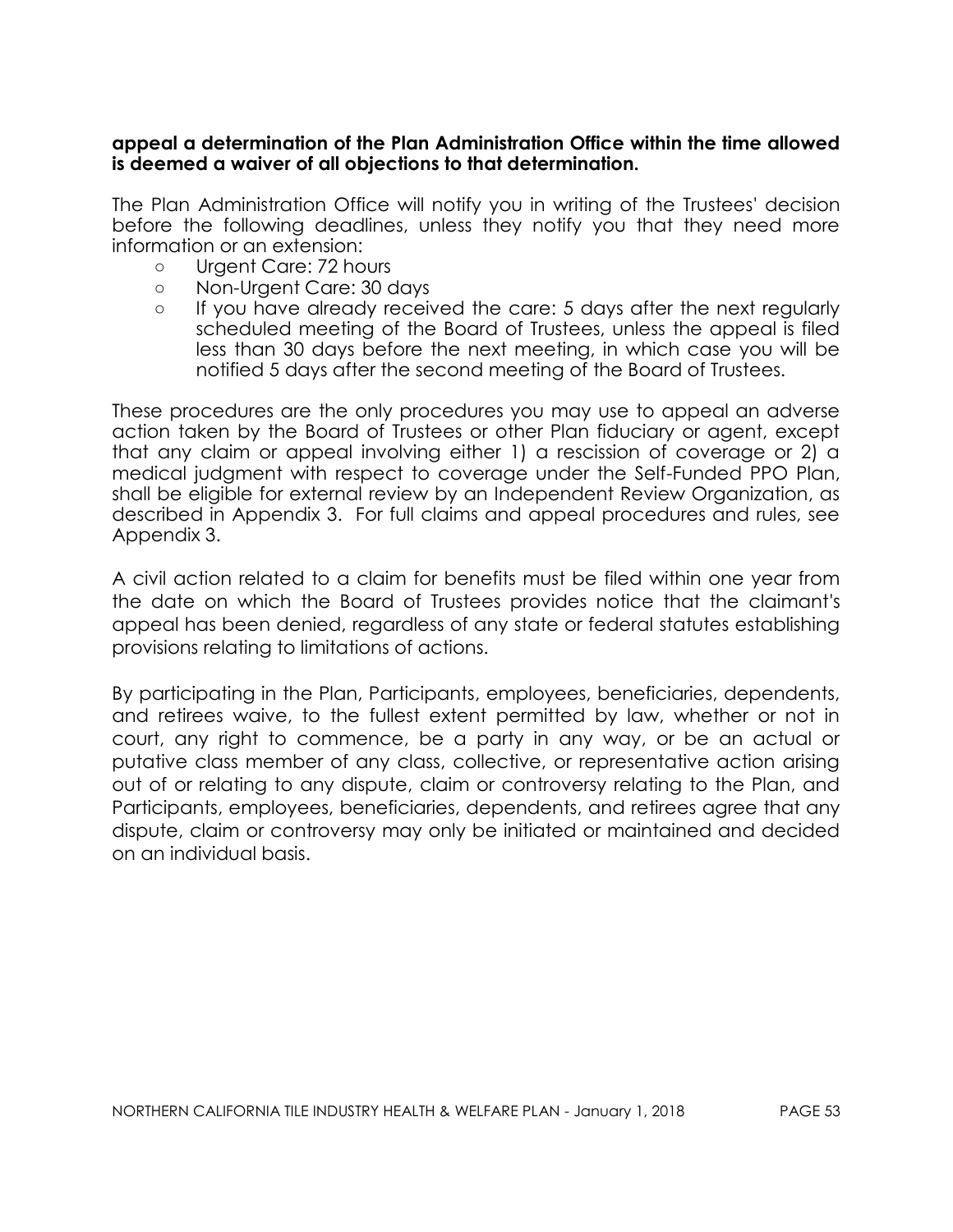**appeal a determination of the Plan Administration Office within the time allowed is deemed a waiver of all objections to that determination.**

The Plan Administration Office will notify you in writing of the Trustees' decision before the following deadlines, unless they notify you that they need more information or an extension:

- Urgent Care: 72 hours
- Non-Urgent Care: 30 days
- If you have already received the care: 5 days after the next regularly scheduled meeting of the Board of Trustees, unless the appeal is filed less than 30 days before the next meeting, in which case you will be notified 5 days after the second meeting of the Board of Trustees.

These procedures are the only procedures you may use to appeal an adverse action taken by the Board of Trustees or other Plan fiduciary or agent, except that any claim or appeal involving either 1) a rescission of coverage or 2) a medical judgment with respect to coverage under the Self-Funded PPO Plan, shall be eligible for external review by an Independent Review Organization, as described in Appendix 3. For full claims and appeal procedures and rules, see Appendix 3.

A civil action related to a claim for benefits must be filed within one year from the date on which the Board of Trustees provides notice that the claimant's appeal has been denied, regardless of any state or federal statutes establishing provisions relating to limitations of actions.

By participating in the Plan, Participants, employees, beneficiaries, dependents, and retirees waive, to the fullest extent permitted by law, whether or not in court, any right to commence, be a party in any way, or be an actual or putative class member of any class, collective, or representative action arising out of or relating to any dispute, claim or controversy relating to the Plan, and Participants, employees, beneficiaries, dependents, and retirees agree that any dispute, claim or controversy may only be initiated or maintained and decided on an individual basis.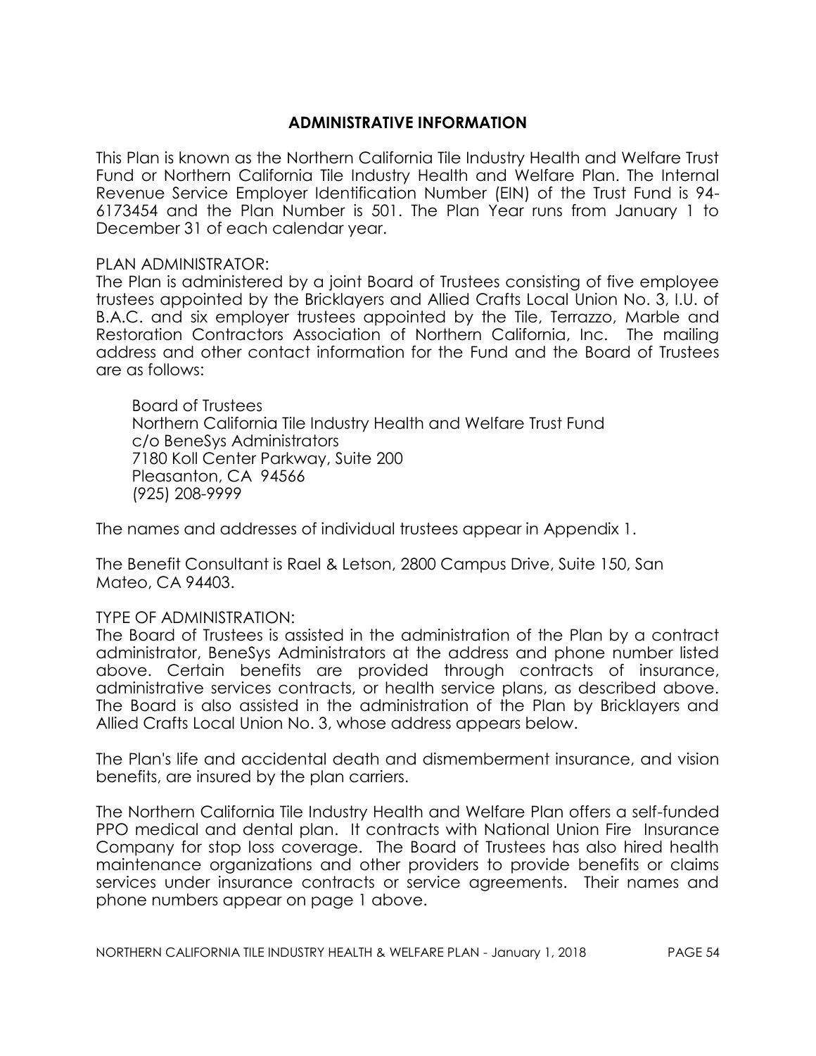## ADMINISTRATIVE INFORMATION

This Plan is known as the Northern California Tile Industry Health and Welfare Trust Fund or Northern California Tile Industry Health and Welfare Plan. The Internal Revenue Service Employer Identification Number (EIN) of the Trust Fund is 94-6173454 and the Plan Number is 501. The Plan Year runs from January 1 to December 31 of each calendar year.

PLAN ADMINISTRATOR:
The Plan is administered by a joint Board of Trustees consisting of five employee trustees appointed by the Bricklayers and Allied Crafts Local Union No. 3, I.U. of B.A.C. and six employer trustees appointed by the Tile, Terrazzo, Marble and Restoration Contractors Association of Northern California, Inc. The mailing address and other contact information for the Fund and the Board of Trustees are as follows:

Board of Trustees
Northern California Tile Industry Health and Welfare Trust Fund
c/o BeneSys Administrators
7180 Koll Center Parkway, Suite 200
Pleasanton, CA 94566
(925) 208-9999

The names and addresses of individual trustees appear in Appendix 1.

The Benefit Consultant is Rael & Letson, 2800 Campus Drive, Suite 150, San Mateo, CA 94403.

TYPE OF ADMINISTRATION:
The Board of Trustees is assisted in the administration of the Plan by a contract administrator, BeneSys Administrators at the address and phone number listed above. Certain benefits are provided through contracts of insurance, administrative services contracts, or health service plans, as described above. The Board is also assisted in the administration of the Plan by Bricklayers and Allied Crafts Local Union No. 3, whose address appears below.

The Plan's life and accidental death and dismemberment insurance, and vision benefits, are insured by the plan carriers.

The Northern California Tile Industry Health and Welfare Plan offers a self-funded PPO medical and dental plan. It contracts with National Union Fire Insurance Company for stop loss coverage. The Board of Trustees has also hired health maintenance organizations and other providers to provide benefits or claims services under insurance contracts or service agreements. Their names and phone numbers appear on page 1 above.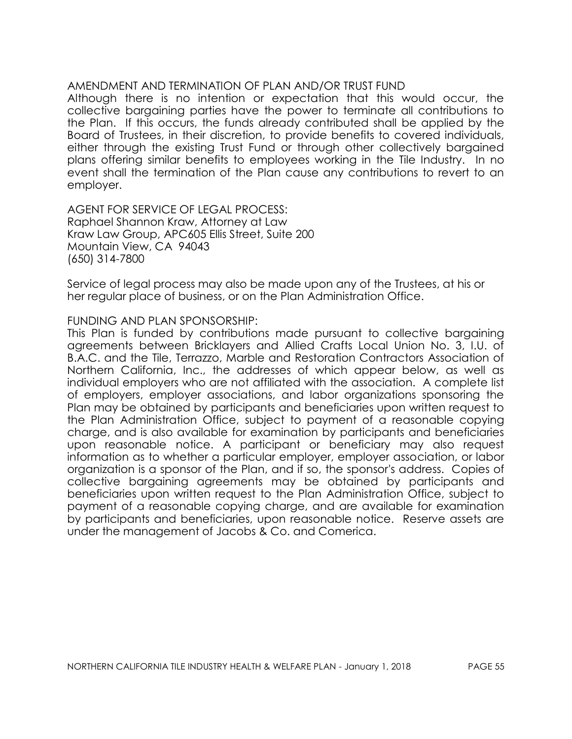## AMENDMENT AND TERMINATION OF PLAN AND/OR TRUST FUND

Although there is no intention or expectation that this would occur, the collective bargaining parties have the power to terminate all contributions to the Plan. If this occurs, the funds already contributed shall be applied by the Board of Trustees, in their discretion, to provide benefits to covered individuals, either through the existing Trust Fund or through other collectively bargained plans offering similar benefits to employees working in the Tile Industry. In no event shall the termination of the Plan cause any contributions to revert to an employer.

## AGENT FOR SERVICE OF LEGAL PROCESS:

Raphael Shannon Kraw, Attorney at Law
Kraw Law Group, APC605 Ellis Street, Suite 200
Mountain View, CA 94043
(650) 314-7800

Service of legal process may also be made upon any of the Trustees, at his or her regular place of business, or on the Plan Administration Office.

## FUNDING AND PLAN SPONSORSHIP:

This Plan is funded by contributions made pursuant to collective bargaining agreements between Bricklayers and Allied Crafts Local Union No. 3, I.U. of B.A.C. and the Tile, Terrazzo, Marble and Restoration Contractors Association of Northern California, Inc., the addresses of which appear below, as well as individual employers who are not affiliated with the association. A complete list of employers, employer associations, and labor organizations sponsoring the Plan may be obtained by participants and beneficiaries upon written request to the Plan Administration Office, subject to payment of a reasonable copying charge, and is also available for examination by participants and beneficiaries upon reasonable notice. A participant or beneficiary may also request information as to whether a particular employer, employer association, or labor organization is a sponsor of the Plan, and if so, the sponsor's address. Copies of collective bargaining agreements may be obtained by participants and beneficiaries upon written request to the Plan Administration Office, subject to payment of a reasonable copying charge, and are available for examination by participants and beneficiaries, upon reasonable notice. Reserve assets are under the management of Jacobs & Co. and Comerica.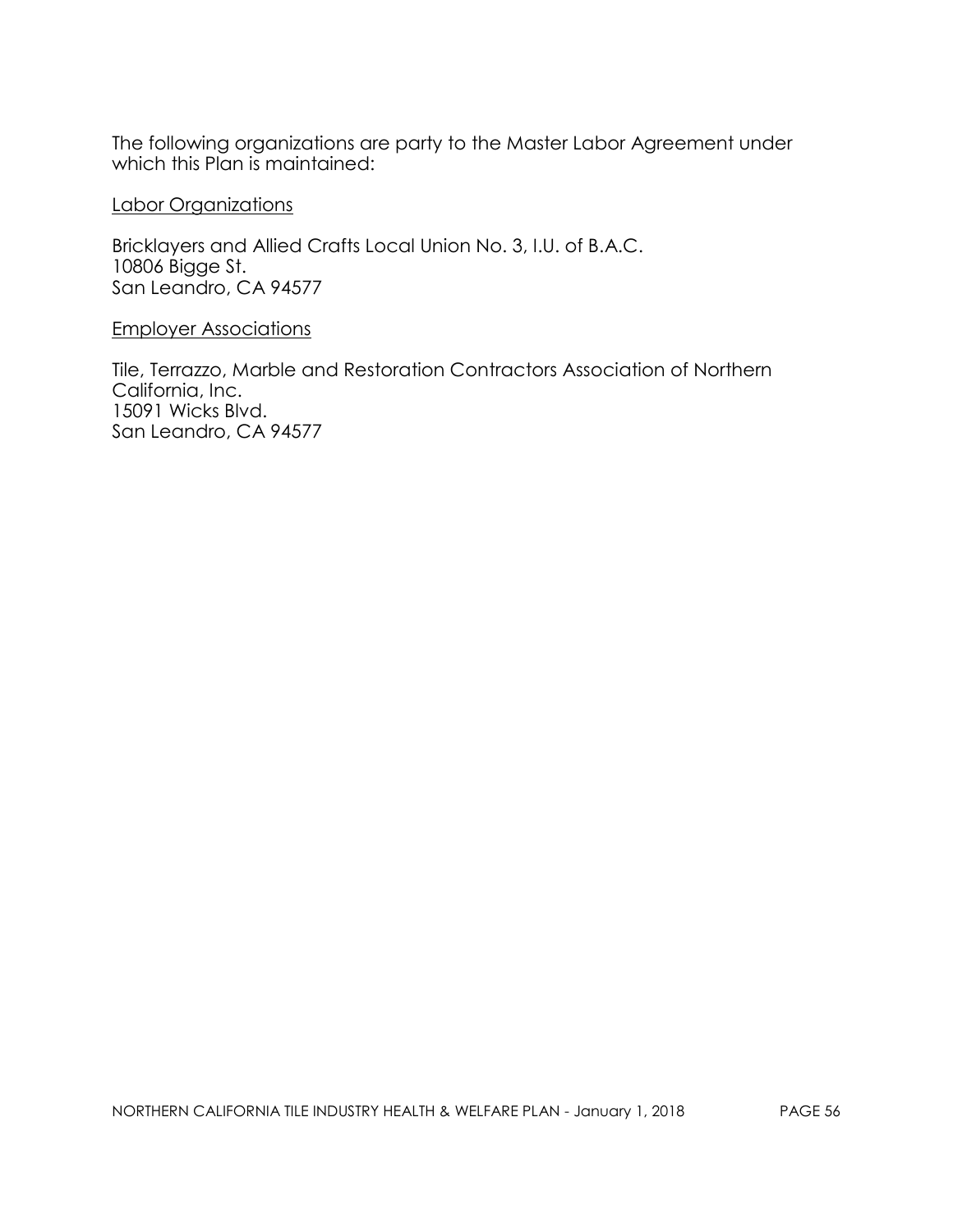The following organizations are party to the Master Labor Agreement under which this Plan is maintained:

<u>Labor Organizations</u>

Bricklayers and Allied Crafts Local Union No. 3, I.U. of B.A.C.
10806 Bigge St.
San Leandro, CA 94577

<u>Employer Associations</u>

Tile, Terrazzo, Marble and Restoration Contractors Association of Northern California, Inc.
15091 Wicks Blvd.
San Leandro, CA 94577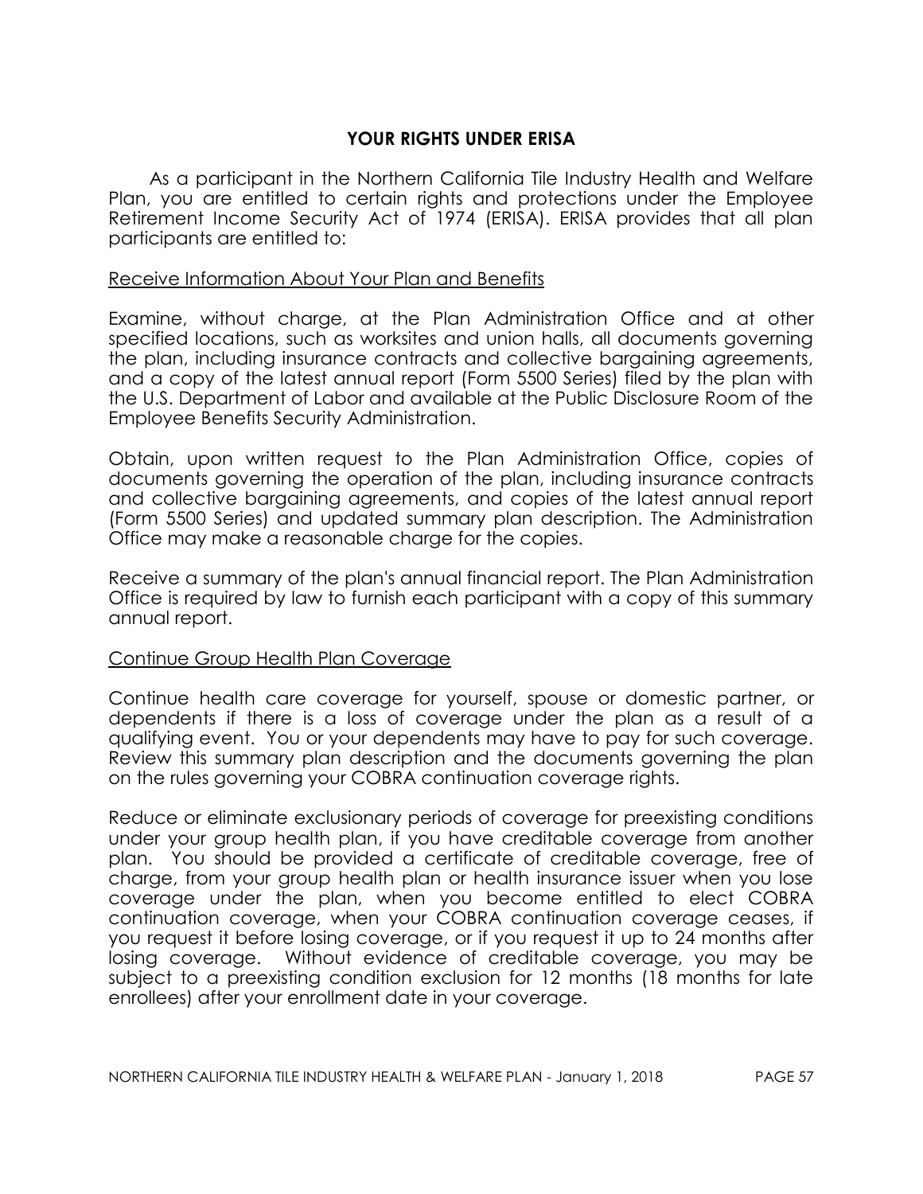## YOUR RIGHTS UNDER ERISA

As a participant in the Northern California Tile Industry Health and Welfare Plan, you are entitled to certain rights and protections under the Employee Retirement Income Security Act of 1974 (ERISA). ERISA provides that all plan participants are entitled to:

### Receive Information About Your Plan and Benefits

Examine, without charge, at the Plan Administration Office and at other specified locations, such as worksites and union halls, all documents governing the plan, including insurance contracts and collective bargaining agreements, and a copy of the latest annual report (Form 5500 Series) filed by the plan with the U.S. Department of Labor and available at the Public Disclosure Room of the Employee Benefits Security Administration.

Obtain, upon written request to the Plan Administration Office, copies of documents governing the operation of the plan, including insurance contracts and collective bargaining agreements, and copies of the latest annual report (Form 5500 Series) and updated summary plan description. The Administration Office may make a reasonable charge for the copies.

Receive a summary of the plan's annual financial report. The Plan Administration Office is required by law to furnish each participant with a copy of this summary annual report.

### Continue Group Health Plan Coverage

Continue health care coverage for yourself, spouse or domestic partner, or dependents if there is a loss of coverage under the plan as a result of a qualifying event. You or your dependents may have to pay for such coverage. Review this summary plan description and the documents governing the plan on the rules governing your COBRA continuation coverage rights.

Reduce or eliminate exclusionary periods of coverage for preexisting conditions under your group health plan, if you have creditable coverage from another plan. You should be provided a certificate of creditable coverage, free of charge, from your group health plan or health insurance issuer when you lose coverage under the plan, when you become entitled to elect COBRA continuation coverage, when your COBRA continuation coverage ceases, if you request it before losing coverage, or if you request it up to 24 months after losing coverage. Without evidence of creditable coverage, you may be subject to a preexisting condition exclusion for 12 months (18 months for late enrollees) after your enrollment date in your coverage.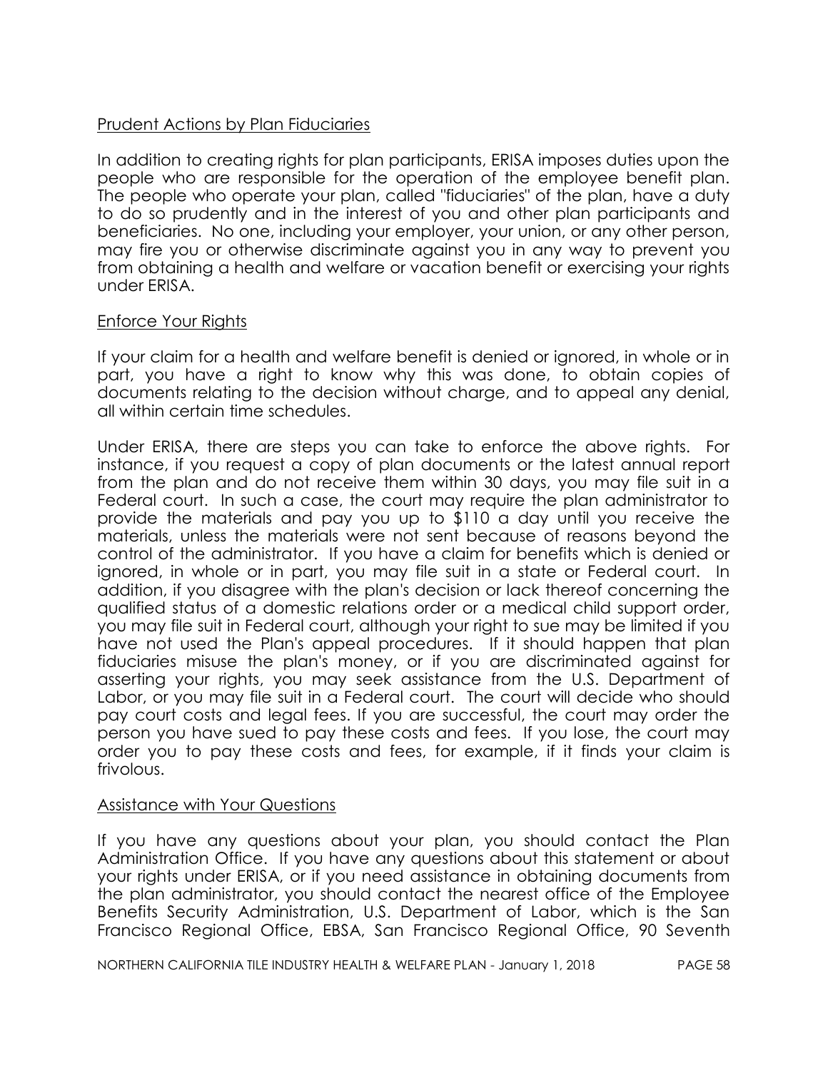Prudent Actions by Plan Fiduciaries

In addition to creating rights for plan participants, ERISA imposes duties upon the people who are responsible for the operation of the employee benefit plan. The people who operate your plan, called "fiduciaries" of the plan, have a duty to do so prudently and in the interest of you and other plan participants and beneficiaries. No one, including your employer, your union, or any other person, may fire you or otherwise discriminate against you in any way to prevent you from obtaining a health and welfare or vacation benefit or exercising your rights under ERISA.

Enforce Your Rights

If your claim for a health and welfare benefit is denied or ignored, in whole or in part, you have a right to know why this was done, to obtain copies of documents relating to the decision without charge, and to appeal any denial, all within certain time schedules.

Under ERISA, there are steps you can take to enforce the above rights. For instance, if you request a copy of plan documents or the latest annual report from the plan and do not receive them within 30 days, you may file suit in a Federal court. In such a case, the court may require the plan administrator to provide the materials and pay you up to $110 a day until you receive the materials, unless the materials were not sent because of reasons beyond the control of the administrator. If you have a claim for benefits which is denied or ignored, in whole or in part, you may file suit in a state or Federal court. In addition, if you disagree with the plan's decision or lack thereof concerning the qualified status of a domestic relations order or a medical child support order, you may file suit in Federal court, although your right to sue may be limited if you have not used the Plan's appeal procedures. If it should happen that plan fiduciaries misuse the plan's money, or if you are discriminated against for asserting your rights, you may seek assistance from the U.S. Department of Labor, or you may file suit in a Federal court. The court will decide who should pay court costs and legal fees. If you are successful, the court may order the person you have sued to pay these costs and fees. If you lose, the court may order you to pay these costs and fees, for example, if it finds your claim is frivolous.

Assistance with Your Questions

If you have any questions about your plan, you should contact the Plan Administration Office. If you have any questions about this statement or about your rights under ERISA, or if you need assistance in obtaining documents from the plan administrator, you should contact the nearest office of the Employee Benefits Security Administration, U.S. Department of Labor, which is the San Francisco Regional Office, EBSA, San Francisco Regional Office, 90 Seventh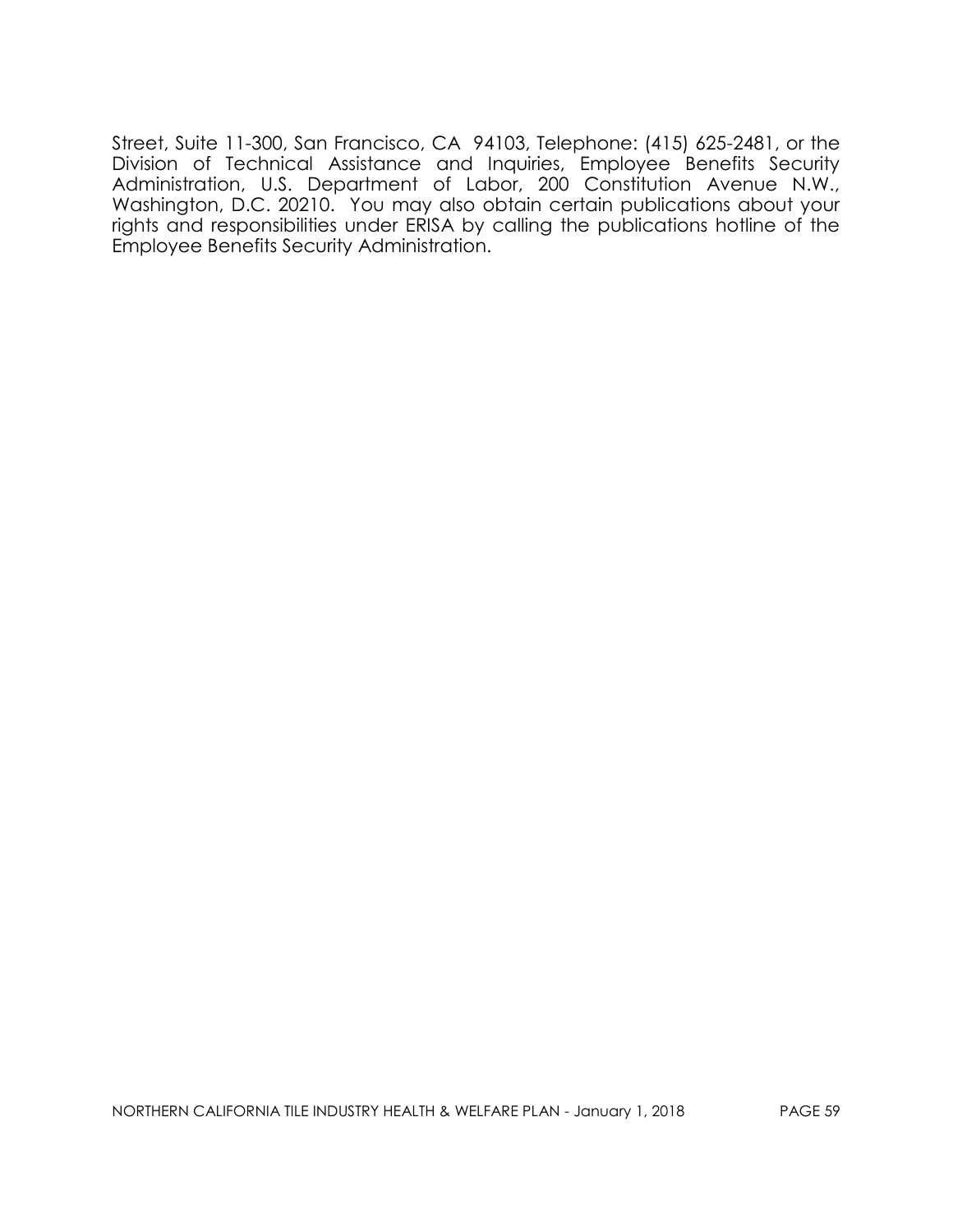Street, Suite 11-300, San Francisco, CA 94103, Telephone: (415) 625-2481, or the Division of Technical Assistance and Inquiries, Employee Benefits Security Administration, U.S. Department of Labor, 200 Constitution Avenue N.W., Washington, D.C. 20210. You may also obtain certain publications about your rights and responsibilities under ERISA by calling the publications hotline of the Employee Benefits Security Administration.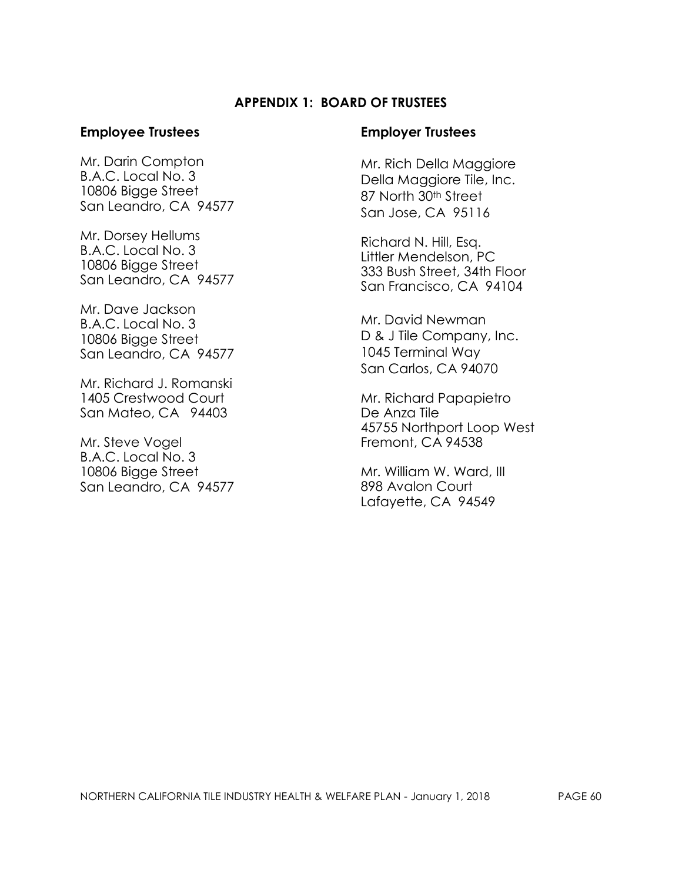## APPENDIX 1: BOARD OF TRUSTEES

### Employee Trustees

Mr. Darin Compton
B.A.C. Local No. 3
10806 Bigge Street
San Leandro, CA 94577

Mr. Dorsey Hellums
B.A.C. Local No. 3
10806 Bigge Street
San Leandro, CA 94577

Mr. Dave Jackson
B.A.C. Local No. 3
10806 Bigge Street
San Leandro, CA 94577

Mr. Richard J. Romanski
1405 Crestwood Court
San Mateo, CA 94403

Mr. Steve Vogel
B.A.C. Local No. 3
10806 Bigge Street
San Leandro, CA 94577

### Employer Trustees

Mr. Rich Della Maggiore
Della Maggiore Tile, Inc.
87 North 30th Street
San Jose, CA 95116

Richard N. Hill, Esq.
Littler Mendelson, PC
333 Bush Street, 34th Floor
San Francisco, CA 94104

Mr. David Newman
D & J Tile Company, Inc.
1045 Terminal Way
San Carlos, CA 94070

Mr. Richard Papapietro
De Anza Tile
45755 Northport Loop West
Fremont, CA 94538

Mr. William W. Ward, III
898 Avalon Court
Lafayette, CA 94549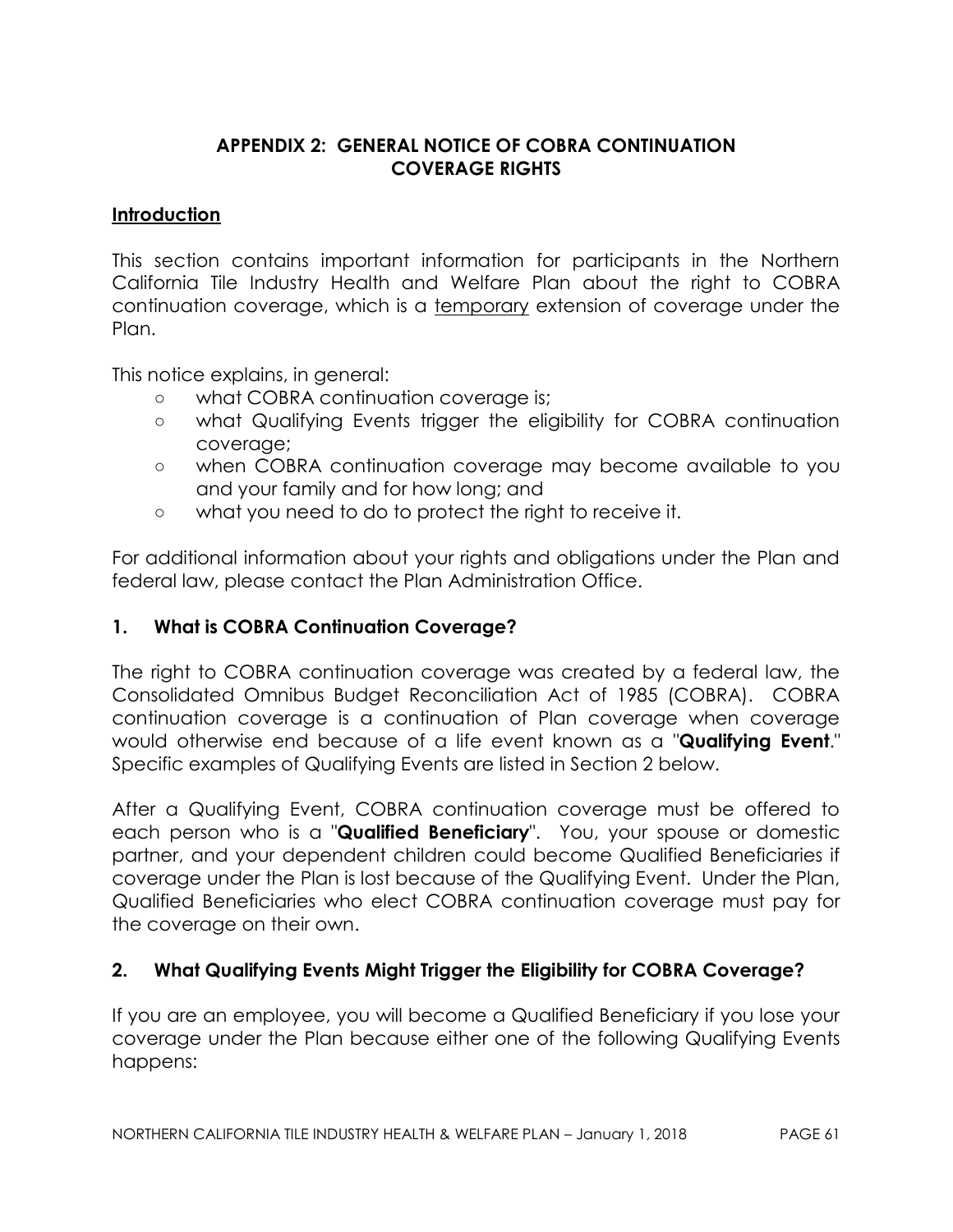## APPENDIX 2: GENERAL NOTICE OF COBRA CONTINUATION COVERAGE RIGHTS

### Introduction

This section contains important information for participants in the Northern California Tile Industry Health and Welfare Plan about the right to COBRA continuation coverage, which is a <u>temporary</u> extension of coverage under the Plan.

This notice explains, in general:

- what COBRA continuation coverage is;
- what Qualifying Events trigger the eligibility for COBRA continuation coverage;
- when COBRA continuation coverage may become available to you and your family and for how long; and
- what you need to do to protect the right to receive it.

For additional information about your rights and obligations under the Plan and federal law, please contact the Plan Administration Office.

### 1. What is COBRA Continuation Coverage?

The right to COBRA continuation coverage was created by a federal law, the Consolidated Omnibus Budget Reconciliation Act of 1985 (COBRA). COBRA continuation coverage is a continuation of Plan coverage when coverage would otherwise end because of a life event known as a "**Qualifying Event**." Specific examples of Qualifying Events are listed in Section 2 below.

After a Qualifying Event, COBRA continuation coverage must be offered to each person who is a "**Qualified Beneficiary**". You, your spouse or domestic partner, and your dependent children could become Qualified Beneficiaries if coverage under the Plan is lost because of the Qualifying Event. Under the Plan, Qualified Beneficiaries who elect COBRA continuation coverage must pay for the coverage on their own.

### 2. What Qualifying Events Might Trigger the Eligibility for COBRA Coverage?

If you are an employee, you will become a Qualified Beneficiary if you lose your coverage under the Plan because either one of the following Qualifying Events happens: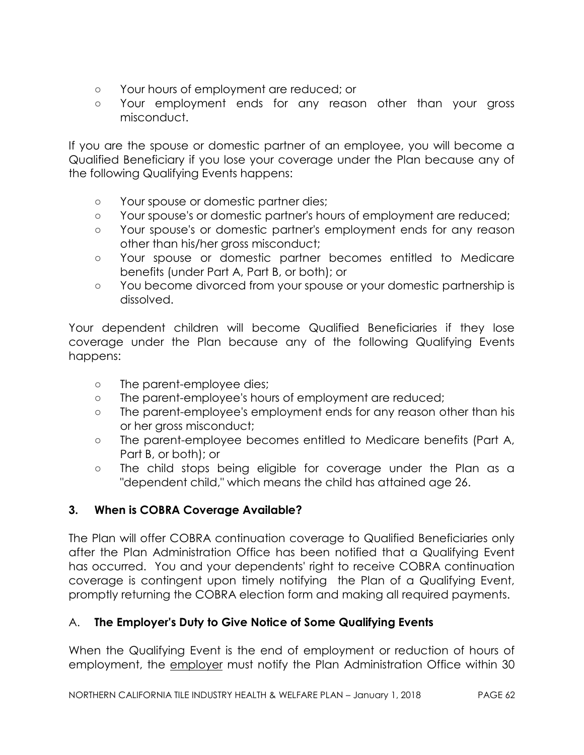- Your hours of employment are reduced; or
- Your employment ends for any reason other than your gross misconduct.

If you are the spouse or domestic partner of an employee, you will become a Qualified Beneficiary if you lose your coverage under the Plan because any of the following Qualifying Events happens:

- Your spouse or domestic partner dies;
- Your spouse's or domestic partner's hours of employment are reduced;
- Your spouse's or domestic partner's employment ends for any reason other than his/her gross misconduct;
- Your spouse or domestic partner becomes entitled to Medicare benefits (under Part A, Part B, or both); or
- You become divorced from your spouse or your domestic partnership is dissolved.

Your dependent children will become Qualified Beneficiaries if they lose coverage under the Plan because any of the following Qualifying Events happens:

- The parent-employee dies;
- The parent-employee's hours of employment are reduced;
- The parent-employee's employment ends for any reason other than his or her gross misconduct;
- The parent-employee becomes entitled to Medicare benefits (Part A, Part B, or both); or
- The child stops being eligible for coverage under the Plan as a "dependent child," which means the child has attained age 26.

## 3. When is COBRA Coverage Available?

The Plan will offer COBRA continuation coverage to Qualified Beneficiaries only after the Plan Administration Office has been notified that a Qualifying Event has occurred. You and your dependents' right to receive COBRA continuation coverage is contingent upon timely notifying the Plan of a Qualifying Event, promptly returning the COBRA election form and making all required payments.

### A. The Employer's Duty to Give Notice of Some Qualifying Events

When the Qualifying Event is the end of employment or reduction of hours of employment, the employer must notify the Plan Administration Office within 30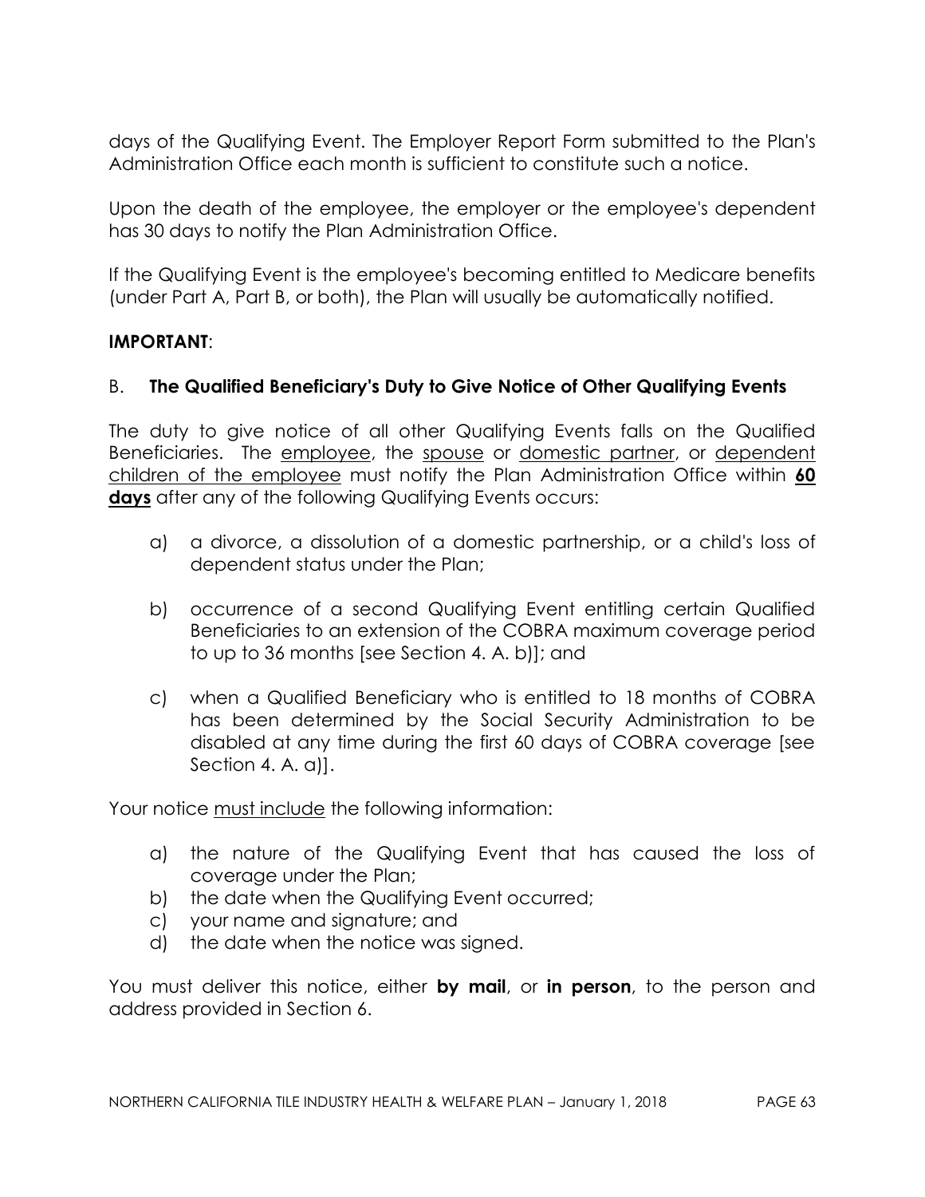days of the Qualifying Event. The Employer Report Form submitted to the Plan's Administration Office each month is sufficient to constitute such a notice.

Upon the death of the employee, the employer or the employee's dependent has 30 days to notify the Plan Administration Office.

If the Qualifying Event is the employee's becoming entitled to Medicare benefits (under Part A, Part B, or both), the Plan will usually be automatically notified.

**IMPORTANT**:

### B. **The Qualified Beneficiary's Duty to Give Notice of Other Qualifying Events**

The duty to give notice of all other Qualifying Events falls on the Qualified Beneficiaries. The <u>employee</u>, the <u>spouse</u> or <u>domestic partner</u>, or <u>dependent children of the employee</u> must notify the Plan Administration Office within **<u>60 days</u>** after any of the following Qualifying Events occurs:

a) a divorce, a dissolution of a domestic partnership, or a child's loss of dependent status under the Plan;

b) occurrence of a second Qualifying Event entitling certain Qualified Beneficiaries to an extension of the COBRA maximum coverage period to up to 36 months [see Section 4. A. b)]; and

c) when a Qualified Beneficiary who is entitled to 18 months of COBRA has been determined by the Social Security Administration to be disabled at any time during the first 60 days of COBRA coverage [see Section 4. A. a)].

Your notice <u>must include</u> the following information:

a) the nature of the Qualifying Event that has caused the loss of coverage under the Plan;
b) the date when the Qualifying Event occurred;
c) your name and signature; and
d) the date when the notice was signed.

You must deliver this notice, either **by mail**, or **in person**, to the person and address provided in Section 6.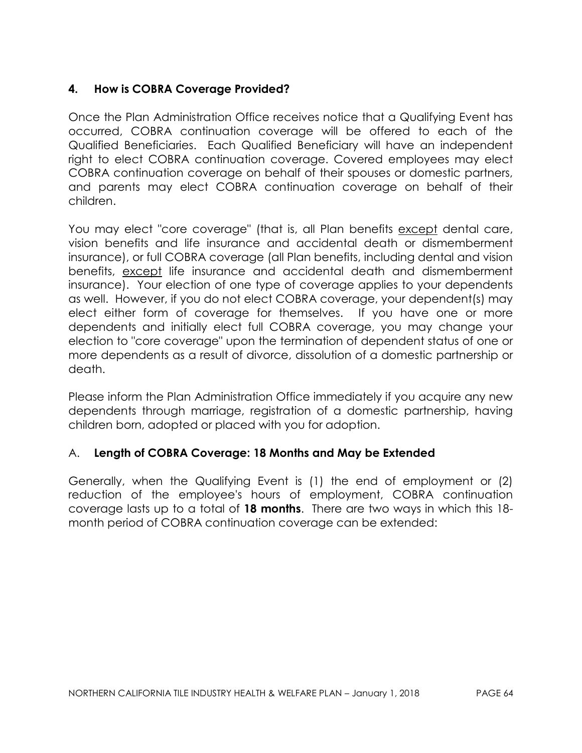## 4. How is COBRA Coverage Provided?

Once the Plan Administration Office receives notice that a Qualifying Event has occurred, COBRA continuation coverage will be offered to each of the Qualified Beneficiaries. Each Qualified Beneficiary will have an independent right to elect COBRA continuation coverage. Covered employees may elect COBRA continuation coverage on behalf of their spouses or domestic partners, and parents may elect COBRA continuation coverage on behalf of their children.

You may elect "core coverage" (that is, all Plan benefits <u>except</u> dental care, vision benefits and life insurance and accidental death or dismemberment insurance), or full COBRA coverage (all Plan benefits, including dental and vision benefits, <u>except</u> life insurance and accidental death and dismemberment insurance). Your election of one type of coverage applies to your dependents as well. However, if you do not elect COBRA coverage, your dependent(s) may elect either form of coverage for themselves. If you have one or more dependents and initially elect full COBRA coverage, you may change your election to "core coverage" upon the termination of dependent status of one or more dependents as a result of divorce, dissolution of a domestic partnership or death.

Please inform the Plan Administration Office immediately if you acquire any new dependents through marriage, registration of a domestic partnership, having children born, adopted or placed with you for adoption.

### A. Length of COBRA Coverage: 18 Months and May be Extended

Generally, when the Qualifying Event is (1) the end of employment or (2) reduction of the employee's hours of employment, COBRA continuation coverage lasts up to a total of **18 months**. There are two ways in which this 18-month period of COBRA continuation coverage can be extended: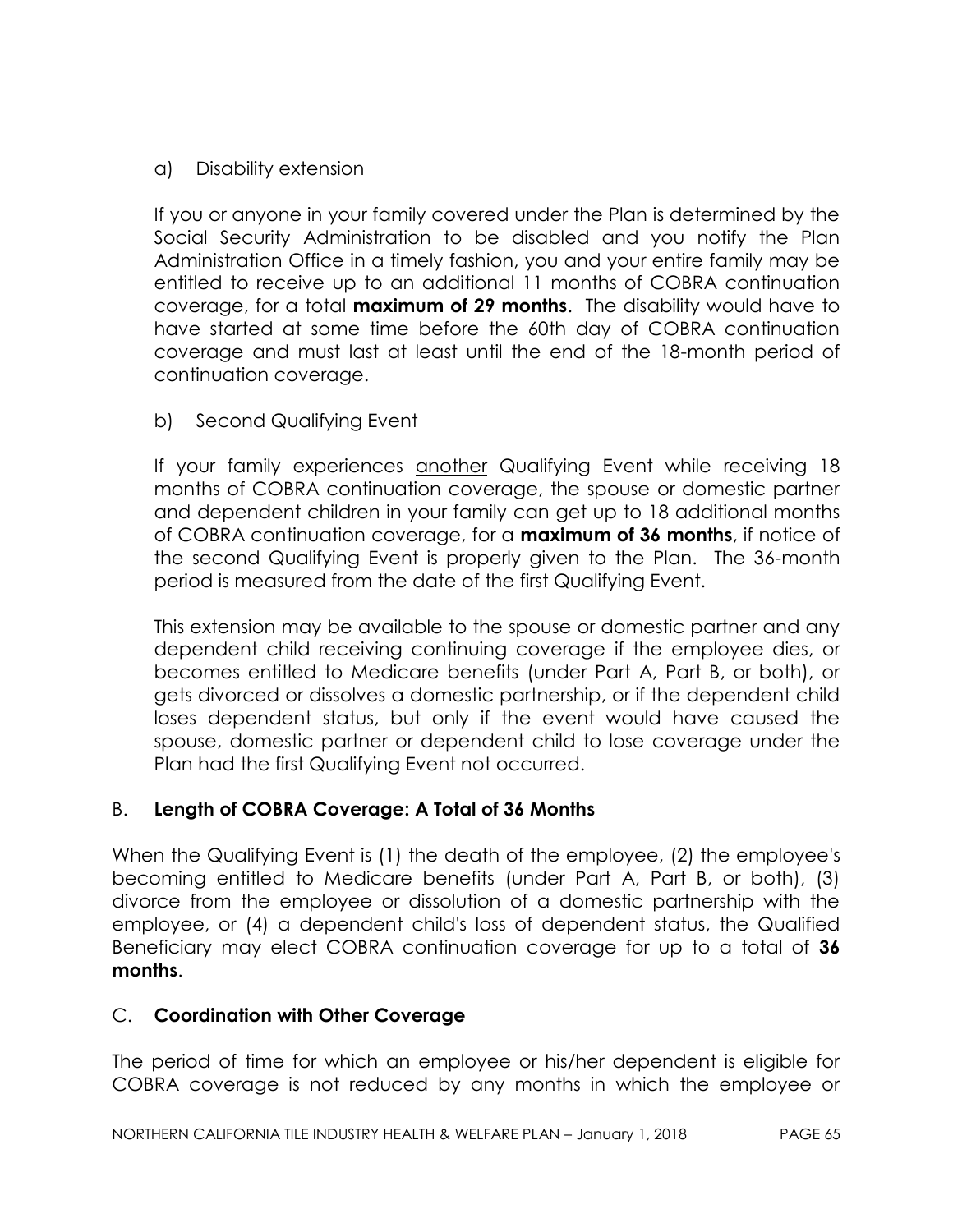a) Disability extension

If you or anyone in your family covered under the Plan is determined by the Social Security Administration to be disabled and you notify the Plan Administration Office in a timely fashion, you and your entire family may be entitled to receive up to an additional 11 months of COBRA continuation coverage, for a total **maximum of 29 months**. The disability would have to have started at some time before the 60th day of COBRA continuation coverage and must last at least until the end of the 18-month period of continuation coverage.

b) Second Qualifying Event

If your family experiences <u>another</u> Qualifying Event while receiving 18 months of COBRA continuation coverage, the spouse or domestic partner and dependent children in your family can get up to 18 additional months of COBRA continuation coverage, for a **maximum of 36 months**, if notice of the second Qualifying Event is properly given to the Plan. The 36-month period is measured from the date of the first Qualifying Event.

This extension may be available to the spouse or domestic partner and any dependent child receiving continuing coverage if the employee dies, or becomes entitled to Medicare benefits (under Part A, Part B, or both), or gets divorced or dissolves a domestic partnership, or if the dependent child loses dependent status, but only if the event would have caused the spouse, domestic partner or dependent child to lose coverage under the Plan had the first Qualifying Event not occurred.

B. **Length of COBRA Coverage: A Total of 36 Months**

When the Qualifying Event is (1) the death of the employee, (2) the employee's becoming entitled to Medicare benefits (under Part A, Part B, or both), (3) divorce from the employee or dissolution of a domestic partnership with the employee, or (4) a dependent child's loss of dependent status, the Qualified Beneficiary may elect COBRA continuation coverage for up to a total of **36 months**.

C. **Coordination with Other Coverage**

The period of time for which an employee or his/her dependent is eligible for COBRA coverage is not reduced by any months in which the employee or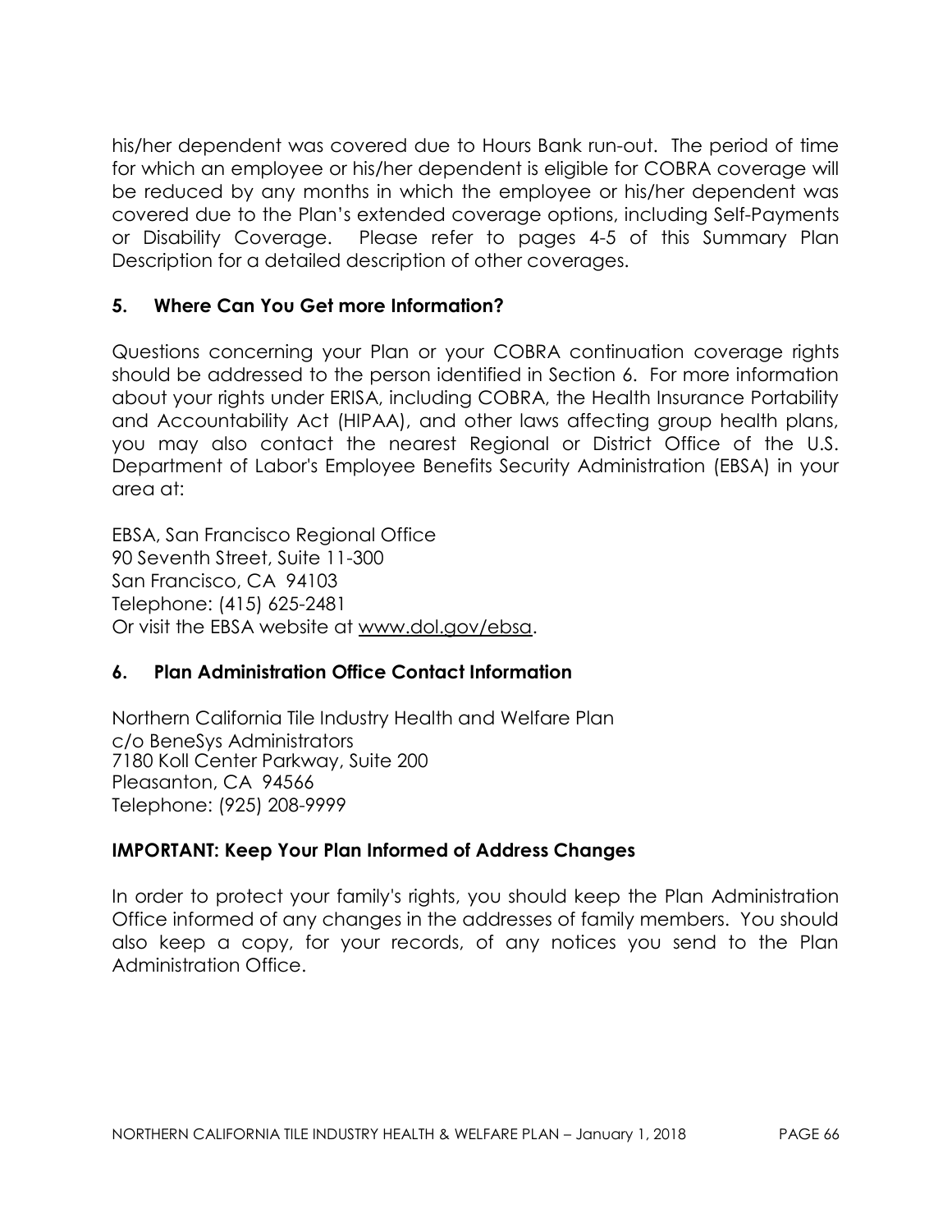his/her dependent was covered due to Hours Bank run-out. The period of time for which an employee or his/her dependent is eligible for COBRA coverage will be reduced by any months in which the employee or his/her dependent was covered due to the Plan's extended coverage options, including Self-Payments or Disability Coverage. Please refer to pages 4-5 of this Summary Plan Description for a detailed description of other coverages.

### 5. Where Can You Get more Information?

Questions concerning your Plan or your COBRA continuation coverage rights should be addressed to the person identified in Section 6. For more information about your rights under ERISA, including COBRA, the Health Insurance Portability and Accountability Act (HIPAA), and other laws affecting group health plans, you may also contact the nearest Regional or District Office of the U.S. Department of Labor's Employee Benefits Security Administration (EBSA) in your area at:

EBSA, San Francisco Regional Office
90 Seventh Street, Suite 11-300
San Francisco, CA 94103
Telephone: (415) 625-2481
Or visit the EBSA website at www.dol.gov/ebsa.

### 6. Plan Administration Office Contact Information

Northern California Tile Industry Health and Welfare Plan
c/o BeneSys Administrators
7180 Koll Center Parkway, Suite 200
Pleasanton, CA 94566
Telephone: (925) 208-9999

### IMPORTANT: Keep Your Plan Informed of Address Changes

In order to protect your family's rights, you should keep the Plan Administration Office informed of any changes in the addresses of family members. You should also keep a copy, for your records, of any notices you send to the Plan Administration Office.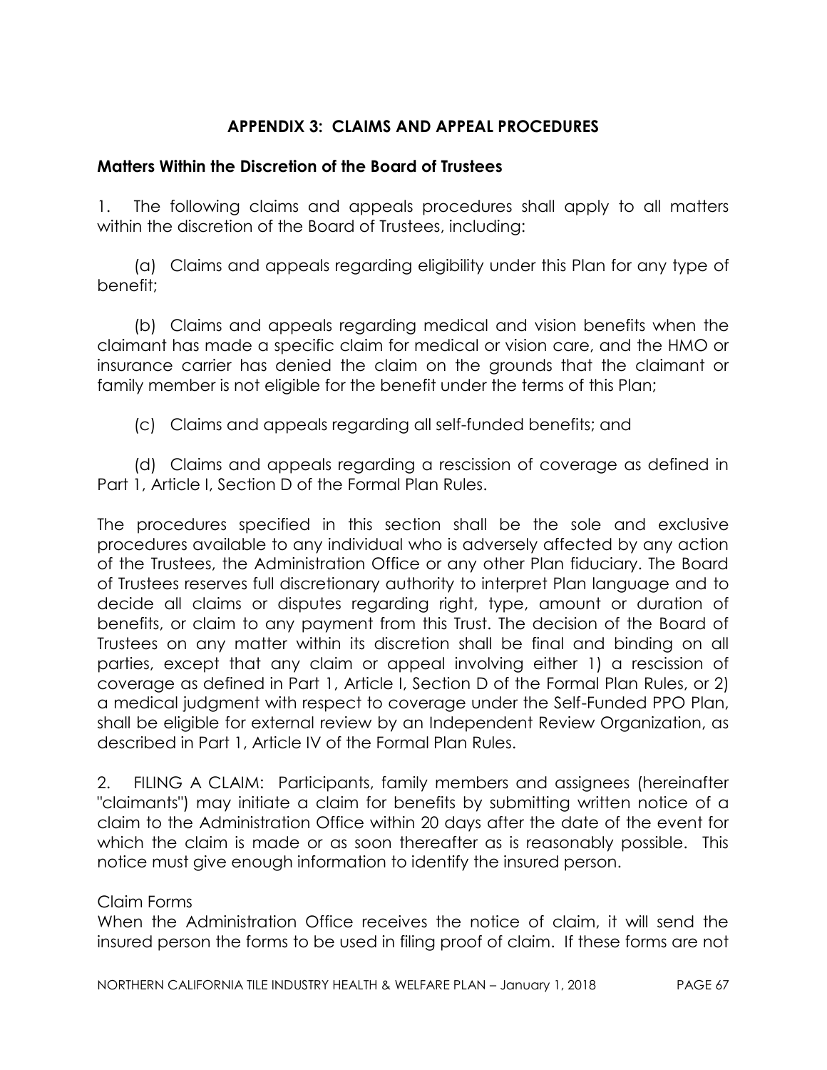## APPENDIX 3: CLAIMS AND APPEAL PROCEDURES

### Matters Within the Discretion of the Board of Trustees

1. The following claims and appeals procedures shall apply to all matters within the discretion of the Board of Trustees, including:

   (a) Claims and appeals regarding eligibility under this Plan for any type of benefit;

   (b) Claims and appeals regarding medical and vision benefits when the claimant has made a specific claim for medical or vision care, and the HMO or insurance carrier has denied the claim on the grounds that the claimant or family member is not eligible for the benefit under the terms of this Plan;

   (c) Claims and appeals regarding all self-funded benefits; and

   (d) Claims and appeals regarding a rescission of coverage as defined in Part 1, Article I, Section D of the Formal Plan Rules.

The procedures specified in this section shall be the sole and exclusive procedures available to any individual who is adversely affected by any action of the Trustees, the Administration Office or any other Plan fiduciary. The Board of Trustees reserves full discretionary authority to interpret Plan language and to decide all claims or disputes regarding right, type, amount or duration of benefits, or claim to any payment from this Trust. The decision of the Board of Trustees on any matter within its discretion shall be final and binding on all parties, except that any claim or appeal involving either 1) a rescission of coverage as defined in Part 1, Article I, Section D of the Formal Plan Rules, or 2) a medical judgment with respect to coverage under the Self-Funded PPO Plan, shall be eligible for external review by an Independent Review Organization, as described in Part 1, Article IV of the Formal Plan Rules.

2. FILING A CLAIM: Participants, family members and assignees (hereinafter "claimants") may initiate a claim for benefits by submitting written notice of a claim to the Administration Office within 20 days after the date of the event for which the claim is made or as soon thereafter as is reasonably possible. This notice must give enough information to identify the insured person.

Claim Forms

When the Administration Office receives the notice of claim, it will send the insured person the forms to be used in filing proof of claim. If these forms are not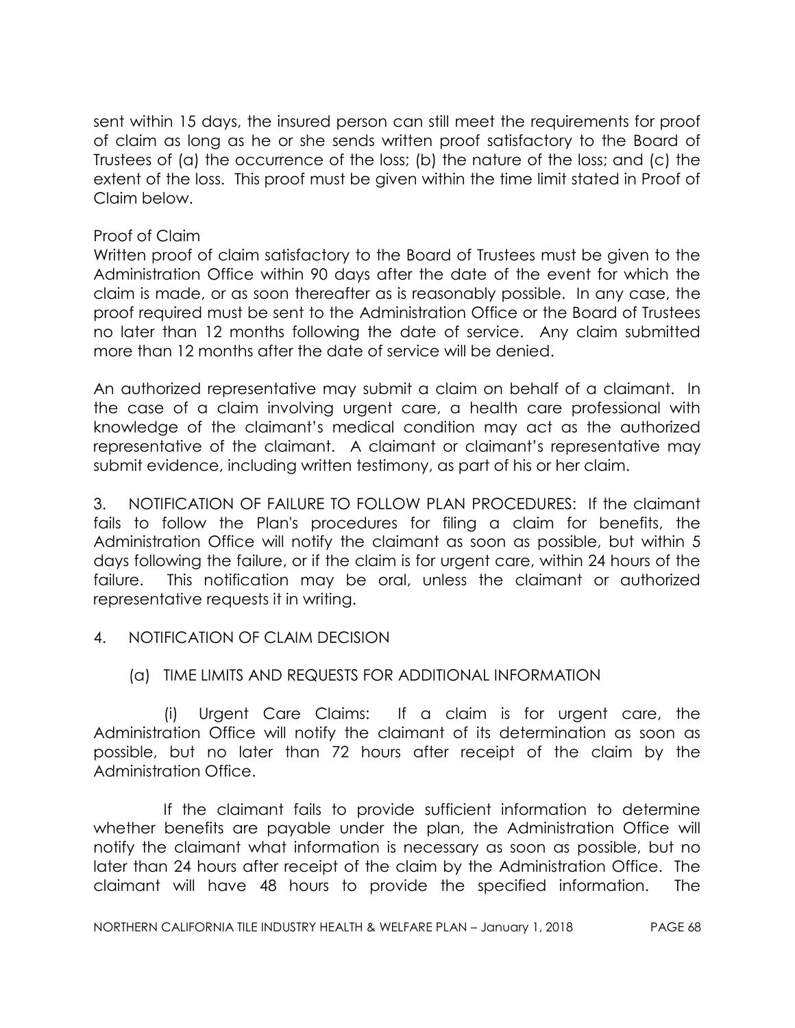sent within 15 days, the insured person can still meet the requirements for proof of claim as long as he or she sends written proof satisfactory to the Board of Trustees of (a) the occurrence of the loss; (b) the nature of the loss; and (c) the extent of the loss. This proof must be given within the time limit stated in Proof of Claim below.

Proof of Claim

Written proof of claim satisfactory to the Board of Trustees must be given to the Administration Office within 90 days after the date of the event for which the claim is made, or as soon thereafter as is reasonably possible. In any case, the proof required must be sent to the Administration Office or the Board of Trustees no later than 12 months following the date of service. Any claim submitted more than 12 months after the date of service will be denied.

An authorized representative may submit a claim on behalf of a claimant. In the case of a claim involving urgent care, a health care professional with knowledge of the claimant's medical condition may act as the authorized representative of the claimant. A claimant or claimant's representative may submit evidence, including written testimony, as part of his or her claim.

3. NOTIFICATION OF FAILURE TO FOLLOW PLAN PROCEDURES: If the claimant fails to follow the Plan's procedures for filing a claim for benefits, the Administration Office will notify the claimant as soon as possible, but within 5 days following the failure, or if the claim is for urgent care, within 24 hours of the failure. This notification may be oral, unless the claimant or authorized representative requests it in writing.

4. NOTIFICATION OF CLAIM DECISION

(a) TIME LIMITS AND REQUESTS FOR ADDITIONAL INFORMATION

(i) Urgent Care Claims: If a claim is for urgent care, the Administration Office will notify the claimant of its determination as soon as possible, but no later than 72 hours after receipt of the claim by the Administration Office.

If the claimant fails to provide sufficient information to determine whether benefits are payable under the plan, the Administration Office will notify the claimant what information is necessary as soon as possible, but no later than 24 hours after receipt of the claim by the Administration Office. The claimant will have 48 hours to provide the specified information. The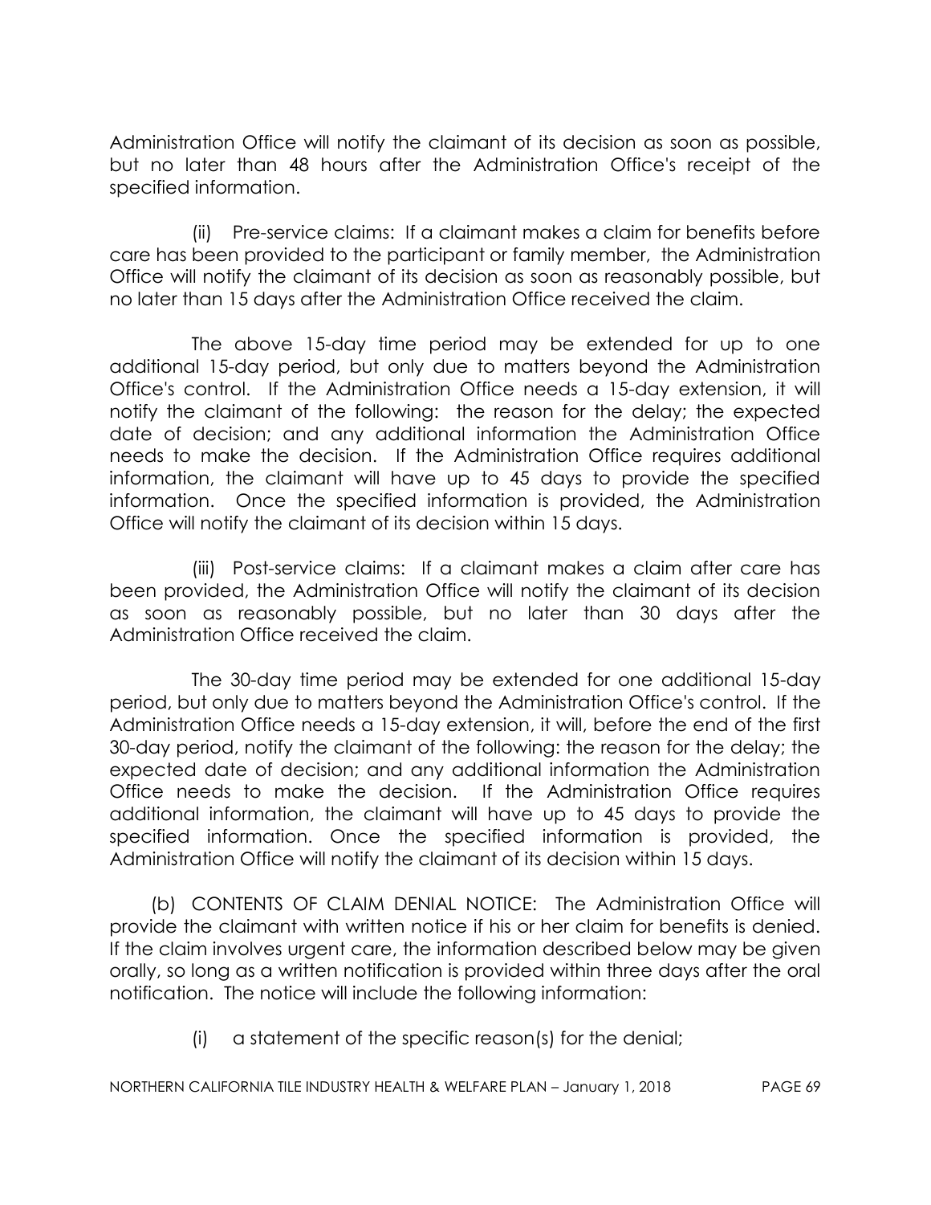Administration Office will notify the claimant of its decision as soon as possible, but no later than 48 hours after the Administration Office's receipt of the specified information.

(ii) Pre-service claims: If a claimant makes a claim for benefits before care has been provided to the participant or family member, the Administration Office will notify the claimant of its decision as soon as reasonably possible, but no later than 15 days after the Administration Office received the claim.

The above 15-day time period may be extended for up to one additional 15-day period, but only due to matters beyond the Administration Office's control. If the Administration Office needs a 15-day extension, it will notify the claimant of the following: the reason for the delay; the expected date of decision; and any additional information the Administration Office needs to make the decision. If the Administration Office requires additional information, the claimant will have up to 45 days to provide the specified information. Once the specified information is provided, the Administration Office will notify the claimant of its decision within 15 days.

(iii) Post-service claims: If a claimant makes a claim after care has been provided, the Administration Office will notify the claimant of its decision as soon as reasonably possible, but no later than 30 days after the Administration Office received the claim.

The 30-day time period may be extended for one additional 15-day period, but only due to matters beyond the Administration Office's control. If the Administration Office needs a 15-day extension, it will, before the end of the first 30-day period, notify the claimant of the following: the reason for the delay; the expected date of decision; and any additional information the Administration Office needs to make the decision. If the Administration Office requires additional information, the claimant will have up to 45 days to provide the specified information. Once the specified information is provided, the Administration Office will notify the claimant of its decision within 15 days.

(b) CONTENTS OF CLAIM DENIAL NOTICE: The Administration Office will provide the claimant with written notice if his or her claim for benefits is denied. If the claim involves urgent care, the information described below may be given orally, so long as a written notification is provided within three days after the oral notification. The notice will include the following information:

(i) a statement of the specific reason(s) for the denial;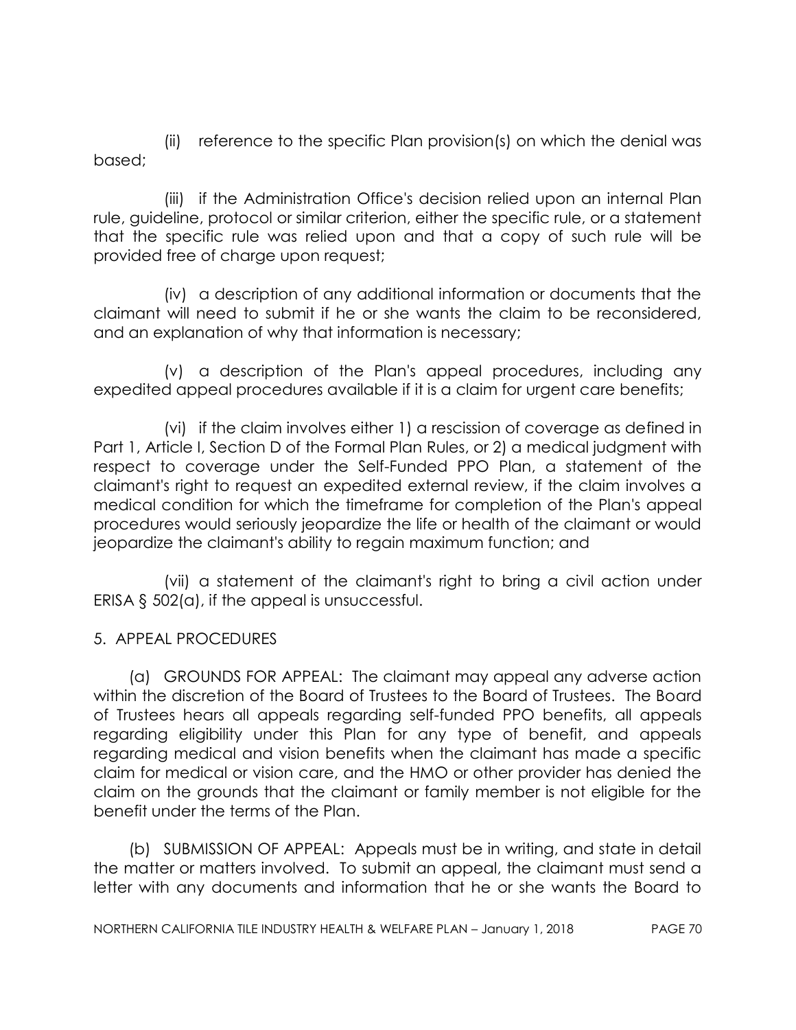(ii) reference to the specific Plan provision(s) on which the denial was based;

(iii) if the Administration Office's decision relied upon an internal Plan rule, guideline, protocol or similar criterion, either the specific rule, or a statement that the specific rule was relied upon and that a copy of such rule will be provided free of charge upon request;

(iv) a description of any additional information or documents that the claimant will need to submit if he or she wants the claim to be reconsidered, and an explanation of why that information is necessary;

(v) a description of the Plan's appeal procedures, including any expedited appeal procedures available if it is a claim for urgent care benefits;

(vi) if the claim involves either 1) a rescission of coverage as defined in Part 1, Article I, Section D of the Formal Plan Rules, or 2) a medical judgment with respect to coverage under the Self-Funded PPO Plan, a statement of the claimant's right to request an expedited external review, if the claim involves a medical condition for which the timeframe for completion of the Plan's appeal procedures would seriously jeopardize the life or health of the claimant or would jeopardize the claimant's ability to regain maximum function; and

(vii) a statement of the claimant's right to bring a civil action under ERISA § 502(a), if the appeal is unsuccessful.

5. APPEAL PROCEDURES

(a) GROUNDS FOR APPEAL: The claimant may appeal any adverse action within the discretion of the Board of Trustees to the Board of Trustees. The Board of Trustees hears all appeals regarding self-funded PPO benefits, all appeals regarding eligibility under this Plan for any type of benefit, and appeals regarding medical and vision benefits when the claimant has made a specific claim for medical or vision care, and the HMO or other provider has denied the claim on the grounds that the claimant or family member is not eligible for the benefit under the terms of the Plan.

(b) SUBMISSION OF APPEAL: Appeals must be in writing, and state in detail the matter or matters involved. To submit an appeal, the claimant must send a letter with any documents and information that he or she wants the Board to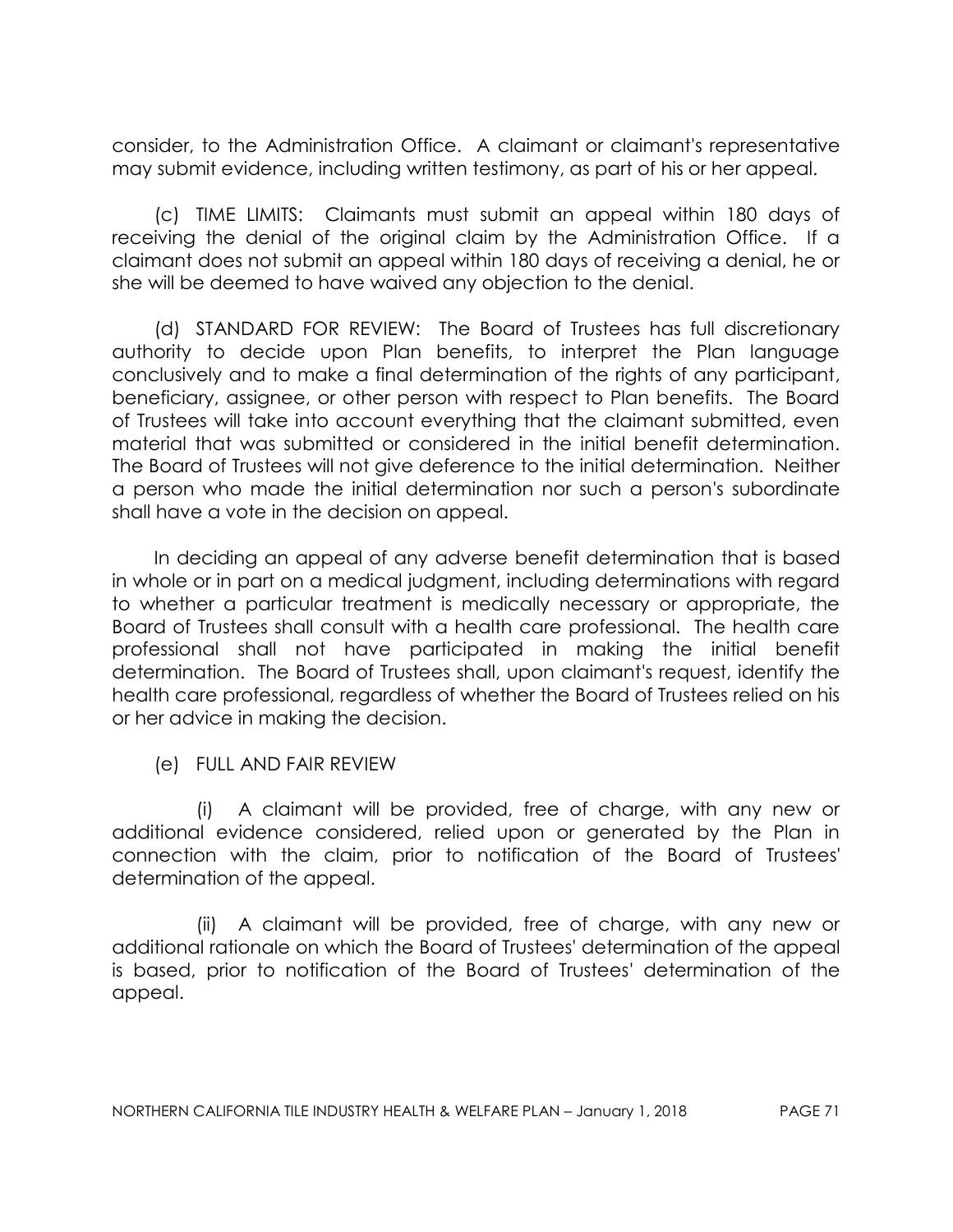consider, to the Administration Office. A claimant or claimant's representative may submit evidence, including written testimony, as part of his or her appeal.

(c) TIME LIMITS: Claimants must submit an appeal within 180 days of receiving the denial of the original claim by the Administration Office. If a claimant does not submit an appeal within 180 days of receiving a denial, he or she will be deemed to have waived any objection to the denial.

(d) STANDARD FOR REVIEW: The Board of Trustees has full discretionary authority to decide upon Plan benefits, to interpret the Plan language conclusively and to make a final determination of the rights of any participant, beneficiary, assignee, or other person with respect to Plan benefits. The Board of Trustees will take into account everything that the claimant submitted, even material that was submitted or considered in the initial benefit determination. The Board of Trustees will not give deference to the initial determination. Neither a person who made the initial determination nor such a person's subordinate shall have a vote in the decision on appeal.

In deciding an appeal of any adverse benefit determination that is based in whole or in part on a medical judgment, including determinations with regard to whether a particular treatment is medically necessary or appropriate, the Board of Trustees shall consult with a health care professional. The health care professional shall not have participated in making the initial benefit determination. The Board of Trustees shall, upon claimant's request, identify the health care professional, regardless of whether the Board of Trustees relied on his or her advice in making the decision.

(e) FULL AND FAIR REVIEW

(i) A claimant will be provided, free of charge, with any new or additional evidence considered, relied upon or generated by the Plan in connection with the claim, prior to notification of the Board of Trustees' determination of the appeal.

(ii) A claimant will be provided, free of charge, with any new or additional rationale on which the Board of Trustees' determination of the appeal is based, prior to notification of the Board of Trustees' determination of the appeal.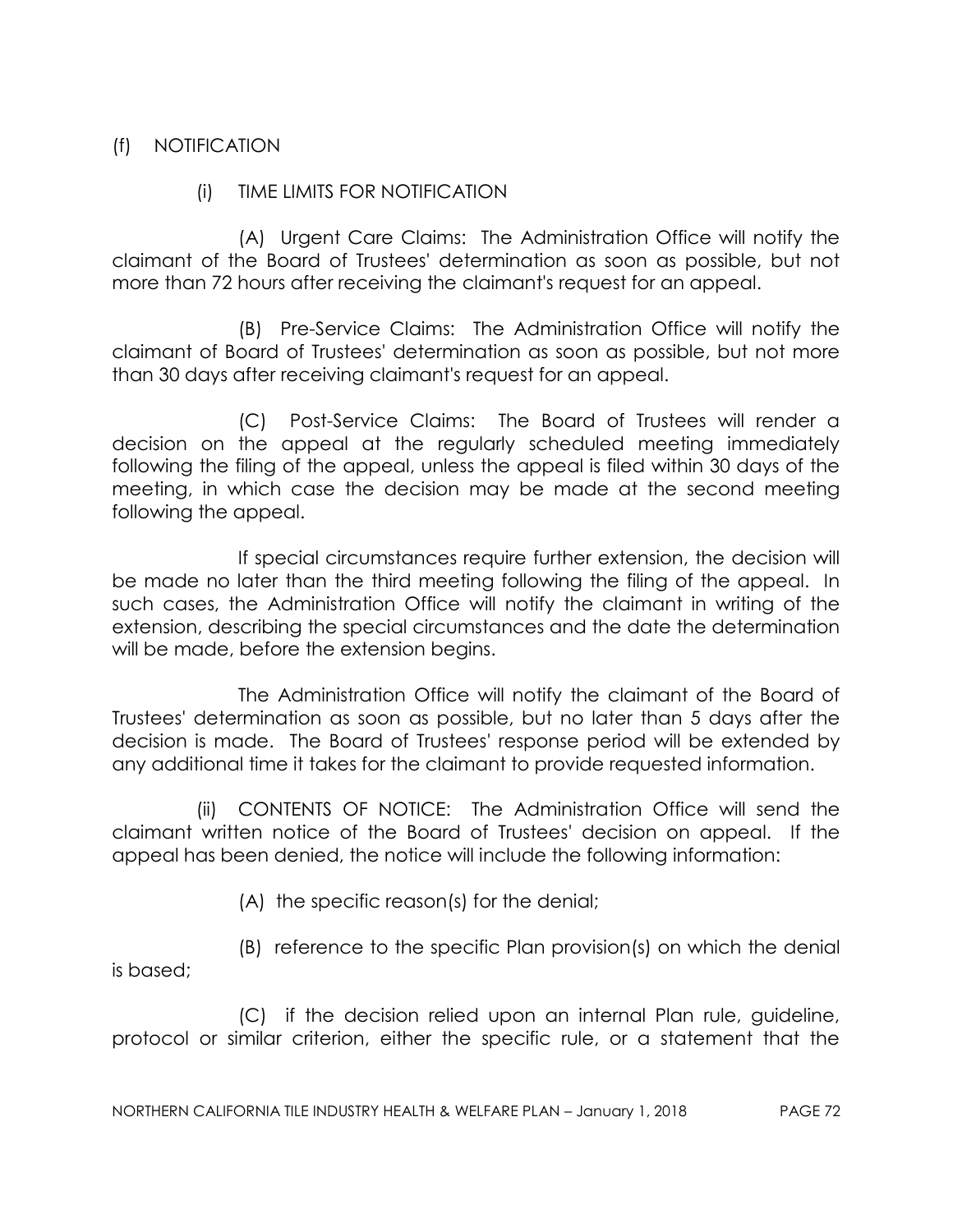(f) NOTIFICATION

(i) TIME LIMITS FOR NOTIFICATION

(A) Urgent Care Claims: The Administration Office will notify the claimant of the Board of Trustees' determination as soon as possible, but not more than 72 hours after receiving the claimant's request for an appeal.

(B) Pre-Service Claims: The Administration Office will notify the claimant of Board of Trustees' determination as soon as possible, but not more than 30 days after receiving claimant's request for an appeal.

(C) Post-Service Claims: The Board of Trustees will render a decision on the appeal at the regularly scheduled meeting immediately following the filing of the appeal, unless the appeal is filed within 30 days of the meeting, in which case the decision may be made at the second meeting following the appeal.

If special circumstances require further extension, the decision will be made no later than the third meeting following the filing of the appeal. In such cases, the Administration Office will notify the claimant in writing of the extension, describing the special circumstances and the date the determination will be made, before the extension begins.

The Administration Office will notify the claimant of the Board of Trustees' determination as soon as possible, but no later than 5 days after the decision is made. The Board of Trustees' response period will be extended by any additional time it takes for the claimant to provide requested information.

(ii) CONTENTS OF NOTICE: The Administration Office will send the claimant written notice of the Board of Trustees' decision on appeal. If the appeal has been denied, the notice will include the following information:

(A) the specific reason(s) for the denial;

(B) reference to the specific Plan provision(s) on which the denial is based;

(C) if the decision relied upon an internal Plan rule, guideline, protocol or similar criterion, either the specific rule, or a statement that the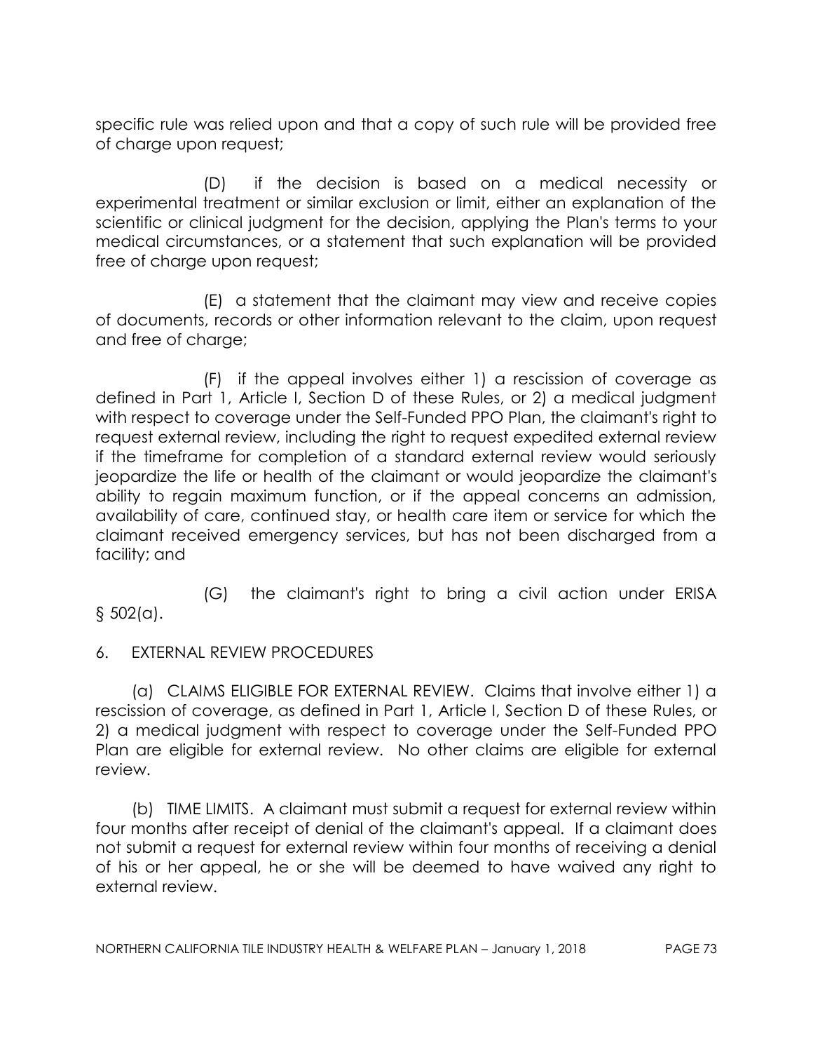specific rule was relied upon and that a copy of such rule will be provided free of charge upon request;

(D) if the decision is based on a medical necessity or experimental treatment or similar exclusion or limit, either an explanation of the scientific or clinical judgment for the decision, applying the Plan's terms to your medical circumstances, or a statement that such explanation will be provided free of charge upon request;

(E) a statement that the claimant may view and receive copies of documents, records or other information relevant to the claim, upon request and free of charge;

(F) if the appeal involves either 1) a rescission of coverage as defined in Part 1, Article I, Section D of these Rules, or 2) a medical judgment with respect to coverage under the Self-Funded PPO Plan, the claimant's right to request external review, including the right to request expedited external review if the timeframe for completion of a standard external review would seriously jeopardize the life or health of the claimant or would jeopardize the claimant's ability to regain maximum function, or if the appeal concerns an admission, availability of care, continued stay, or health care item or service for which the claimant received emergency services, but has not been discharged from a facility; and

(G) the claimant's right to bring a civil action under ERISA § 502(a).

6. EXTERNAL REVIEW PROCEDURES

(a) CLAIMS ELIGIBLE FOR EXTERNAL REVIEW. Claims that involve either 1) a rescission of coverage, as defined in Part 1, Article I, Section D of these Rules, or 2) a medical judgment with respect to coverage under the Self-Funded PPO Plan are eligible for external review. No other claims are eligible for external review.

(b) TIME LIMITS. A claimant must submit a request for external review within four months after receipt of denial of the claimant's appeal. If a claimant does not submit a request for external review within four months of receiving a denial of his or her appeal, he or she will be deemed to have waived any right to external review.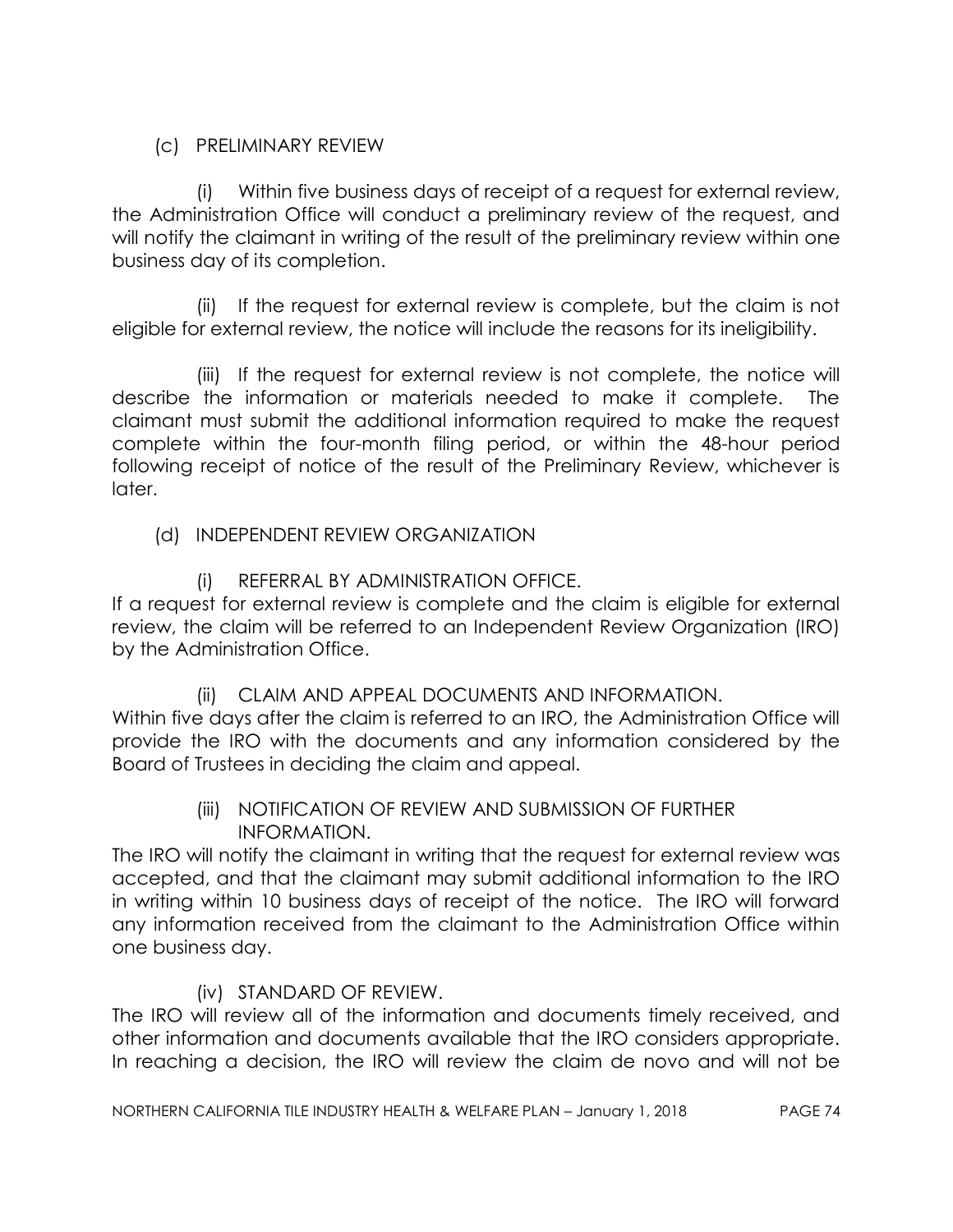(c) PRELIMINARY REVIEW

(i) Within five business days of receipt of a request for external review, the Administration Office will conduct a preliminary review of the request, and will notify the claimant in writing of the result of the preliminary review within one business day of its completion.

(ii) If the request for external review is complete, but the claim is not eligible for external review, the notice will include the reasons for its ineligibility.

(iii) If the request for external review is not complete, the notice will describe the information or materials needed to make it complete. The claimant must submit the additional information required to make the request complete within the four-month filing period, or within the 48-hour period following receipt of notice of the result of the Preliminary Review, whichever is later.

(d) INDEPENDENT REVIEW ORGANIZATION

(i) REFERRAL BY ADMINISTRATION OFFICE.

If a request for external review is complete and the claim is eligible for external review, the claim will be referred to an Independent Review Organization (IRO) by the Administration Office.

(ii) CLAIM AND APPEAL DOCUMENTS AND INFORMATION.

Within five days after the claim is referred to an IRO, the Administration Office will provide the IRO with the documents and any information considered by the Board of Trustees in deciding the claim and appeal.

(iii) NOTIFICATION OF REVIEW AND SUBMISSION OF FURTHER INFORMATION.

The IRO will notify the claimant in writing that the request for external review was accepted, and that the claimant may submit additional information to the IRO in writing within 10 business days of receipt of the notice. The IRO will forward any information received from the claimant to the Administration Office within one business day.

(iv) STANDARD OF REVIEW.

The IRO will review all of the information and documents timely received, and other information and documents available that the IRO considers appropriate. In reaching a decision, the IRO will review the claim de novo and will not be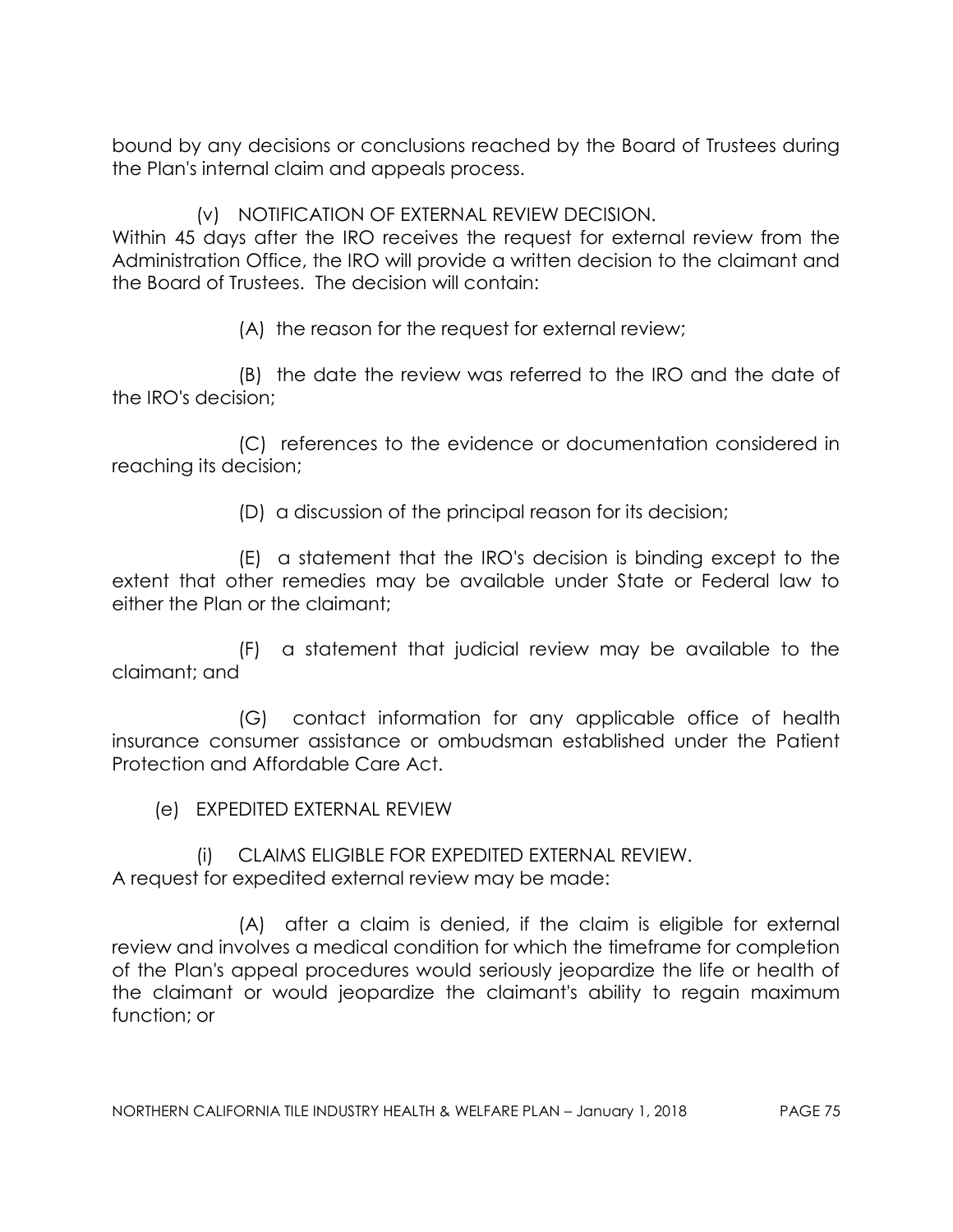bound by any decisions or conclusions reached by the Board of Trustees during the Plan's internal claim and appeals process.

(v) NOTIFICATION OF EXTERNAL REVIEW DECISION.
Within 45 days after the IRO receives the request for external review from the Administration Office, the IRO will provide a written decision to the claimant and the Board of Trustees. The decision will contain:

(A) the reason for the request for external review;

(B) the date the review was referred to the IRO and the date of the IRO's decision;

(C) references to the evidence or documentation considered in reaching its decision;

(D) a discussion of the principal reason for its decision;

(E) a statement that the IRO's decision is binding except to the extent that other remedies may be available under State or Federal law to either the Plan or the claimant;

(F) a statement that judicial review may be available to the claimant; and

(G) contact information for any applicable office of health insurance consumer assistance or ombudsman established under the Patient Protection and Affordable Care Act.

(e) EXPEDITED EXTERNAL REVIEW

(i) CLAIMS ELIGIBLE FOR EXPEDITED EXTERNAL REVIEW.
A request for expedited external review may be made:

(A) after a claim is denied, if the claim is eligible for external review and involves a medical condition for which the timeframe for completion of the Plan's appeal procedures would seriously jeopardize the life or health of the claimant or would jeopardize the claimant's ability to regain maximum function; or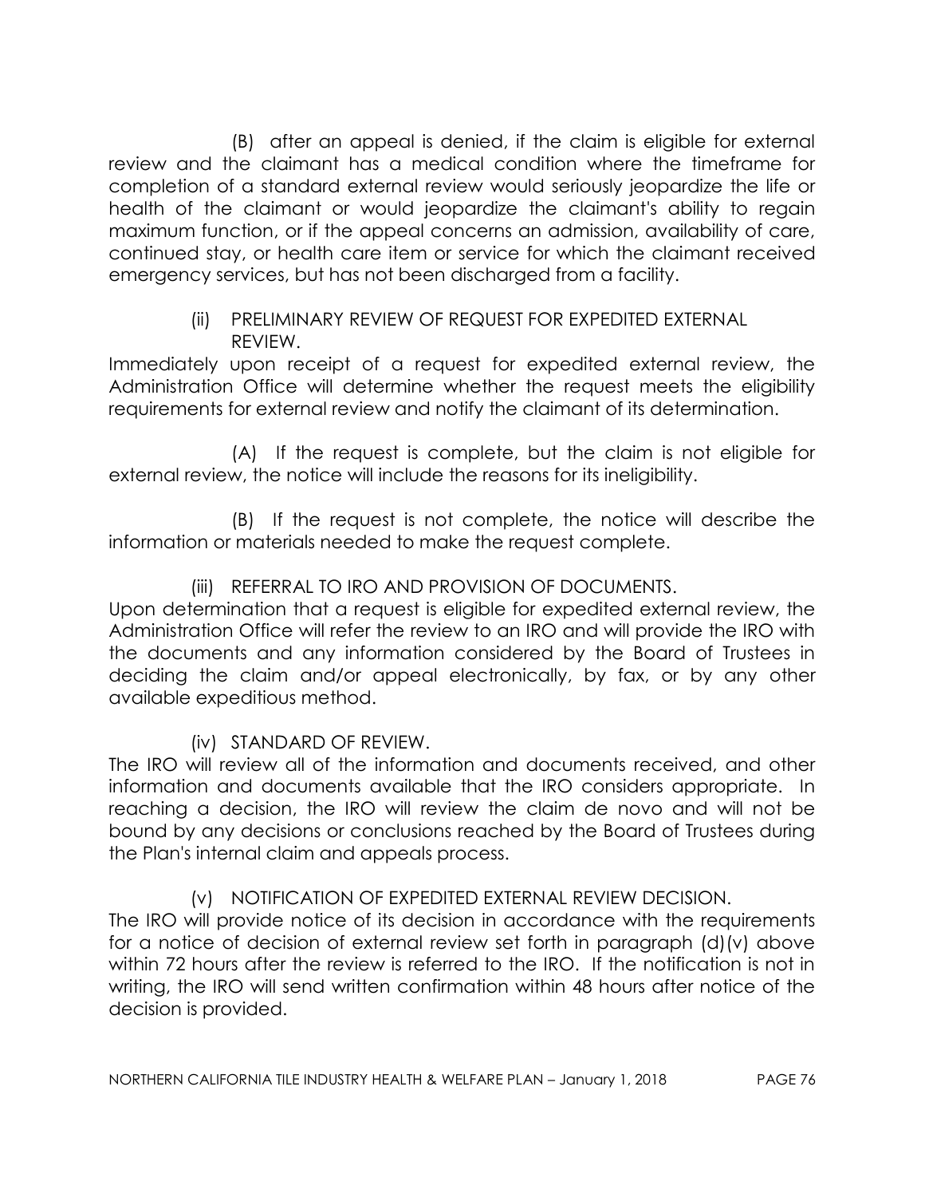(B) after an appeal is denied, if the claim is eligible for external review and the claimant has a medical condition where the timeframe for completion of a standard external review would seriously jeopardize the life or health of the claimant or would jeopardize the claimant's ability to regain maximum function, or if the appeal concerns an admission, availability of care, continued stay, or health care item or service for which the claimant received emergency services, but has not been discharged from a facility.

(ii) PRELIMINARY REVIEW OF REQUEST FOR EXPEDITED EXTERNAL REVIEW.

Immediately upon receipt of a request for expedited external review, the Administration Office will determine whether the request meets the eligibility requirements for external review and notify the claimant of its determination.

(A) If the request is complete, but the claim is not eligible for external review, the notice will include the reasons for its ineligibility.

(B) If the request is not complete, the notice will describe the information or materials needed to make the request complete.

(iii) REFERRAL TO IRO AND PROVISION OF DOCUMENTS.

Upon determination that a request is eligible for expedited external review, the Administration Office will refer the review to an IRO and will provide the IRO with the documents and any information considered by the Board of Trustees in deciding the claim and/or appeal electronically, by fax, or by any other available expeditious method.

(iv) STANDARD OF REVIEW.

The IRO will review all of the information and documents received, and other information and documents available that the IRO considers appropriate. In reaching a decision, the IRO will review the claim de novo and will not be bound by any decisions or conclusions reached by the Board of Trustees during the Plan's internal claim and appeals process.

(v) NOTIFICATION OF EXPEDITED EXTERNAL REVIEW DECISION.

The IRO will provide notice of its decision in accordance with the requirements for a notice of decision of external review set forth in paragraph (d)(v) above within 72 hours after the review is referred to the IRO. If the notification is not in writing, the IRO will send written confirmation within 48 hours after notice of the decision is provided.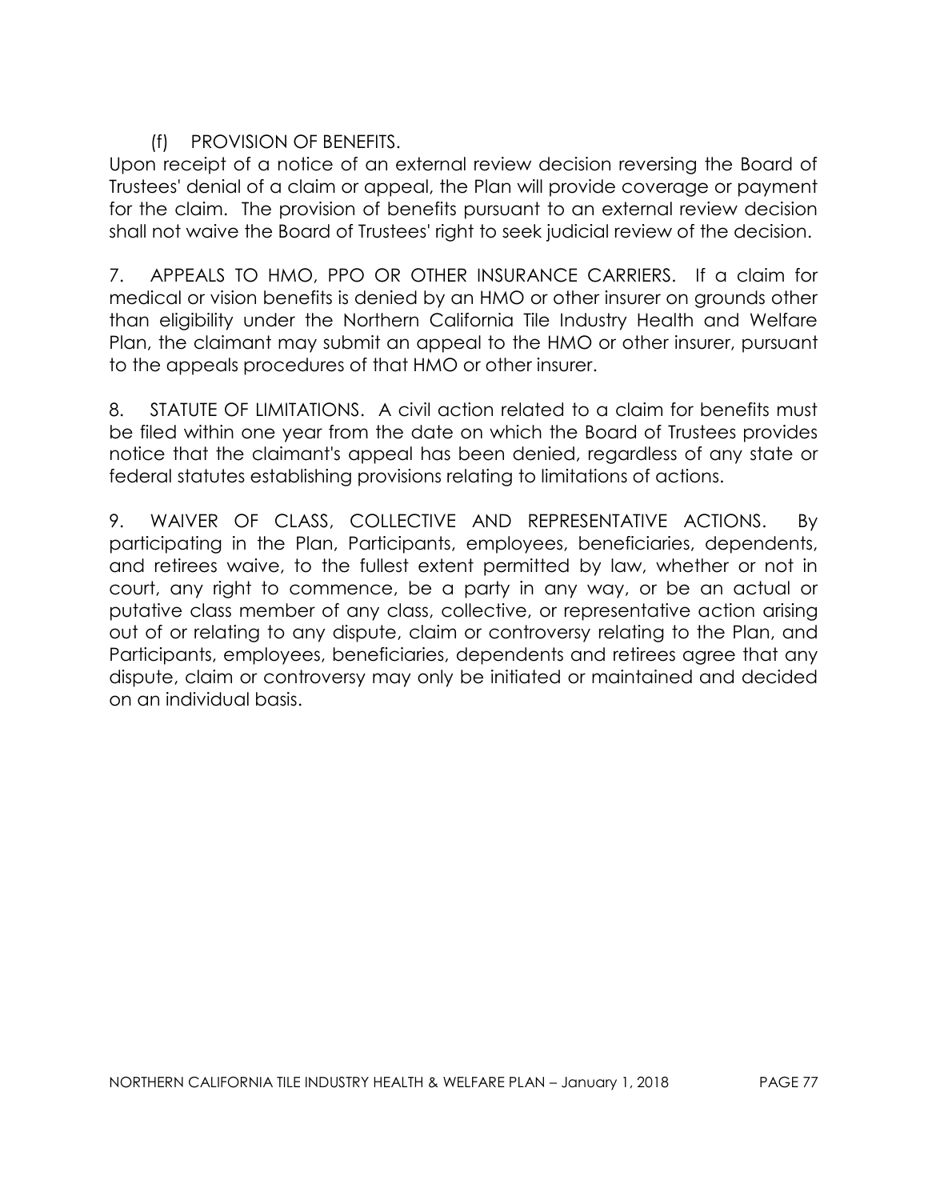(f) PROVISION OF BENEFITS.

Upon receipt of a notice of an external review decision reversing the Board of Trustees' denial of a claim or appeal, the Plan will provide coverage or payment for the claim. The provision of benefits pursuant to an external review decision shall not waive the Board of Trustees' right to seek judicial review of the decision.

7. APPEALS TO HMO, PPO OR OTHER INSURANCE CARRIERS. If a claim for medical or vision benefits is denied by an HMO or other insurer on grounds other than eligibility under the Northern California Tile Industry Health and Welfare Plan, the claimant may submit an appeal to the HMO or other insurer, pursuant to the appeals procedures of that HMO or other insurer.

8. STATUTE OF LIMITATIONS. A civil action related to a claim for benefits must be filed within one year from the date on which the Board of Trustees provides notice that the claimant's appeal has been denied, regardless of any state or federal statutes establishing provisions relating to limitations of actions.

9. WAIVER OF CLASS, COLLECTIVE AND REPRESENTATIVE ACTIONS. By participating in the Plan, Participants, employees, beneficiaries, dependents, and retirees waive, to the fullest extent permitted by law, whether or not in court, any right to commence, be a party in any way, or be an actual or putative class member of any class, collective, or representative action arising out of or relating to any dispute, claim or controversy relating to the Plan, and Participants, employees, beneficiaries, dependents and retirees agree that any dispute, claim or controversy may only be initiated or maintained and decided on an individual basis.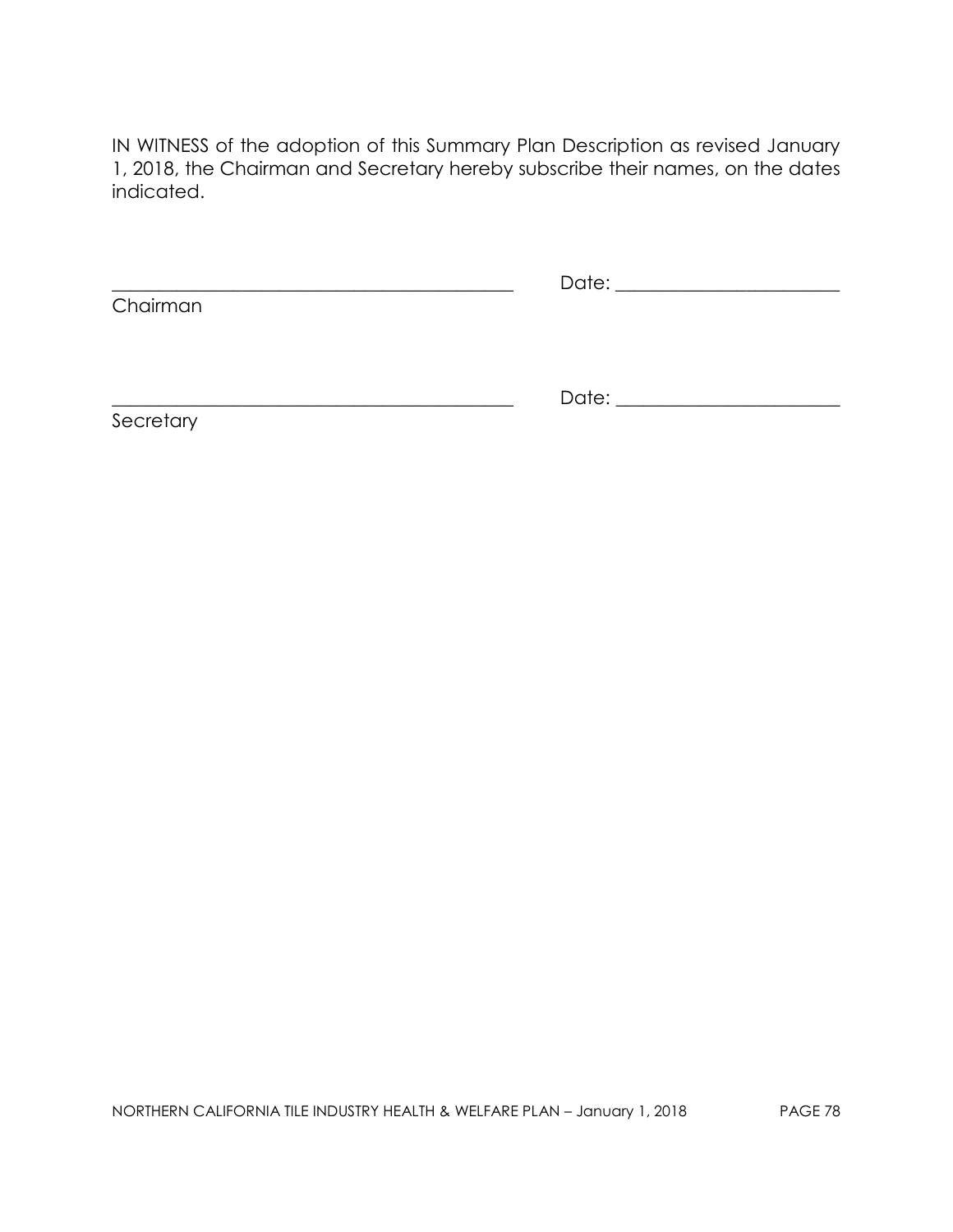IN WITNESS of the adoption of this Summary Plan Description as revised January 1, 2018, the Chairman and Secretary hereby subscribe their names, on the dates indicated.

\_\_\_\_\_\_\_\_\_\_\_\_\_\_\_\_\_\_\_\_\_\_\_\_\_\_\_\_\_\_\_\_\_\_\_\_\_\_\_\_\_\_ Date: \_\_\_\_\_\_\_\_\_\_\_\_\_\_\_\_\_\_\_\_\_\_\_\_

Chairman

\_\_\_\_\_\_\_\_\_\_\_\_\_\_\_\_\_\_\_\_\_\_\_\_\_\_\_\_\_\_\_\_\_\_\_\_\_\_\_\_\_\_ Date: \_\_\_\_\_\_\_\_\_\_\_\_\_\_\_\_\_\_\_\_\_\_\_\_

Secretary